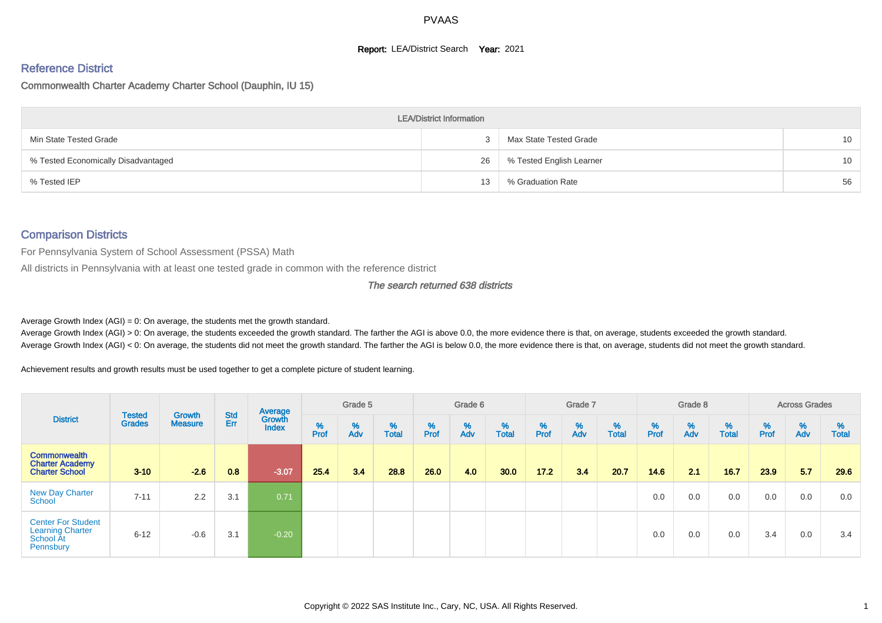PVAAS

**Report:** LEA/District Search **Year:** 2021

## Reference District

### Commonwealth Charter Academy Charter School (Dauphin, IU 15)

| LEA/District Information | | | |
|---|---|---|---|
| Min State Tested Grade | 3 | Max State Tested Grade | 10 |
| % Tested Economically Disadvantaged | 26 | % Tested English Learner | 10 |
| % Tested IEP | 13 | % Graduation Rate | 56 |

## Comparison Districts

For Pennsylvania System of School Assessment (PSSA) Math

All districts in Pennsylvania with at least one tested grade in common with the reference district

*The search returned 638 districts*

Average Growth Index (AGI) = 0: On average, the students met the growth standard.

Average Growth Index (AGI) > 0: On average, the students exceeded the growth standard. The farther the AGI is above 0.0, the more evidence there is that, on average, students exceeded the growth standard.

Average Growth Index (AGI) < 0: On average, the students did not meet the growth standard. The farther the AGI is below 0.0, the more evidence there is that, on average, students did not meet the growth standard.

Achievement results and growth results must be used together to get a complete picture of student learning.

| District | Tested Grades | Growth Measure | Std Err | Average Growth Index | Grade 5 | | | Grade 6 | | | Grade 7 | | | Grade 8 | | | Across Grades | | |
|---|---|---|---|---|---|---|---|---|---|---|---|---|---|---|---|---|---|---|---|
| | | | | | % Prof | % Adv | % Total | % Prof | % Adv | % Total | % Prof | % Adv | % Total | % Prof | % Adv | % Total | % Prof | % Adv | % Total |
| **Commonwealth Charter Academy Charter School** | **3-10** | **-2.6** | **0.8** | **-3.07** | **25.4** | **3.4** | **28.8** | **26.0** | **4.0** | **30.0** | **17.2** | **3.4** | **20.7** | **14.6** | **2.1** | **16.7** | **23.9** | **5.7** | **29.6** |
| New Day Charter School | 7-11 | 2.2 | 3.1 | 0.71 | | | | | | | | | | 0.0 | 0.0 | 0.0 | 0.0 | 0.0 | 0.0 |
| Center For Student Learning Charter School At Pennsbury | 6-12 | -0.6 | 3.1 | -0.20 | | | | | | | | | | 0.0 | 0.0 | 0.0 | 3.4 | 0.0 | 3.4 |

Copyright © 2022 SAS Institute Inc., Cary, NC, USA. All Rights Reserved.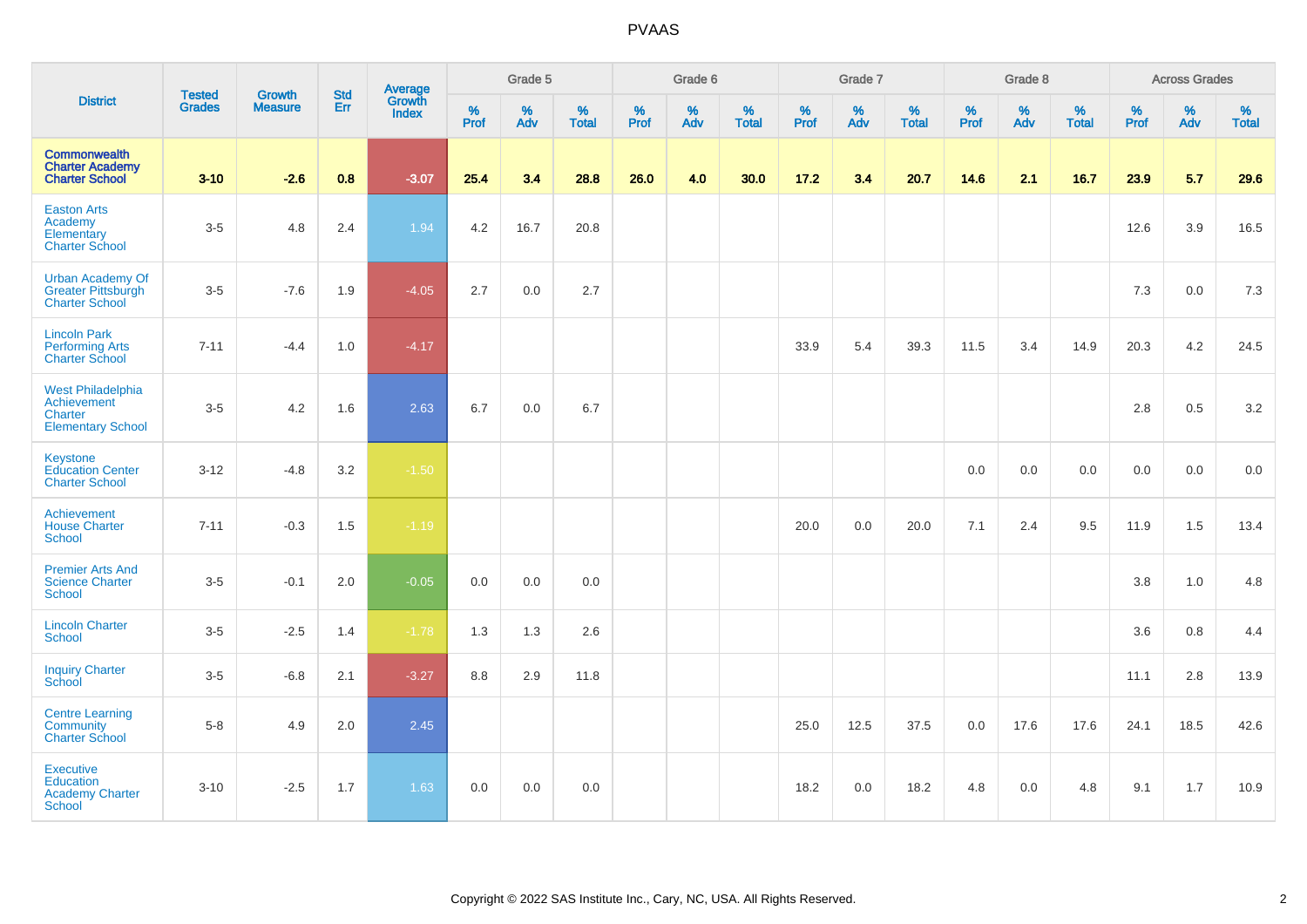# PVAAS

| District | Tested Grades | Growth Measure | Std Err | Average Growth Index | Grade 5 | | | Grade 6 | | | Grade 7 | | | Grade 8 | | | Across Grades | | |
|---|---|---|---|---|---|---|---|---|---|---|---|---|---|---|---|---|---|---|---|
| | | | | | % Prof | % Adv | % Total | % Prof | % Adv | % Total | % Prof | % Adv | % Total | % Prof | % Adv | % Total | % Prof | % Adv | % Total |
| **Commonwealth Charter Academy Charter School** | **3-10** | **-2.6** | **0.8** | **-3.07** | **25.4** | **3.4** | **28.8** | **26.0** | **4.0** | **30.0** | **17.2** | **3.4** | **20.7** | **14.6** | **2.1** | **16.7** | **23.9** | **5.7** | **29.6** |
| Easton Arts Academy Elementary Charter School | 3-5 | 4.8 | 2.4 | 1.94 | 4.2 | 16.7 | 20.8 | | | | | | | | | | 12.6 | 3.9 | 16.5 |
| Urban Academy Of Greater Pittsburgh Charter School | 3-5 | -7.6 | 1.9 | -4.05 | 2.7 | 0.0 | 2.7 | | | | | | | | | | 7.3 | 0.0 | 7.3 |
| Lincoln Park Performing Arts Charter School | 7-11 | -4.4 | 1.0 | -4.17 | | | | | | | 33.9 | 5.4 | 39.3 | 11.5 | 3.4 | 14.9 | 20.3 | 4.2 | 24.5 |
| West Philadelphia Achievement Charter Elementary School | 3-5 | 4.2 | 1.6 | 2.63 | 6.7 | 0.0 | 6.7 | | | | | | | | | | 2.8 | 0.5 | 3.2 |
| Keystone Education Center Charter School | 3-12 | -4.8 | 3.2 | -1.50 | | | | | | | | | | 0.0 | 0.0 | 0.0 | 0.0 | 0.0 | 0.0 |
| Achievement House Charter School | 7-11 | -0.3 | 1.5 | -1.19 | | | | | | | 20.0 | 0.0 | 20.0 | 7.1 | 2.4 | 9.5 | 11.9 | 1.5 | 13.4 |
| Premier Arts And Science Charter School | 3-5 | -0.1 | 2.0 | -0.05 | 0.0 | 0.0 | 0.0 | | | | | | | | | | 3.8 | 1.0 | 4.8 |
| Lincoln Charter School | 3-5 | -2.5 | 1.4 | -1.78 | 1.3 | 1.3 | 2.6 | | | | | | | | | | 3.6 | 0.8 | 4.4 |
| Inquiry Charter School | 3-5 | -6.8 | 2.1 | -3.27 | 8.8 | 2.9 | 11.8 | | | | | | | | | | 11.1 | 2.8 | 13.9 |
| Centre Learning Community Charter School | 5-8 | 4.9 | 2.0 | 2.45 | | | | | | | 25.0 | 12.5 | 37.5 | 0.0 | 17.6 | 17.6 | 24.1 | 18.5 | 42.6 |
| Executive Education Academy Charter School | 3-10 | -2.5 | 1.7 | 1.63 | 0.0 | 0.0 | 0.0 | | | | 18.2 | 0.0 | 18.2 | 4.8 | 0.0 | 4.8 | 9.1 | 1.7 | 10.9 |

Copyright © 2022 SAS Institute Inc., Cary, NC, USA. All Rights Reserved.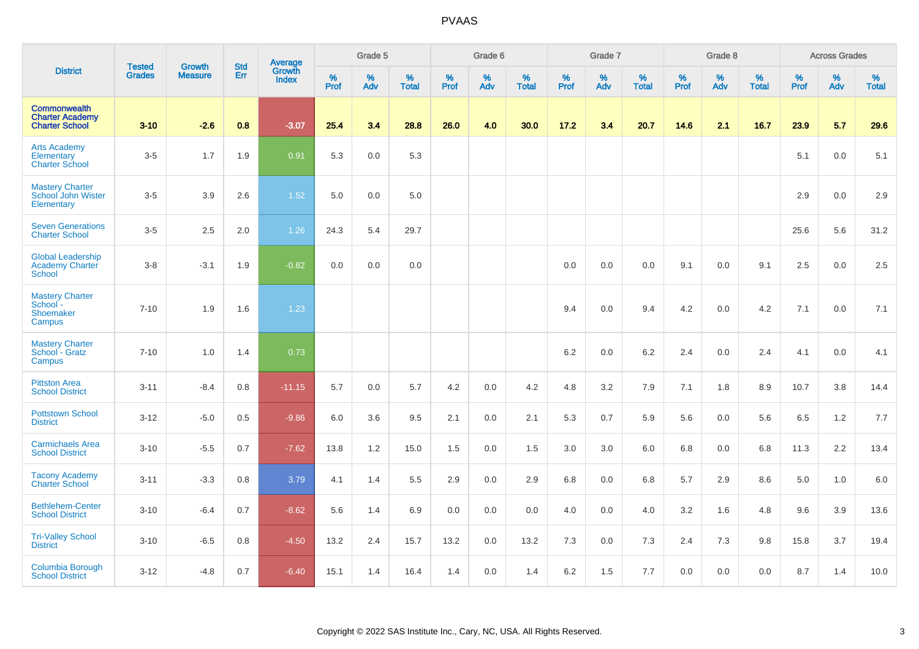# PVAAS

| District | Tested Grades | Growth Measure | Std Err | Average Growth Index | Grade 5 | | | Grade 6 | | | Grade 7 | | | Grade 8 | | | Across Grades | | |
|---|---|---|---|---|---|---|---|---|---|---|---|---|---|---|---|---|---|---|---|
| | | | | | % Prof | % Adv | % Total | % Prof | % Adv | % Total | % Prof | % Adv | % Total | % Prof | % Adv | % Total | % Prof | % Adv | % Total |
| **Commonwealth Charter Academy Charter School** | **3-10** | **-2.6** | **0.8** | **-3.07** | **25.4** | **3.4** | **28.8** | **26.0** | **4.0** | **30.0** | **17.2** | **3.4** | **20.7** | **14.6** | **2.1** | **16.7** | **23.9** | **5.7** | **29.6** |
| Arts Academy Elementary Charter School | 3-5 | 1.7 | 1.9 | 0.91 | 5.3 | 0.0 | 5.3 | | | | | | | | | | 5.1 | 0.0 | 5.1 |
| Mastery Charter School John Wister Elementary | 3-5 | 3.9 | 2.6 | 1.52 | 5.0 | 0.0 | 5.0 | | | | | | | | | | 2.9 | 0.0 | 2.9 |
| Seven Generations Charter School | 3-5 | 2.5 | 2.0 | 1.26 | 24.3 | 5.4 | 29.7 | | | | | | | | | | 25.6 | 5.6 | 31.2 |
| Global Leadership Academy Charter School | 3-8 | -3.1 | 1.9 | -0.82 | 0.0 | 0.0 | 0.0 | | | | 0.0 | 0.0 | 0.0 | 9.1 | 0.0 | 9.1 | 2.5 | 0.0 | 2.5 |
| Mastery Charter School - Shoemaker Campus | 7-10 | 1.9 | 1.6 | 1.23 | | | | | | | 9.4 | 0.0 | 9.4 | 4.2 | 0.0 | 4.2 | 7.1 | 0.0 | 7.1 |
| Mastery Charter School - Gratz Campus | 7-10 | 1.0 | 1.4 | 0.73 | | | | | | | 6.2 | 0.0 | 6.2 | 2.4 | 0.0 | 2.4 | 4.1 | 0.0 | 4.1 |
| Pittston Area School District | 3-11 | -8.4 | 0.8 | -11.15 | 5.7 | 0.0 | 5.7 | 4.2 | 0.0 | 4.2 | 4.8 | 3.2 | 7.9 | 7.1 | 1.8 | 8.9 | 10.7 | 3.8 | 14.4 |
| Pottstown School District | 3-12 | -5.0 | 0.5 | -9.86 | 6.0 | 3.6 | 9.5 | 2.1 | 0.0 | 2.1 | 5.3 | 0.7 | 5.9 | 5.6 | 0.0 | 5.6 | 6.5 | 1.2 | 7.7 |
| Carmichaels Area School District | 3-10 | -5.5 | 0.7 | -7.62 | 13.8 | 1.2 | 15.0 | 1.5 | 0.0 | 1.5 | 3.0 | 3.0 | 6.0 | 6.8 | 0.0 | 6.8 | 11.3 | 2.2 | 13.4 |
| Tacony Academy Charter School | 3-11 | -3.3 | 0.8 | 3.79 | 4.1 | 1.4 | 5.5 | 2.9 | 0.0 | 2.9 | 6.8 | 0.0 | 6.8 | 5.7 | 2.9 | 8.6 | 5.0 | 1.0 | 6.0 |
| Bethlehem-Center School District | 3-10 | -6.4 | 0.7 | -8.62 | 5.6 | 1.4 | 6.9 | 0.0 | 0.0 | 0.0 | 4.0 | 0.0 | 4.0 | 3.2 | 1.6 | 4.8 | 9.6 | 3.9 | 13.6 |
| Tri-Valley School District | 3-10 | -6.5 | 0.8 | -4.50 | 13.2 | 2.4 | 15.7 | 13.2 | 0.0 | 13.2 | 7.3 | 0.0 | 7.3 | 2.4 | 7.3 | 9.8 | 15.8 | 3.7 | 19.4 |
| Columbia Borough School District | 3-12 | -4.8 | 0.7 | -6.40 | 15.1 | 1.4 | 16.4 | 1.4 | 0.0 | 1.4 | 6.2 | 1.5 | 7.7 | 0.0 | 0.0 | 0.0 | 8.7 | 1.4 | 10.0 |

Copyright © 2022 SAS Institute Inc., Cary, NC, USA. All Rights Reserved.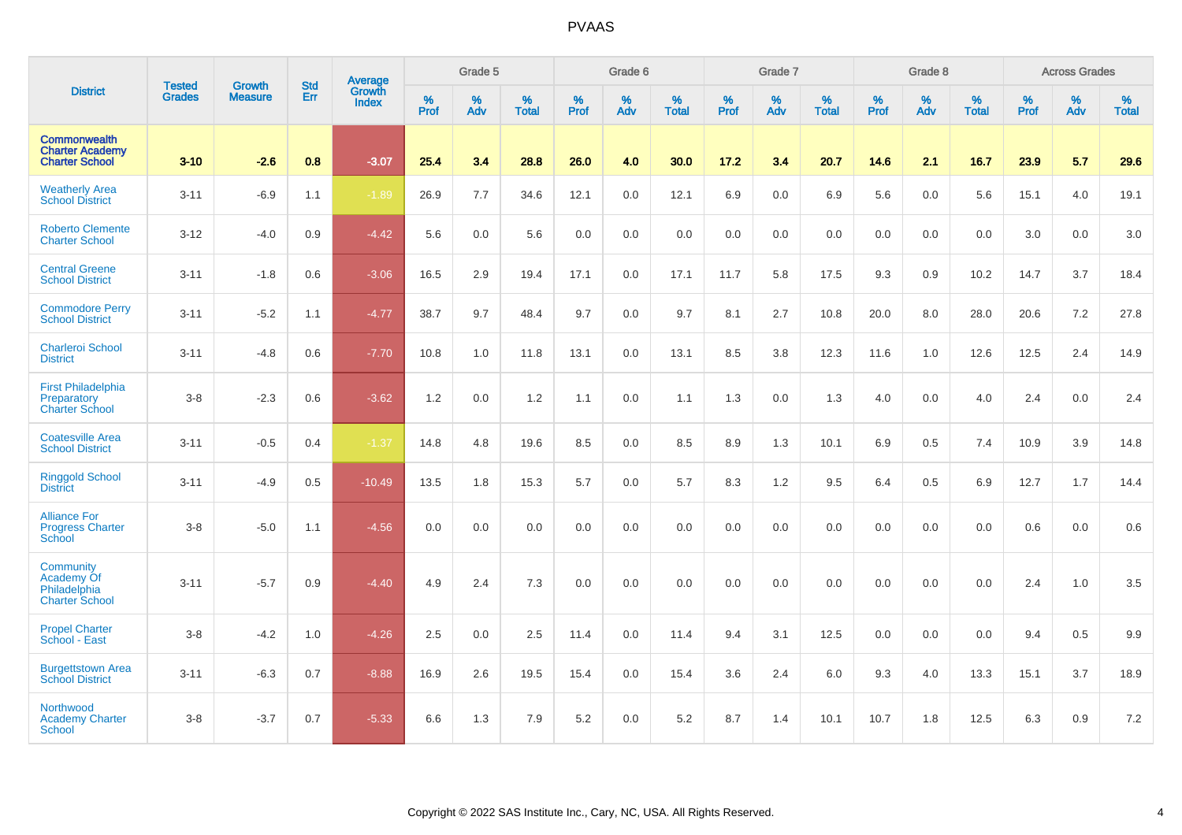# PVAAS

| District | Tested Grades | Growth Measure | Std Err | Average Growth Index | Grade 5 | | | Grade 6 | | | Grade 7 | | | Grade 8 | | | Across Grades | | |
|---|---|---|---|---|---|---|---|---|---|---|---|---|---|---|---|---|---|---|---|
| | | | | | % Prof | % Adv | % Total | % Prof | % Adv | % Total | % Prof | % Adv | % Total | % Prof | % Adv | % Total | % Prof | % Adv | % Total |
| **Commonwealth Charter Academy Charter School** | **3-10** | **-2.6** | **0.8** | **-3.07** | **25.4** | **3.4** | **28.8** | **26.0** | **4.0** | **30.0** | **17.2** | **3.4** | **20.7** | **14.6** | **2.1** | **16.7** | **23.9** | **5.7** | **29.6** |
| Weatherly Area School District | 3-11 | -6.9 | 1.1 | -1.89 | 26.9 | 7.7 | 34.6 | 12.1 | 0.0 | 12.1 | 6.9 | 0.0 | 6.9 | 5.6 | 0.0 | 5.6 | 15.1 | 4.0 | 19.1 |
| Roberto Clemente Charter School | 3-12 | -4.0 | 0.9 | -4.42 | 5.6 | 0.0 | 5.6 | 0.0 | 0.0 | 0.0 | 0.0 | 0.0 | 0.0 | 0.0 | 0.0 | 0.0 | 3.0 | 0.0 | 3.0 |
| Central Greene School District | 3-11 | -1.8 | 0.6 | -3.06 | 16.5 | 2.9 | 19.4 | 17.1 | 0.0 | 17.1 | 11.7 | 5.8 | 17.5 | 9.3 | 0.9 | 10.2 | 14.7 | 3.7 | 18.4 |
| Commodore Perry School District | 3-11 | -5.2 | 1.1 | -4.77 | 38.7 | 9.7 | 48.4 | 9.7 | 0.0 | 9.7 | 8.1 | 2.7 | 10.8 | 20.0 | 8.0 | 28.0 | 20.6 | 7.2 | 27.8 |
| Charleroi School District | 3-11 | -4.8 | 0.6 | -7.70 | 10.8 | 1.0 | 11.8 | 13.1 | 0.0 | 13.1 | 8.5 | 3.8 | 12.3 | 11.6 | 1.0 | 12.6 | 12.5 | 2.4 | 14.9 |
| First Philadelphia Preparatory Charter School | 3-8 | -2.3 | 0.6 | -3.62 | 1.2 | 0.0 | 1.2 | 1.1 | 0.0 | 1.1 | 1.3 | 0.0 | 1.3 | 4.0 | 0.0 | 4.0 | 2.4 | 0.0 | 2.4 |
| Coatesville Area School District | 3-11 | -0.5 | 0.4 | -1.37 | 14.8 | 4.8 | 19.6 | 8.5 | 0.0 | 8.5 | 8.9 | 1.3 | 10.1 | 6.9 | 0.5 | 7.4 | 10.9 | 3.9 | 14.8 |
| Ringgold School District | 3-11 | -4.9 | 0.5 | -10.49 | 13.5 | 1.8 | 15.3 | 5.7 | 0.0 | 5.7 | 8.3 | 1.2 | 9.5 | 6.4 | 0.5 | 6.9 | 12.7 | 1.7 | 14.4 |
| Alliance For Progress Charter School | 3-8 | -5.0 | 1.1 | -4.56 | 0.0 | 0.0 | 0.0 | 0.0 | 0.0 | 0.0 | 0.0 | 0.0 | 0.0 | 0.0 | 0.0 | 0.0 | 0.6 | 0.0 | 0.6 |
| Community Academy Of Philadelphia Charter School | 3-11 | -5.7 | 0.9 | -4.40 | 4.9 | 2.4 | 7.3 | 0.0 | 0.0 | 0.0 | 0.0 | 0.0 | 0.0 | 0.0 | 0.0 | 0.0 | 2.4 | 1.0 | 3.5 |
| Propel Charter School - East | 3-8 | -4.2 | 1.0 | -4.26 | 2.5 | 0.0 | 2.5 | 11.4 | 0.0 | 11.4 | 9.4 | 3.1 | 12.5 | 0.0 | 0.0 | 0.0 | 9.4 | 0.5 | 9.9 |
| Burgettstown Area School District | 3-11 | -6.3 | 0.7 | -8.88 | 16.9 | 2.6 | 19.5 | 15.4 | 0.0 | 15.4 | 3.6 | 2.4 | 6.0 | 9.3 | 4.0 | 13.3 | 15.1 | 3.7 | 18.9 |
| Northwood Academy Charter School | 3-8 | -3.7 | 0.7 | -5.33 | 6.6 | 1.3 | 7.9 | 5.2 | 0.0 | 5.2 | 8.7 | 1.4 | 10.1 | 10.7 | 1.8 | 12.5 | 6.3 | 0.9 | 7.2 |

Copyright © 2022 SAS Institute Inc., Cary, NC, USA. All Rights Reserved.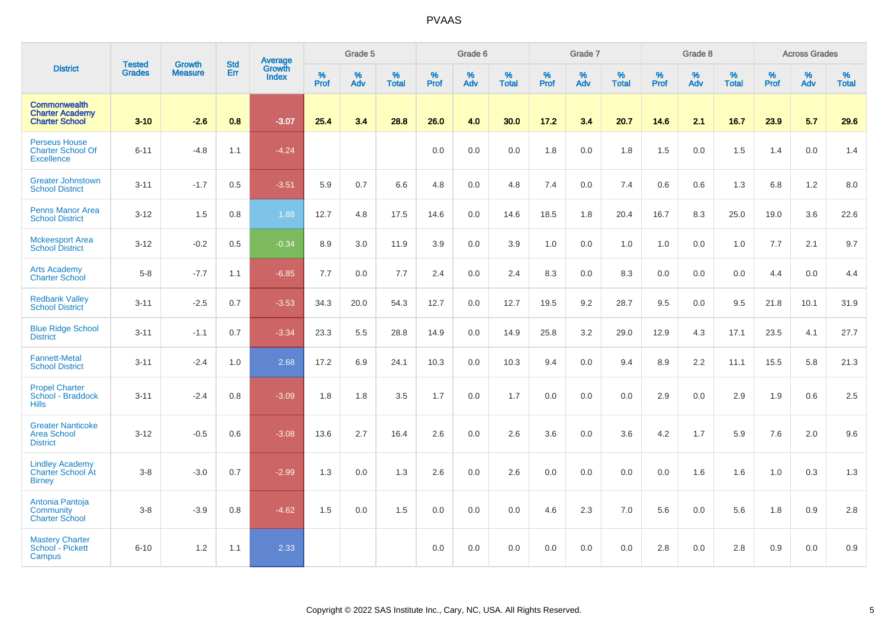# PVAAS

| District | Tested Grades | Growth Measure | Std Err | Average Growth Index | Grade 5 | | | Grade 6 | | | Grade 7 | | | Grade 8 | | | Across Grades | | |
|---|---|---|---|---|---|---|---|---|---|---|---|---|---|---|---|---|---|---|---|
| | | | | | % Prof | % Adv | % Total | % Prof | % Adv | % Total | % Prof | % Adv | % Total | % Prof | % Adv | % Total | % Prof | % Adv | % Total |
| **Commonwealth Charter Academy Charter School** | **3-10** | **-2.6** | **0.8** | **-3.07** | **25.4** | **3.4** | **28.8** | **26.0** | **4.0** | **30.0** | **17.2** | **3.4** | **20.7** | **14.6** | **2.1** | **16.7** | **23.9** | **5.7** | **29.6** |
| Perseus House Charter School Of Excellence | 6-11 | -4.8 | 1.1 | -4.24 | | | | 0.0 | 0.0 | 0.0 | 1.8 | 0.0 | 1.8 | 1.5 | 0.0 | 1.5 | 1.4 | 0.0 | 1.4 |
| Greater Johnstown School District | 3-11 | -1.7 | 0.5 | -3.51 | 5.9 | 0.7 | 6.6 | 4.8 | 0.0 | 4.8 | 7.4 | 0.0 | 7.4 | 0.6 | 0.6 | 1.3 | 6.8 | 1.2 | 8.0 |
| Penns Manor Area School District | 3-12 | 1.5 | 0.8 | 1.88 | 12.7 | 4.8 | 17.5 | 14.6 | 0.0 | 14.6 | 18.5 | 1.8 | 20.4 | 16.7 | 8.3 | 25.0 | 19.0 | 3.6 | 22.6 |
| Mckeesport Area School District | 3-12 | -0.2 | 0.5 | -0.34 | 8.9 | 3.0 | 11.9 | 3.9 | 0.0 | 3.9 | 1.0 | 0.0 | 1.0 | 1.0 | 0.0 | 1.0 | 7.7 | 2.1 | 9.7 |
| Arts Academy Charter School | 5-8 | -7.7 | 1.1 | -6.85 | 7.7 | 0.0 | 7.7 | 2.4 | 0.0 | 2.4 | 8.3 | 0.0 | 8.3 | 0.0 | 0.0 | 0.0 | 4.4 | 0.0 | 4.4 |
| Redbank Valley School District | 3-11 | -2.5 | 0.7 | -3.53 | 34.3 | 20.0 | 54.3 | 12.7 | 0.0 | 12.7 | 19.5 | 9.2 | 28.7 | 9.5 | 0.0 | 9.5 | 21.8 | 10.1 | 31.9 |
| Blue Ridge School District | 3-11 | -1.1 | 0.7 | -3.34 | 23.3 | 5.5 | 28.8 | 14.9 | 0.0 | 14.9 | 25.8 | 3.2 | 29.0 | 12.9 | 4.3 | 17.1 | 23.5 | 4.1 | 27.7 |
| Fannett-Metal School District | 3-11 | -2.4 | 1.0 | 2.68 | 17.2 | 6.9 | 24.1 | 10.3 | 0.0 | 10.3 | 9.4 | 0.0 | 9.4 | 8.9 | 2.2 | 11.1 | 15.5 | 5.8 | 21.3 |
| Propel Charter School - Braddock Hills | 3-11 | -2.4 | 0.8 | -3.09 | 1.8 | 1.8 | 3.5 | 1.7 | 0.0 | 1.7 | 0.0 | 0.0 | 0.0 | 2.9 | 0.0 | 2.9 | 1.9 | 0.6 | 2.5 |
| Greater Nanticoke Area School District | 3-12 | -0.5 | 0.6 | -3.08 | 13.6 | 2.7 | 16.4 | 2.6 | 0.0 | 2.6 | 3.6 | 0.0 | 3.6 | 4.2 | 1.7 | 5.9 | 7.6 | 2.0 | 9.6 |
| Lindley Academy Charter School At Birney | 3-8 | -3.0 | 0.7 | -2.99 | 1.3 | 0.0 | 1.3 | 2.6 | 0.0 | 2.6 | 0.0 | 0.0 | 0.0 | 0.0 | 1.6 | 1.6 | 1.0 | 0.3 | 1.3 |
| Antonia Pantoja Community Charter School | 3-8 | -3.9 | 0.8 | -4.62 | 1.5 | 0.0 | 1.5 | 0.0 | 0.0 | 0.0 | 4.6 | 2.3 | 7.0 | 5.6 | 0.0 | 5.6 | 1.8 | 0.9 | 2.8 |
| Mastery Charter School - Pickett Campus | 6-10 | 1.2 | 1.1 | 2.33 | | | | 0.0 | 0.0 | 0.0 | 0.0 | 0.0 | 0.0 | 2.8 | 0.0 | 2.8 | 0.9 | 0.0 | 0.9 |

Copyright © 2022 SAS Institute Inc., Cary, NC, USA. All Rights Reserved.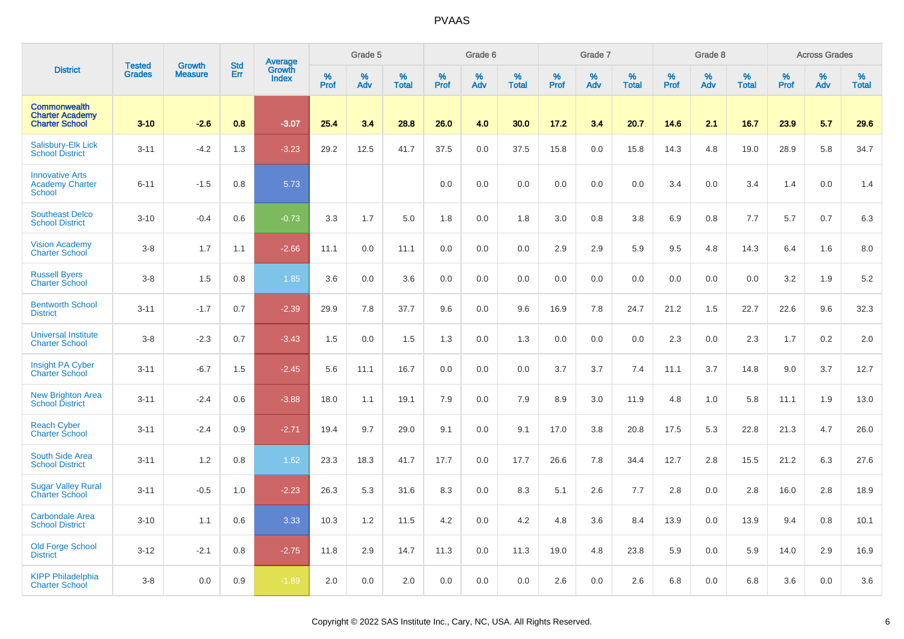# PVAAS

| District | Tested Grades | Growth Measure | Std Err | Average Growth Index | Grade 5 | | | Grade 6 | | | Grade 7 | | | Grade 8 | | | Across Grades | | |
|---|---|---|---|---|---|---|---|---|---|---|---|---|---|---|---|---|---|---|---|
| | | | | | % Prof | % Adv | % Total | % Prof | % Adv | % Total | % Prof | % Adv | % Total | % Prof | % Adv | % Total | % Prof | % Adv | % Total |
| **Commonwealth Charter Academy Charter School** | **3-10** | **-2.6** | **0.8** | **-3.07** | **25.4** | **3.4** | **28.8** | **26.0** | **4.0** | **30.0** | **17.2** | **3.4** | **20.7** | **14.6** | **2.1** | **16.7** | **23.9** | **5.7** | **29.6** |
| Salisbury-Elk Lick School District | 3-11 | -4.2 | 1.3 | -3.23 | 29.2 | 12.5 | 41.7 | 37.5 | 0.0 | 37.5 | 15.8 | 0.0 | 15.8 | 14.3 | 4.8 | 19.0 | 28.9 | 5.8 | 34.7 |
| Innovative Arts Academy Charter School | 6-11 | -1.5 | 0.8 | 5.73 | | | | 0.0 | 0.0 | 0.0 | 0.0 | 0.0 | 0.0 | 3.4 | 0.0 | 3.4 | 1.4 | 0.0 | 1.4 |
| Southeast Delco School District | 3-10 | -0.4 | 0.6 | -0.73 | 3.3 | 1.7 | 5.0 | 1.8 | 0.0 | 1.8 | 3.0 | 0.8 | 3.8 | 6.9 | 0.8 | 7.7 | 5.7 | 0.7 | 6.3 |
| Vision Academy Charter School | 3-8 | 1.7 | 1.1 | -2.66 | 11.1 | 0.0 | 11.1 | 0.0 | 0.0 | 0.0 | 2.9 | 2.9 | 5.9 | 9.5 | 4.8 | 14.3 | 6.4 | 1.6 | 8.0 |
| Russell Byers Charter School | 3-8 | 1.5 | 0.8 | 1.85 | 3.6 | 0.0 | 3.6 | 0.0 | 0.0 | 0.0 | 0.0 | 0.0 | 0.0 | 0.0 | 0.0 | 0.0 | 3.2 | 1.9 | 5.2 |
| Bentworth School District | 3-11 | -1.7 | 0.7 | -2.39 | 29.9 | 7.8 | 37.7 | 9.6 | 0.0 | 9.6 | 16.9 | 7.8 | 24.7 | 21.2 | 1.5 | 22.7 | 22.6 | 9.6 | 32.3 |
| Universal Institute Charter School | 3-8 | -2.3 | 0.7 | -3.43 | 1.5 | 0.0 | 1.5 | 1.3 | 0.0 | 1.3 | 0.0 | 0.0 | 0.0 | 2.3 | 0.0 | 2.3 | 1.7 | 0.2 | 2.0 |
| Insight PA Cyber Charter School | 3-11 | -6.7 | 1.5 | -2.45 | 5.6 | 11.1 | 16.7 | 0.0 | 0.0 | 0.0 | 3.7 | 3.7 | 7.4 | 11.1 | 3.7 | 14.8 | 9.0 | 3.7 | 12.7 |
| New Brighton Area School District | 3-11 | -2.4 | 0.6 | -3.88 | 18.0 | 1.1 | 19.1 | 7.9 | 0.0 | 7.9 | 8.9 | 3.0 | 11.9 | 4.8 | 1.0 | 5.8 | 11.1 | 1.9 | 13.0 |
| Reach Cyber Charter School | 3-11 | -2.4 | 0.9 | -2.71 | 19.4 | 9.7 | 29.0 | 9.1 | 0.0 | 9.1 | 17.0 | 3.8 | 20.8 | 17.5 | 5.3 | 22.8 | 21.3 | 4.7 | 26.0 |
| South Side Area School District | 3-11 | 1.2 | 0.8 | 1.62 | 23.3 | 18.3 | 41.7 | 17.7 | 0.0 | 17.7 | 26.6 | 7.8 | 34.4 | 12.7 | 2.8 | 15.5 | 21.2 | 6.3 | 27.6 |
| Sugar Valley Rural Charter School | 3-11 | -0.5 | 1.0 | -2.23 | 26.3 | 5.3 | 31.6 | 8.3 | 0.0 | 8.3 | 5.1 | 2.6 | 7.7 | 2.8 | 0.0 | 2.8 | 16.0 | 2.8 | 18.9 |
| Carbondale Area School District | 3-10 | 1.1 | 0.6 | 3.33 | 10.3 | 1.2 | 11.5 | 4.2 | 0.0 | 4.2 | 4.8 | 3.6 | 8.4 | 13.9 | 0.0 | 13.9 | 9.4 | 0.8 | 10.1 |
| Old Forge School District | 3-12 | -2.1 | 0.8 | -2.75 | 11.8 | 2.9 | 14.7 | 11.3 | 0.0 | 11.3 | 19.0 | 4.8 | 23.8 | 5.9 | 0.0 | 5.9 | 14.0 | 2.9 | 16.9 |
| KIPP Philadelphia Charter School | 3-8 | 0.0 | 0.9 | -1.89 | 2.0 | 0.0 | 2.0 | 0.0 | 0.0 | 0.0 | 2.6 | 0.0 | 2.6 | 6.8 | 0.0 | 6.8 | 3.6 | 0.0 | 3.6 |

Copyright © 2022 SAS Institute Inc., Cary, NC, USA. All Rights Reserved.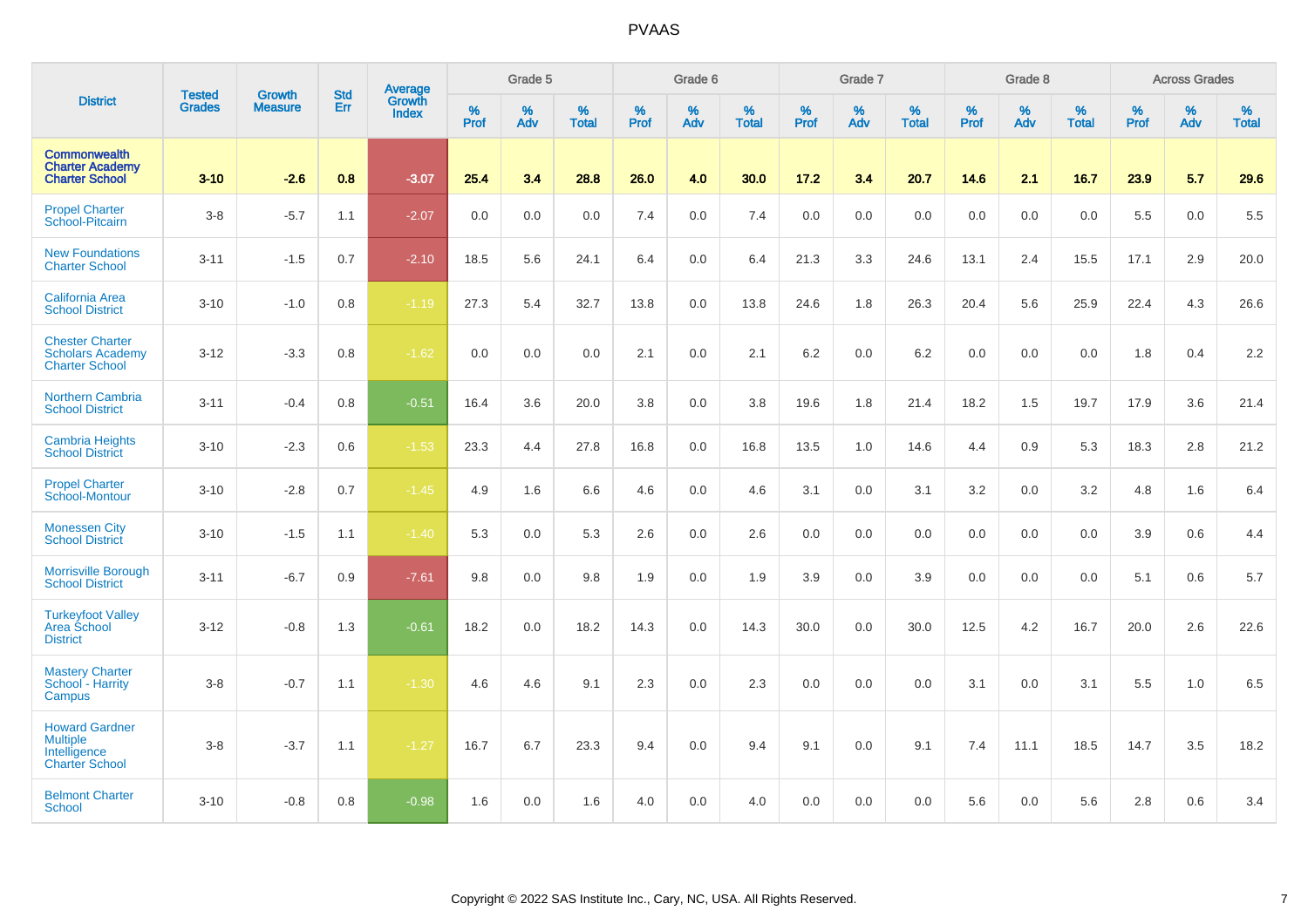# PVAAS

| District | Tested Grades | Growth Measure | Std Err | Average Growth Index | Grade 5 | | | Grade 6 | | | Grade 7 | | | Grade 8 | | | Across Grades | | |
|---|---|---|---|---|---|---|---|---|---|---|---|---|---|---|---|---|---|---|---|
| | | | | | % Prof | % Adv | % Total | % Prof | % Adv | % Total | % Prof | % Adv | % Total | % Prof | % Adv | % Total | % Prof | % Adv | % Total |
| **Commonwealth Charter Academy Charter School** | **3-10** | **-2.6** | **0.8** | **-3.07** | **25.4** | **3.4** | **28.8** | **26.0** | **4.0** | **30.0** | **17.2** | **3.4** | **20.7** | **14.6** | **2.1** | **16.7** | **23.9** | **5.7** | **29.6** |
| Propel Charter School-Pitcairn | 3-8 | -5.7 | 1.1 | -2.07 | 0.0 | 0.0 | 0.0 | 7.4 | 0.0 | 7.4 | 0.0 | 0.0 | 0.0 | 0.0 | 0.0 | 0.0 | 5.5 | 0.0 | 5.5 |
| New Foundations Charter School | 3-11 | -1.5 | 0.7 | -2.10 | 18.5 | 5.6 | 24.1 | 6.4 | 0.0 | 6.4 | 21.3 | 3.3 | 24.6 | 13.1 | 2.4 | 15.5 | 17.1 | 2.9 | 20.0 |
| California Area School District | 3-10 | -1.0 | 0.8 | -1.19 | 27.3 | 5.4 | 32.7 | 13.8 | 0.0 | 13.8 | 24.6 | 1.8 | 26.3 | 20.4 | 5.6 | 25.9 | 22.4 | 4.3 | 26.6 |
| Chester Charter Scholars Academy Charter School | 3-12 | -3.3 | 0.8 | -1.62 | 0.0 | 0.0 | 0.0 | 2.1 | 0.0 | 2.1 | 6.2 | 0.0 | 6.2 | 0.0 | 0.0 | 0.0 | 1.8 | 0.4 | 2.2 |
| Northern Cambria School District | 3-11 | -0.4 | 0.8 | -0.51 | 16.4 | 3.6 | 20.0 | 3.8 | 0.0 | 3.8 | 19.6 | 1.8 | 21.4 | 18.2 | 1.5 | 19.7 | 17.9 | 3.6 | 21.4 |
| Cambria Heights School District | 3-10 | -2.3 | 0.6 | -1.53 | 23.3 | 4.4 | 27.8 | 16.8 | 0.0 | 16.8 | 13.5 | 1.0 | 14.6 | 4.4 | 0.9 | 5.3 | 18.3 | 2.8 | 21.2 |
| Propel Charter School-Montour | 3-10 | -2.8 | 0.7 | -1.45 | 4.9 | 1.6 | 6.6 | 4.6 | 0.0 | 4.6 | 3.1 | 0.0 | 3.1 | 3.2 | 0.0 | 3.2 | 4.8 | 1.6 | 6.4 |
| Monessen City School District | 3-10 | -1.5 | 1.1 | -1.40 | 5.3 | 0.0 | 5.3 | 2.6 | 0.0 | 2.6 | 0.0 | 0.0 | 0.0 | 0.0 | 0.0 | 0.0 | 3.9 | 0.6 | 4.4 |
| Morrisville Borough School District | 3-11 | -6.7 | 0.9 | -7.61 | 9.8 | 0.0 | 9.8 | 1.9 | 0.0 | 1.9 | 3.9 | 0.0 | 3.9 | 0.0 | 0.0 | 0.0 | 5.1 | 0.6 | 5.7 |
| Turkeyfoot Valley Area School District | 3-12 | -0.8 | 1.3 | -0.61 | 18.2 | 0.0 | 18.2 | 14.3 | 0.0 | 14.3 | 30.0 | 0.0 | 30.0 | 12.5 | 4.2 | 16.7 | 20.0 | 2.6 | 22.6 |
| Mastery Charter School - Harrity Campus | 3-8 | -0.7 | 1.1 | -1.30 | 4.6 | 4.6 | 9.1 | 2.3 | 0.0 | 2.3 | 0.0 | 0.0 | 0.0 | 3.1 | 0.0 | 3.1 | 5.5 | 1.0 | 6.5 |
| Howard Gardner Multiple Intelligence Charter School | 3-8 | -3.7 | 1.1 | -1.27 | 16.7 | 6.7 | 23.3 | 9.4 | 0.0 | 9.4 | 9.1 | 0.0 | 9.1 | 7.4 | 11.1 | 18.5 | 14.7 | 3.5 | 18.2 |
| Belmont Charter School | 3-10 | -0.8 | 0.8 | -0.98 | 1.6 | 0.0 | 1.6 | 4.0 | 0.0 | 4.0 | 0.0 | 0.0 | 0.0 | 5.6 | 0.0 | 5.6 | 2.8 | 0.6 | 3.4 |

Copyright © 2022 SAS Institute Inc., Cary, NC, USA. All Rights Reserved.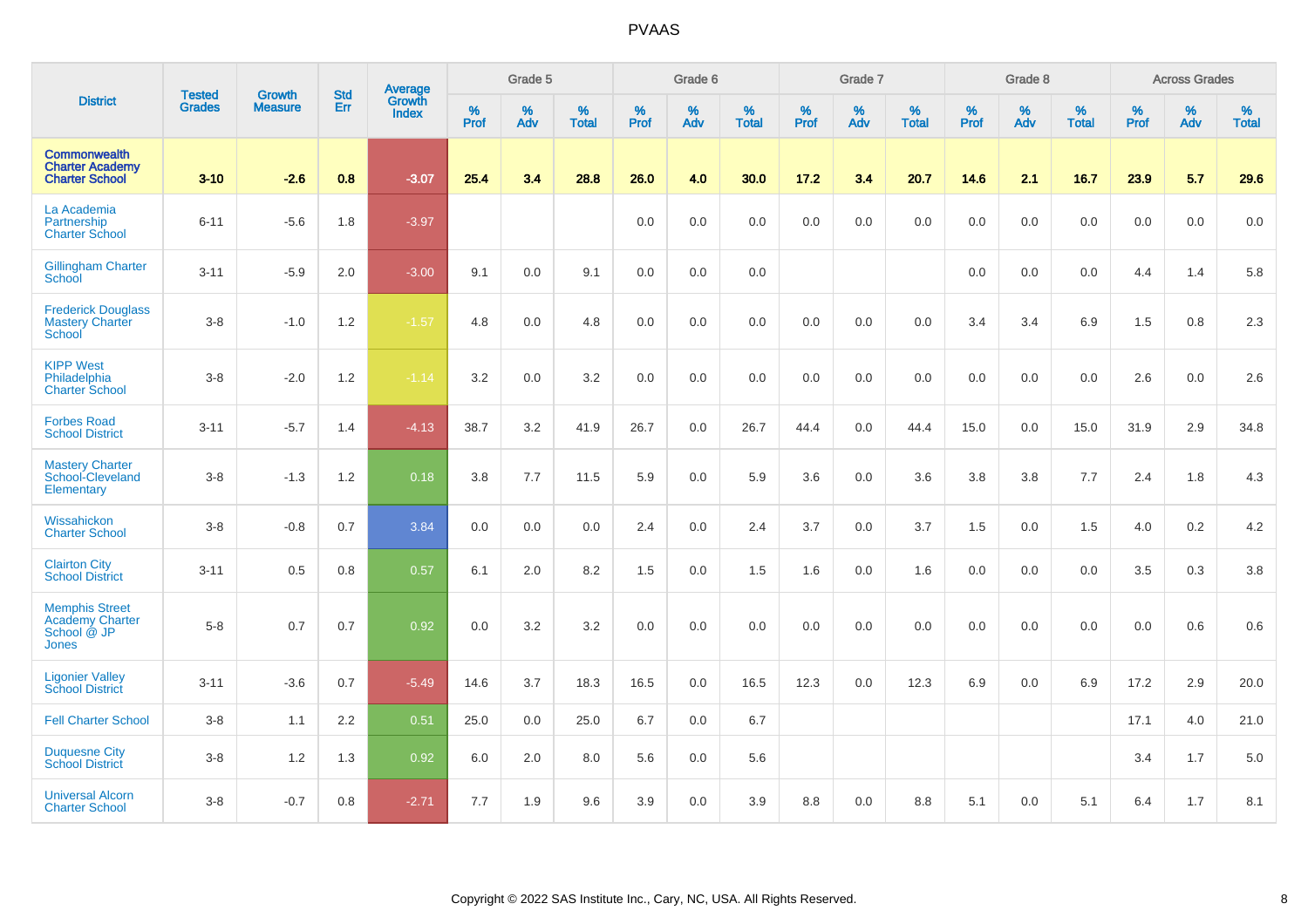# PVAAS

| District | Tested Grades | Growth Measure | Std Err | Average Growth Index | Grade 5 | | | Grade 6 | | | Grade 7 | | | Grade 8 | | | Across Grades | | |
|---|---|---|---|---|---|---|---|---|---|---|---|---|---|---|---|---|---|---|---|
| | | | | | % Prof | % Adv | % Total | % Prof | % Adv | % Total | % Prof | % Adv | % Total | % Prof | % Adv | % Total | % Prof | % Adv | % Total |
| **Commonwealth Charter Academy Charter School** | **3-10** | **-2.6** | **0.8** | **-3.07** | **25.4** | **3.4** | **28.8** | **26.0** | **4.0** | **30.0** | **17.2** | **3.4** | **20.7** | **14.6** | **2.1** | **16.7** | **23.9** | **5.7** | **29.6** |
| La Academia Partnership Charter School | 6-11 | -5.6 | 1.8 | -3.97 | | | | 0.0 | 0.0 | 0.0 | 0.0 | 0.0 | 0.0 | 0.0 | 0.0 | 0.0 | 0.0 | 0.0 | 0.0 |
| Gillingham Charter School | 3-11 | -5.9 | 2.0 | -3.00 | 9.1 | 0.0 | 9.1 | 0.0 | 0.0 | 0.0 | | | | 0.0 | 0.0 | 0.0 | 4.4 | 1.4 | 5.8 |
| Frederick Douglass Mastery Charter School | 3-8 | -1.0 | 1.2 | -1.57 | 4.8 | 0.0 | 4.8 | 0.0 | 0.0 | 0.0 | 0.0 | 0.0 | 0.0 | 3.4 | 3.4 | 6.9 | 1.5 | 0.8 | 2.3 |
| KIPP West Philadelphia Charter School | 3-8 | -2.0 | 1.2 | -1.14 | 3.2 | 0.0 | 3.2 | 0.0 | 0.0 | 0.0 | 0.0 | 0.0 | 0.0 | 0.0 | 0.0 | 0.0 | 2.6 | 0.0 | 2.6 |
| Forbes Road School District | 3-11 | -5.7 | 1.4 | -4.13 | 38.7 | 3.2 | 41.9 | 26.7 | 0.0 | 26.7 | 44.4 | 0.0 | 44.4 | 15.0 | 0.0 | 15.0 | 31.9 | 2.9 | 34.8 |
| Mastery Charter School-Cleveland Elementary | 3-8 | -1.3 | 1.2 | 0.18 | 3.8 | 7.7 | 11.5 | 5.9 | 0.0 | 5.9 | 3.6 | 0.0 | 3.6 | 3.8 | 3.8 | 7.7 | 2.4 | 1.8 | 4.3 |
| Wissahickon Charter School | 3-8 | -0.8 | 0.7 | 3.84 | 0.0 | 0.0 | 0.0 | 2.4 | 0.0 | 2.4 | 3.7 | 0.0 | 3.7 | 1.5 | 0.0 | 1.5 | 4.0 | 0.2 | 4.2 |
| Clairton City School District | 3-11 | 0.5 | 0.8 | 0.57 | 6.1 | 2.0 | 8.2 | 1.5 | 0.0 | 1.5 | 1.6 | 0.0 | 1.6 | 0.0 | 0.0 | 0.0 | 3.5 | 0.3 | 3.8 |
| Memphis Street Academy Charter School @ JP Jones | 5-8 | 0.7 | 0.7 | 0.92 | 0.0 | 3.2 | 3.2 | 0.0 | 0.0 | 0.0 | 0.0 | 0.0 | 0.0 | 0.0 | 0.0 | 0.0 | 0.0 | 0.6 | 0.6 |
| Ligonier Valley School District | 3-11 | -3.6 | 0.7 | -5.49 | 14.6 | 3.7 | 18.3 | 16.5 | 0.0 | 16.5 | 12.3 | 0.0 | 12.3 | 6.9 | 0.0 | 6.9 | 17.2 | 2.9 | 20.0 |
| Fell Charter School | 3-8 | 1.1 | 2.2 | 0.51 | 25.0 | 0.0 | 25.0 | 6.7 | 0.0 | 6.7 | | | | | | | 17.1 | 4.0 | 21.0 |
| Duquesne City School District | 3-8 | 1.2 | 1.3 | 0.92 | 6.0 | 2.0 | 8.0 | 5.6 | 0.0 | 5.6 | | | | | | | 3.4 | 1.7 | 5.0 |
| Universal Alcorn Charter School | 3-8 | -0.7 | 0.8 | -2.71 | 7.7 | 1.9 | 9.6 | 3.9 | 0.0 | 3.9 | 8.8 | 0.0 | 8.8 | 5.1 | 0.0 | 5.1 | 6.4 | 1.7 | 8.1 |

Copyright © 2022 SAS Institute Inc., Cary, NC, USA. All Rights Reserved.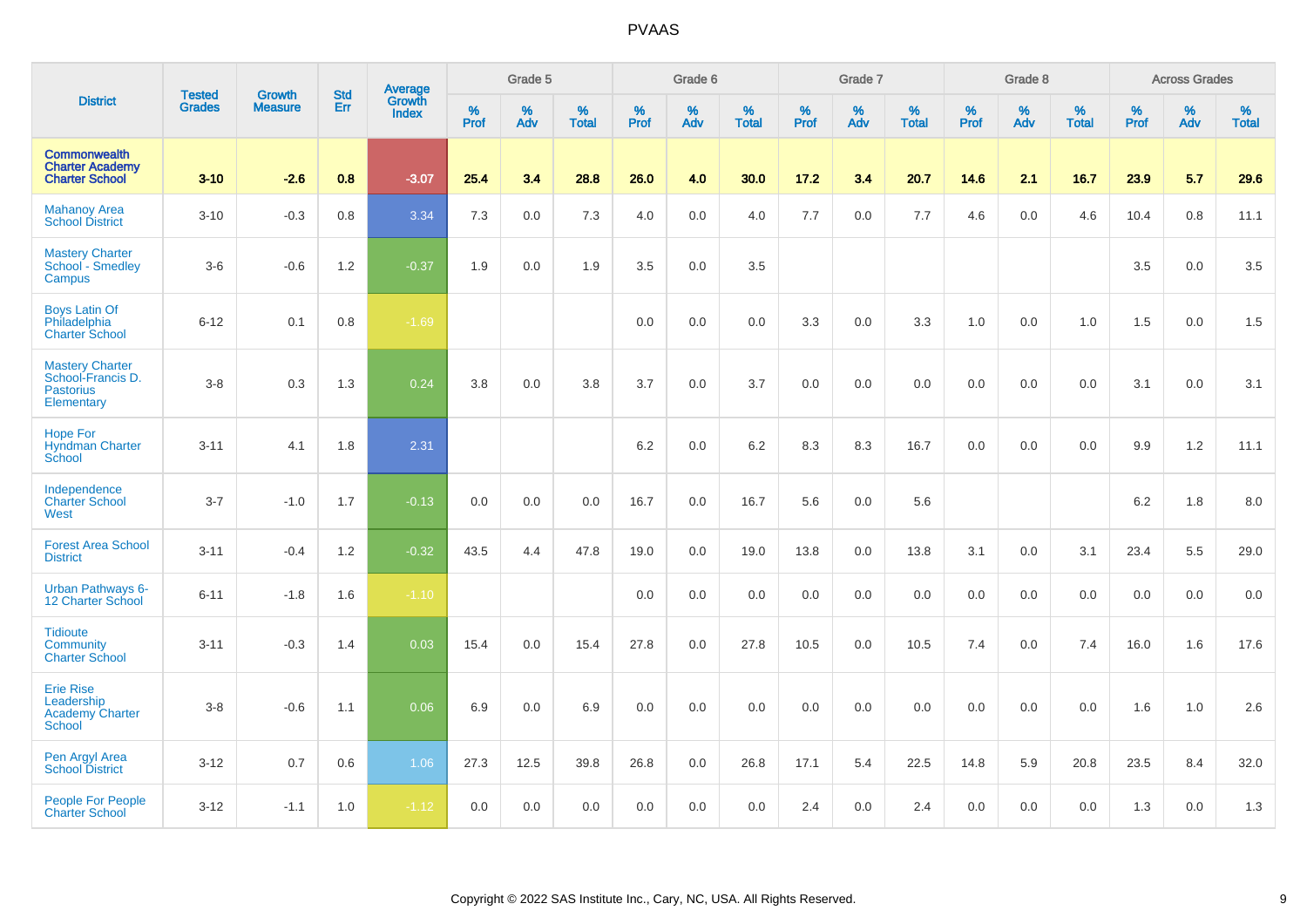# PVAAS

| District | Tested Grades | Growth Measure | Std Err | Average Growth Index | Grade 5 | | | Grade 6 | | | Grade 7 | | | Grade 8 | | | Across Grades | | |
|---|---|---|---|---|---|---|---|---|---|---|---|---|---|---|---|---|---|---|---|
| | | | | | % Prof | % Adv | % Total | % Prof | % Adv | % Total | % Prof | % Adv | % Total | % Prof | % Adv | % Total | % Prof | % Adv | % Total |
| **Commonwealth Charter Academy Charter School** | **3-10** | **-2.6** | **0.8** | **-3.07** | **25.4** | **3.4** | **28.8** | **26.0** | **4.0** | **30.0** | **17.2** | **3.4** | **20.7** | **14.6** | **2.1** | **16.7** | **23.9** | **5.7** | **29.6** |
| Mahanoy Area School District | 3-10 | -0.3 | 0.8 | 3.34 | 7.3 | 0.0 | 7.3 | 4.0 | 0.0 | 4.0 | 7.7 | 0.0 | 7.7 | 4.6 | 0.0 | 4.6 | 10.4 | 0.8 | 11.1 |
| Mastery Charter School - Smedley Campus | 3-6 | -0.6 | 1.2 | -0.37 | 1.9 | 0.0 | 1.9 | 3.5 | 0.0 | 3.5 | | | | | | | 3.5 | 0.0 | 3.5 |
| Boys Latin Of Philadelphia Charter School | 6-12 | 0.1 | 0.8 | -1.69 | | | | 0.0 | 0.0 | 0.0 | 3.3 | 0.0 | 3.3 | 1.0 | 0.0 | 1.0 | 1.5 | 0.0 | 1.5 |
| Mastery Charter School-Francis D. Pastorius Elementary | 3-8 | 0.3 | 1.3 | 0.24 | 3.8 | 0.0 | 3.8 | 3.7 | 0.0 | 3.7 | 0.0 | 0.0 | 0.0 | 0.0 | 0.0 | 0.0 | 3.1 | 0.0 | 3.1 |
| Hope For Hyndman Charter School | 3-11 | 4.1 | 1.8 | 2.31 | | | | 6.2 | 0.0 | 6.2 | 8.3 | 8.3 | 16.7 | 0.0 | 0.0 | 0.0 | 9.9 | 1.2 | 11.1 |
| Independence Charter School West | 3-7 | -1.0 | 1.7 | -0.13 | 0.0 | 0.0 | 0.0 | 16.7 | 0.0 | 16.7 | 5.6 | 0.0 | 5.6 | | | | 6.2 | 1.8 | 8.0 |
| Forest Area School District | 3-11 | -0.4 | 1.2 | -0.32 | 43.5 | 4.4 | 47.8 | 19.0 | 0.0 | 19.0 | 13.8 | 0.0 | 13.8 | 3.1 | 0.0 | 3.1 | 23.4 | 5.5 | 29.0 |
| Urban Pathways 6-12 Charter School | 6-11 | -1.8 | 1.6 | -1.10 | | | | 0.0 | 0.0 | 0.0 | 0.0 | 0.0 | 0.0 | 0.0 | 0.0 | 0.0 | 0.0 | 0.0 | 0.0 |
| Tidioute Community Charter School | 3-11 | -0.3 | 1.4 | 0.03 | 15.4 | 0.0 | 15.4 | 27.8 | 0.0 | 27.8 | 10.5 | 0.0 | 10.5 | 7.4 | 0.0 | 7.4 | 16.0 | 1.6 | 17.6 |
| Erie Rise Leadership Academy Charter School | 3-8 | -0.6 | 1.1 | 0.06 | 6.9 | 0.0 | 6.9 | 0.0 | 0.0 | 0.0 | 0.0 | 0.0 | 0.0 | 0.0 | 0.0 | 0.0 | 1.6 | 1.0 | 2.6 |
| Pen Argyl Area School District | 3-12 | 0.7 | 0.6 | 1.06 | 27.3 | 12.5 | 39.8 | 26.8 | 0.0 | 26.8 | 17.1 | 5.4 | 22.5 | 14.8 | 5.9 | 20.8 | 23.5 | 8.4 | 32.0 |
| People For People Charter School | 3-12 | -1.1 | 1.0 | -1.12 | 0.0 | 0.0 | 0.0 | 0.0 | 0.0 | 0.0 | 2.4 | 0.0 | 2.4 | 0.0 | 0.0 | 0.0 | 1.3 | 0.0 | 1.3 |

Copyright © 2022 SAS Institute Inc., Cary, NC, USA. All Rights Reserved.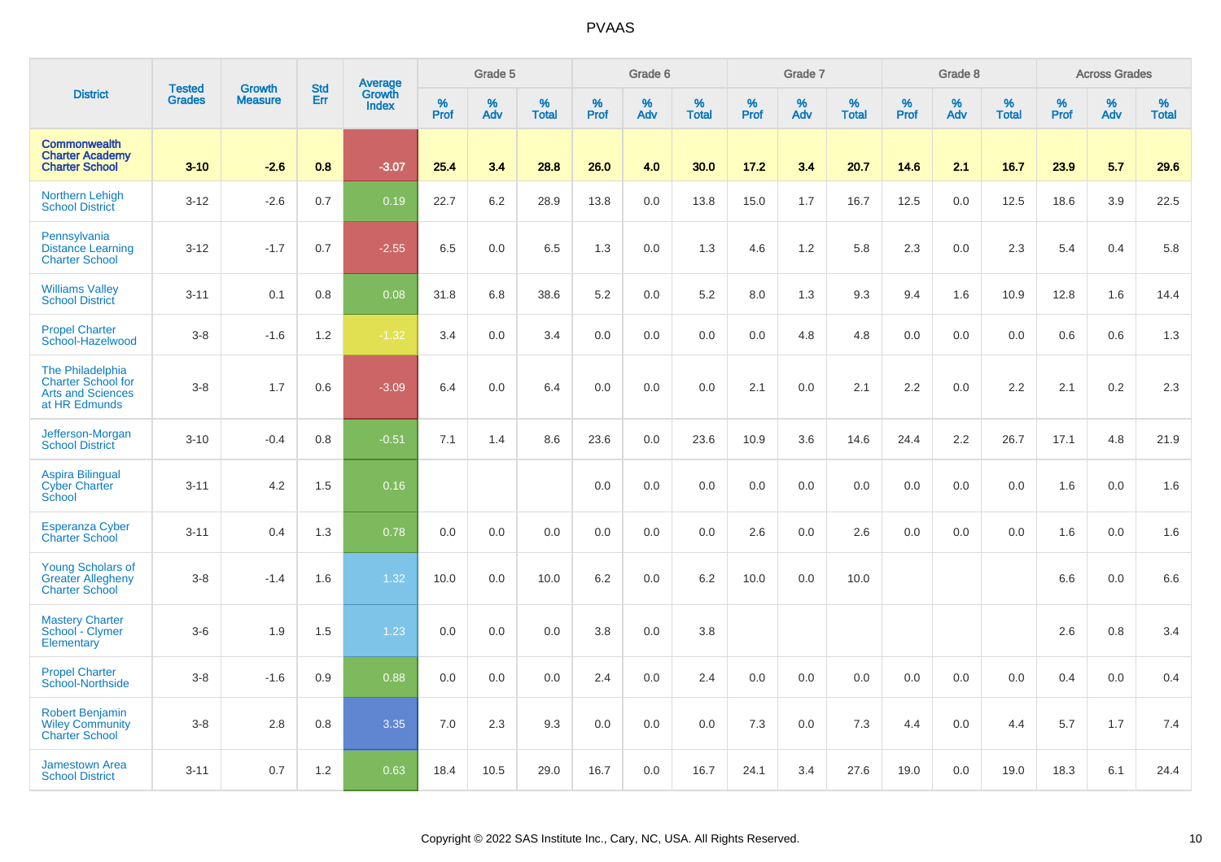| District | Tested Grades | Growth Measure | Std Err | Average Growth Index | Grade 5 | | | Grade 6 | | | Grade 7 | | | Grade 8 | | | Across Grades | | |
|---|---|---|---|---|---|---|---|---|---|---|---|---|---|---|---|---|---|---|---|
| | | | | | % Prof | % Adv | % Total | % Prof | % Adv | % Total | % Prof | % Adv | % Total | % Prof | % Adv | % Total | % Prof | % Adv | % Total |
| **Commonwealth Charter Academy Charter School** | **3-10** | **-2.6** | **0.8** | **-3.07** | **25.4** | **3.4** | **28.8** | **26.0** | **4.0** | **30.0** | **17.2** | **3.4** | **20.7** | **14.6** | **2.1** | **16.7** | **23.9** | **5.7** | **29.6** |
| Northern Lehigh School District | 3-12 | -2.6 | 0.7 | 0.19 | 22.7 | 6.2 | 28.9 | 13.8 | 0.0 | 13.8 | 15.0 | 1.7 | 16.7 | 12.5 | 0.0 | 12.5 | 18.6 | 3.9 | 22.5 |
| Pennsylvania Distance Learning Charter School | 3-12 | -1.7 | 0.7 | -2.55 | 6.5 | 0.0 | 6.5 | 1.3 | 0.0 | 1.3 | 4.6 | 1.2 | 5.8 | 2.3 | 0.0 | 2.3 | 5.4 | 0.4 | 5.8 |
| Williams Valley School District | 3-11 | 0.1 | 0.8 | 0.08 | 31.8 | 6.8 | 38.6 | 5.2 | 0.0 | 5.2 | 8.0 | 1.3 | 9.3 | 9.4 | 1.6 | 10.9 | 12.8 | 1.6 | 14.4 |
| Propel Charter School-Hazelwood | 3-8 | -1.6 | 1.2 | -1.32 | 3.4 | 0.0 | 3.4 | 0.0 | 0.0 | 0.0 | 0.0 | 4.8 | 4.8 | 0.0 | 0.0 | 0.0 | 0.6 | 0.6 | 1.3 |
| The Philadelphia Charter School for Arts and Sciences at HR Edmunds | 3-8 | 1.7 | 0.6 | -3.09 | 6.4 | 0.0 | 6.4 | 0.0 | 0.0 | 0.0 | 2.1 | 0.0 | 2.1 | 2.2 | 0.0 | 2.2 | 2.1 | 0.2 | 2.3 |
| Jefferson-Morgan School District | 3-10 | -0.4 | 0.8 | -0.51 | 7.1 | 1.4 | 8.6 | 23.6 | 0.0 | 23.6 | 10.9 | 3.6 | 14.6 | 24.4 | 2.2 | 26.7 | 17.1 | 4.8 | 21.9 |
| Aspira Bilingual Cyber Charter School | 3-11 | 4.2 | 1.5 | 0.16 | | | | 0.0 | 0.0 | 0.0 | 0.0 | 0.0 | 0.0 | 0.0 | 0.0 | 0.0 | 1.6 | 0.0 | 1.6 |
| Esperanza Cyber Charter School | 3-11 | 0.4 | 1.3 | 0.78 | 0.0 | 0.0 | 0.0 | 0.0 | 0.0 | 0.0 | 2.6 | 0.0 | 2.6 | 0.0 | 0.0 | 0.0 | 1.6 | 0.0 | 1.6 |
| Young Scholars of Greater Allegheny Charter School | 3-8 | -1.4 | 1.6 | 1.32 | 10.0 | 0.0 | 10.0 | 6.2 | 0.0 | 6.2 | 10.0 | 0.0 | 10.0 | | | | 6.6 | 0.0 | 6.6 |
| Mastery Charter School - Clymer Elementary | 3-6 | 1.9 | 1.5 | 1.23 | 0.0 | 0.0 | 0.0 | 3.8 | 0.0 | 3.8 | | | | | | | 2.6 | 0.8 | 3.4 |
| Propel Charter School-Northside | 3-8 | -1.6 | 0.9 | 0.88 | 0.0 | 0.0 | 0.0 | 2.4 | 0.0 | 2.4 | 0.0 | 0.0 | 0.0 | 0.0 | 0.0 | 0.0 | 0.4 | 0.0 | 0.4 |
| Robert Benjamin Wiley Community Charter School | 3-8 | 2.8 | 0.8 | 3.35 | 7.0 | 2.3 | 9.3 | 0.0 | 0.0 | 0.0 | 7.3 | 0.0 | 7.3 | 4.4 | 0.0 | 4.4 | 5.7 | 1.7 | 7.4 |
| Jamestown Area School District | 3-11 | 0.7 | 1.2 | 0.63 | 18.4 | 10.5 | 29.0 | 16.7 | 0.0 | 16.7 | 24.1 | 3.4 | 27.6 | 19.0 | 0.0 | 19.0 | 18.3 | 6.1 | 24.4 |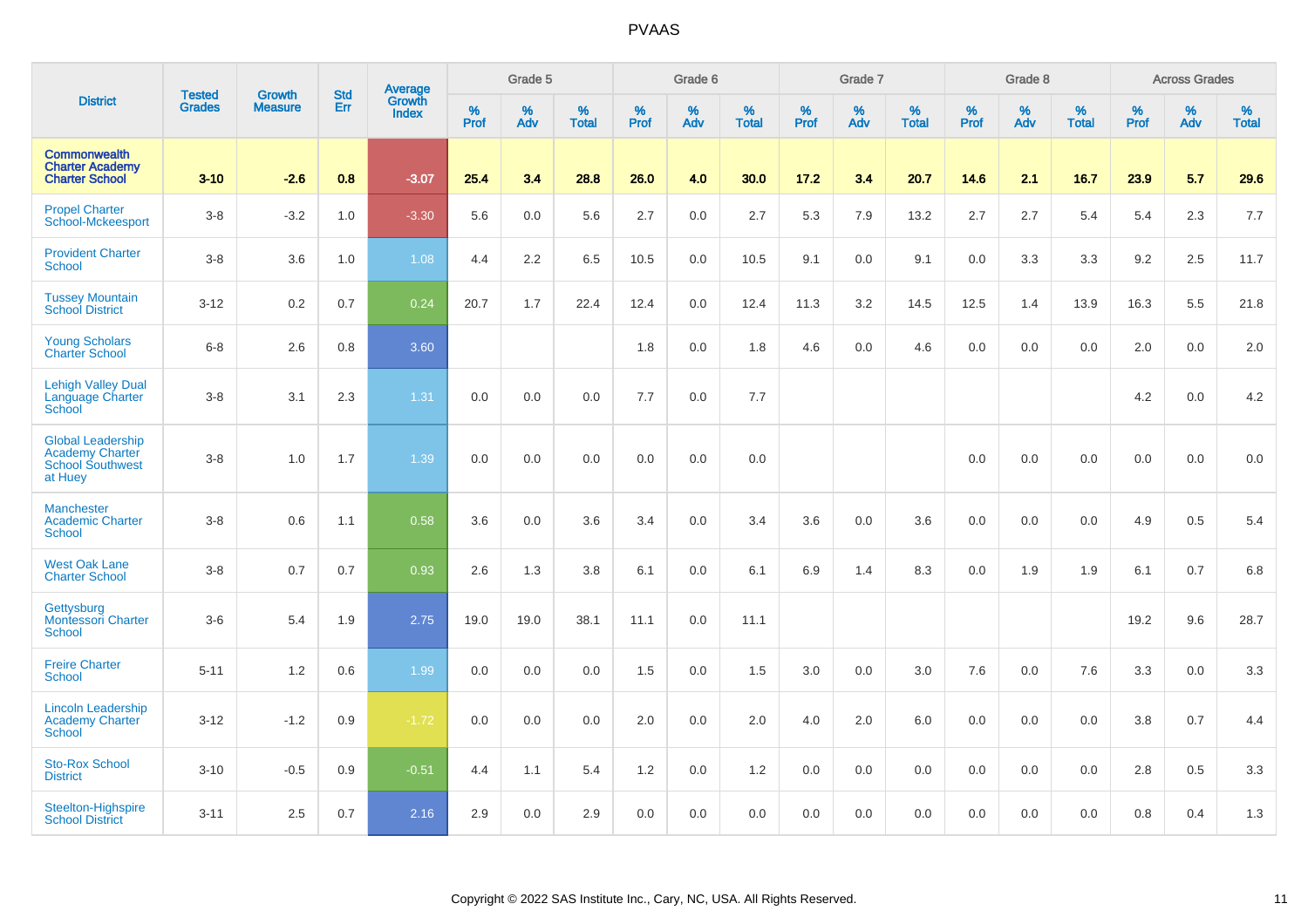# PVAAS

| District | Tested Grades | Growth Measure | Std Err | Average Growth Index | Grade 5 | | | Grade 6 | | | Grade 7 | | | Grade 8 | | | Across Grades | | |
|---|---|---|---|---|---|---|---|---|---|---|---|---|---|---|---|---|---|---|---|
| | | | | | % Prof | % Adv | % Total | % Prof | % Adv | % Total | % Prof | % Adv | % Total | % Prof | % Adv | % Total | % Prof | % Adv | % Total |
| **Commonwealth Charter Academy Charter School** | **3-10** | **-2.6** | **0.8** | **-3.07** | **25.4** | **3.4** | **28.8** | **26.0** | **4.0** | **30.0** | **17.2** | **3.4** | **20.7** | **14.6** | **2.1** | **16.7** | **23.9** | **5.7** | **29.6** |
| Propel Charter School-Mckeesport | 3-8 | -3.2 | 1.0 | -3.30 | 5.6 | 0.0 | 5.6 | 2.7 | 0.0 | 2.7 | 5.3 | 7.9 | 13.2 | 2.7 | 2.7 | 5.4 | 5.4 | 2.3 | 7.7 |
| Provident Charter School | 3-8 | 3.6 | 1.0 | 1.08 | 4.4 | 2.2 | 6.5 | 10.5 | 0.0 | 10.5 | 9.1 | 0.0 | 9.1 | 0.0 | 3.3 | 3.3 | 9.2 | 2.5 | 11.7 |
| Tussey Mountain School District | 3-12 | 0.2 | 0.7 | 0.24 | 20.7 | 1.7 | 22.4 | 12.4 | 0.0 | 12.4 | 11.3 | 3.2 | 14.5 | 12.5 | 1.4 | 13.9 | 16.3 | 5.5 | 21.8 |
| Young Scholars Charter School | 6-8 | 2.6 | 0.8 | 3.60 | | | | 1.8 | 0.0 | 1.8 | 4.6 | 0.0 | 4.6 | 0.0 | 0.0 | 0.0 | 2.0 | 0.0 | 2.0 |
| Lehigh Valley Dual Language Charter School | 3-8 | 3.1 | 2.3 | 1.31 | 0.0 | 0.0 | 0.0 | 7.7 | 0.0 | 7.7 | | | | | | | 4.2 | 0.0 | 4.2 |
| Global Leadership Academy Charter School Southwest at Huey | 3-8 | 1.0 | 1.7 | 1.39 | 0.0 | 0.0 | 0.0 | 0.0 | 0.0 | 0.0 | | | | 0.0 | 0.0 | 0.0 | 0.0 | 0.0 | 0.0 |
| Manchester Academic Charter School | 3-8 | 0.6 | 1.1 | 0.58 | 3.6 | 0.0 | 3.6 | 3.4 | 0.0 | 3.4 | 3.6 | 0.0 | 3.6 | 0.0 | 0.0 | 0.0 | 4.9 | 0.5 | 5.4 |
| West Oak Lane Charter School | 3-8 | 0.7 | 0.7 | 0.93 | 2.6 | 1.3 | 3.8 | 6.1 | 0.0 | 6.1 | 6.9 | 1.4 | 8.3 | 0.0 | 1.9 | 1.9 | 6.1 | 0.7 | 6.8 |
| Gettysburg Montessori Charter School | 3-6 | 5.4 | 1.9 | 2.75 | 19.0 | 19.0 | 38.1 | 11.1 | 0.0 | 11.1 | | | | | | | 19.2 | 9.6 | 28.7 |
| Freire Charter School | 5-11 | 1.2 | 0.6 | 1.99 | 0.0 | 0.0 | 0.0 | 1.5 | 0.0 | 1.5 | 3.0 | 0.0 | 3.0 | 7.6 | 0.0 | 7.6 | 3.3 | 0.0 | 3.3 |
| Lincoln Leadership Academy Charter School | 3-12 | -1.2 | 0.9 | -1.72 | 0.0 | 0.0 | 0.0 | 2.0 | 0.0 | 2.0 | 4.0 | 2.0 | 6.0 | 0.0 | 0.0 | 0.0 | 3.8 | 0.7 | 4.4 |
| Sto-Rox School District | 3-10 | -0.5 | 0.9 | -0.51 | 4.4 | 1.1 | 5.4 | 1.2 | 0.0 | 1.2 | 0.0 | 0.0 | 0.0 | 0.0 | 0.0 | 0.0 | 2.8 | 0.5 | 3.3 |
| Steelton-Highspire School District | 3-11 | 2.5 | 0.7 | 2.16 | 2.9 | 0.0 | 2.9 | 0.0 | 0.0 | 0.0 | 0.0 | 0.0 | 0.0 | 0.0 | 0.0 | 0.0 | 0.8 | 0.4 | 1.3 |

Copyright © 2022 SAS Institute Inc., Cary, NC, USA. All Rights Reserved.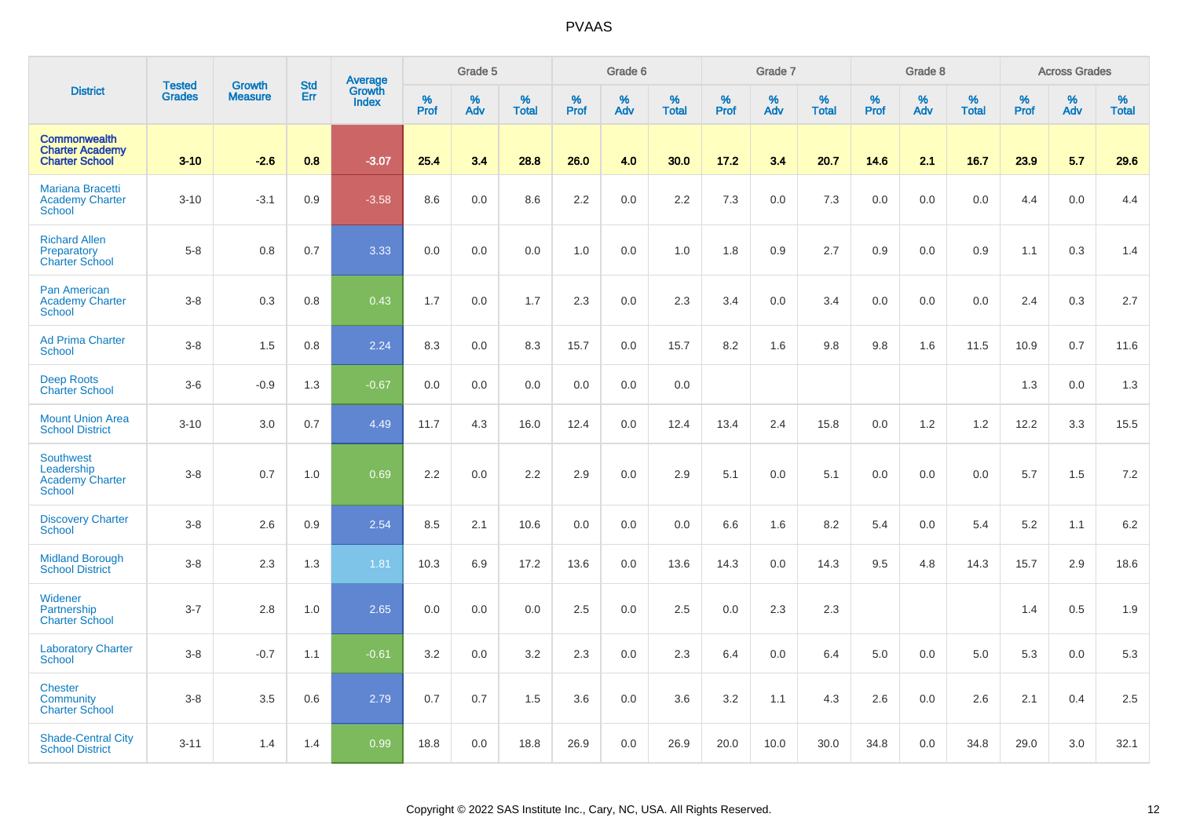# PVAAS

| District | Tested Grades | Growth Measure | Std Err | Average Growth Index | Grade 5 | | | Grade 6 | | | Grade 7 | | | Grade 8 | | | Across Grades | | |
|---|---|---|---|---|---|---|---|---|---|---|---|---|---|---|---|---|---|---|---|
| | | | | | % Prof | % Adv | % Total | % Prof | % Adv | % Total | % Prof | % Adv | % Total | % Prof | % Adv | % Total | % Prof | % Adv | % Total |
| **Commonwealth Charter Academy Charter School** | **3-10** | **-2.6** | **0.8** | **-3.07** | **25.4** | **3.4** | **28.8** | **26.0** | **4.0** | **30.0** | **17.2** | **3.4** | **20.7** | **14.6** | **2.1** | **16.7** | **23.9** | **5.7** | **29.6** |
| Mariana Bracetti Academy Charter School | 3-10 | -3.1 | 0.9 | -3.58 | 8.6 | 0.0 | 8.6 | 2.2 | 0.0 | 2.2 | 7.3 | 0.0 | 7.3 | 0.0 | 0.0 | 0.0 | 4.4 | 0.0 | 4.4 |
| Richard Allen Preparatory Charter School | 5-8 | 0.8 | 0.7 | 3.33 | 0.0 | 0.0 | 0.0 | 1.0 | 0.0 | 1.0 | 1.8 | 0.9 | 2.7 | 0.9 | 0.0 | 0.9 | 1.1 | 0.3 | 1.4 |
| Pan American Academy Charter School | 3-8 | 0.3 | 0.8 | 0.43 | 1.7 | 0.0 | 1.7 | 2.3 | 0.0 | 2.3 | 3.4 | 0.0 | 3.4 | 0.0 | 0.0 | 0.0 | 2.4 | 0.3 | 2.7 |
| Ad Prima Charter School | 3-8 | 1.5 | 0.8 | 2.24 | 8.3 | 0.0 | 8.3 | 15.7 | 0.0 | 15.7 | 8.2 | 1.6 | 9.8 | 9.8 | 1.6 | 11.5 | 10.9 | 0.7 | 11.6 |
| Deep Roots Charter School | 3-6 | -0.9 | 1.3 | -0.67 | 0.0 | 0.0 | 0.0 | 0.0 | 0.0 | 0.0 | | | | | | | 1.3 | 0.0 | 1.3 |
| Mount Union Area School District | 3-10 | 3.0 | 0.7 | 4.49 | 11.7 | 4.3 | 16.0 | 12.4 | 0.0 | 12.4 | 13.4 | 2.4 | 15.8 | 0.0 | 1.2 | 1.2 | 12.2 | 3.3 | 15.5 |
| Southwest Leadership Academy Charter School | 3-8 | 0.7 | 1.0 | 0.69 | 2.2 | 0.0 | 2.2 | 2.9 | 0.0 | 2.9 | 5.1 | 0.0 | 5.1 | 0.0 | 0.0 | 0.0 | 5.7 | 1.5 | 7.2 |
| Discovery Charter School | 3-8 | 2.6 | 0.9 | 2.54 | 8.5 | 2.1 | 10.6 | 0.0 | 0.0 | 0.0 | 6.6 | 1.6 | 8.2 | 5.4 | 0.0 | 5.4 | 5.2 | 1.1 | 6.2 |
| Midland Borough School District | 3-8 | 2.3 | 1.3 | 1.81 | 10.3 | 6.9 | 17.2 | 13.6 | 0.0 | 13.6 | 14.3 | 0.0 | 14.3 | 9.5 | 4.8 | 14.3 | 15.7 | 2.9 | 18.6 |
| Widener Partnership Charter School | 3-7 | 2.8 | 1.0 | 2.65 | 0.0 | 0.0 | 0.0 | 2.5 | 0.0 | 2.5 | 0.0 | 2.3 | 2.3 | | | | 1.4 | 0.5 | 1.9 |
| Laboratory Charter School | 3-8 | -0.7 | 1.1 | -0.61 | 3.2 | 0.0 | 3.2 | 2.3 | 0.0 | 2.3 | 6.4 | 0.0 | 6.4 | 5.0 | 0.0 | 5.0 | 5.3 | 0.0 | 5.3 |
| Chester Community Charter School | 3-8 | 3.5 | 0.6 | 2.79 | 0.7 | 0.7 | 1.5 | 3.6 | 0.0 | 3.6 | 3.2 | 1.1 | 4.3 | 2.6 | 0.0 | 2.6 | 2.1 | 0.4 | 2.5 |
| Shade-Central City School District | 3-11 | 1.4 | 1.4 | 0.99 | 18.8 | 0.0 | 18.8 | 26.9 | 0.0 | 26.9 | 20.0 | 10.0 | 30.0 | 34.8 | 0.0 | 34.8 | 29.0 | 3.0 | 32.1 |

Copyright © 2022 SAS Institute Inc., Cary, NC, USA. All Rights Reserved.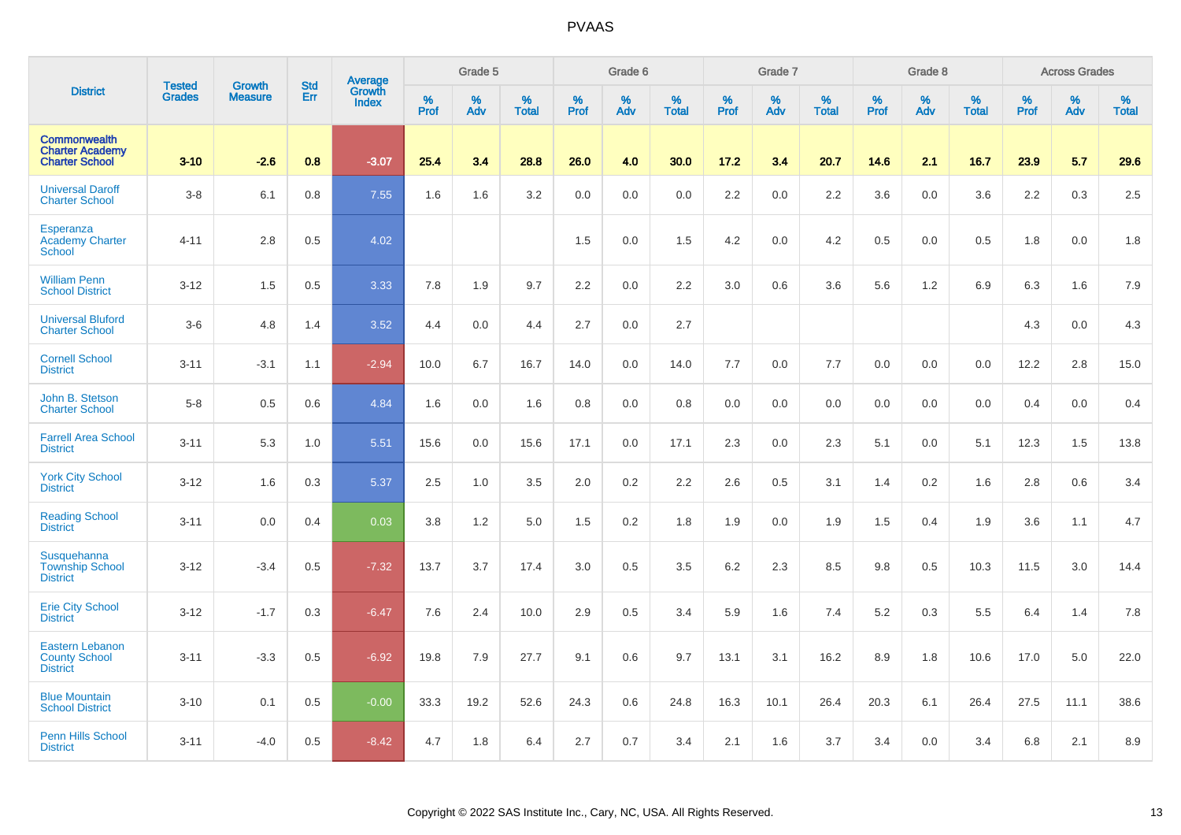# PVAAS

| District | Tested Grades | Growth Measure | Std Err | Average Growth Index | Grade 5 | | | Grade 6 | | | Grade 7 | | | Grade 8 | | | Across Grades | | |
|---|---|---|---|---|---|---|---|---|---|---|---|---|---|---|---|---|---|---|---|
| | | | | | % Prof | % Adv | % Total | % Prof | % Adv | % Total | % Prof | % Adv | % Total | % Prof | % Adv | % Total | % Prof | % Adv | % Total |
| **Commonwealth Charter Academy Charter School** | **3-10** | **-2.6** | **0.8** | **-3.07** | **25.4** | **3.4** | **28.8** | **26.0** | **4.0** | **30.0** | **17.2** | **3.4** | **20.7** | **14.6** | **2.1** | **16.7** | **23.9** | **5.7** | **29.6** |
| Universal Daroff Charter School | 3-8 | 6.1 | 0.8 | 7.55 | 1.6 | 1.6 | 3.2 | 0.0 | 0.0 | 0.0 | 2.2 | 0.0 | 2.2 | 3.6 | 0.0 | 3.6 | 2.2 | 0.3 | 2.5 |
| Esperanza Academy Charter School | 4-11 | 2.8 | 0.5 | 4.02 | | | | 1.5 | 0.0 | 1.5 | 4.2 | 0.0 | 4.2 | 0.5 | 0.0 | 0.5 | 1.8 | 0.0 | 1.8 |
| William Penn School District | 3-12 | 1.5 | 0.5 | 3.33 | 7.8 | 1.9 | 9.7 | 2.2 | 0.0 | 2.2 | 3.0 | 0.6 | 3.6 | 5.6 | 1.2 | 6.9 | 6.3 | 1.6 | 7.9 |
| Universal Bluford Charter School | 3-6 | 4.8 | 1.4 | 3.52 | 4.4 | 0.0 | 4.4 | 2.7 | 0.0 | 2.7 | | | | | | | 4.3 | 0.0 | 4.3 |
| Cornell School District | 3-11 | -3.1 | 1.1 | -2.94 | 10.0 | 6.7 | 16.7 | 14.0 | 0.0 | 14.0 | 7.7 | 0.0 | 7.7 | 0.0 | 0.0 | 0.0 | 12.2 | 2.8 | 15.0 |
| John B. Stetson Charter School | 5-8 | 0.5 | 0.6 | 4.84 | 1.6 | 0.0 | 1.6 | 0.8 | 0.0 | 0.8 | 0.0 | 0.0 | 0.0 | 0.0 | 0.0 | 0.0 | 0.4 | 0.0 | 0.4 |
| Farrell Area School District | 3-11 | 5.3 | 1.0 | 5.51 | 15.6 | 0.0 | 15.6 | 17.1 | 0.0 | 17.1 | 2.3 | 0.0 | 2.3 | 5.1 | 0.0 | 5.1 | 12.3 | 1.5 | 13.8 |
| York City School District | 3-12 | 1.6 | 0.3 | 5.37 | 2.5 | 1.0 | 3.5 | 2.0 | 0.2 | 2.2 | 2.6 | 0.5 | 3.1 | 1.4 | 0.2 | 1.6 | 2.8 | 0.6 | 3.4 |
| Reading School District | 3-11 | 0.0 | 0.4 | 0.03 | 3.8 | 1.2 | 5.0 | 1.5 | 0.2 | 1.8 | 1.9 | 0.0 | 1.9 | 1.5 | 0.4 | 1.9 | 3.6 | 1.1 | 4.7 |
| Susquehanna Township School District | 3-12 | -3.4 | 0.5 | -7.32 | 13.7 | 3.7 | 17.4 | 3.0 | 0.5 | 3.5 | 6.2 | 2.3 | 8.5 | 9.8 | 0.5 | 10.3 | 11.5 | 3.0 | 14.4 |
| Erie City School District | 3-12 | -1.7 | 0.3 | -6.47 | 7.6 | 2.4 | 10.0 | 2.9 | 0.5 | 3.4 | 5.9 | 1.6 | 7.4 | 5.2 | 0.3 | 5.5 | 6.4 | 1.4 | 7.8 |
| Eastern Lebanon County School District | 3-11 | -3.3 | 0.5 | -6.92 | 19.8 | 7.9 | 27.7 | 9.1 | 0.6 | 9.7 | 13.1 | 3.1 | 16.2 | 8.9 | 1.8 | 10.6 | 17.0 | 5.0 | 22.0 |
| Blue Mountain School District | 3-10 | 0.1 | 0.5 | -0.00 | 33.3 | 19.2 | 52.6 | 24.3 | 0.6 | 24.8 | 16.3 | 10.1 | 26.4 | 20.3 | 6.1 | 26.4 | 27.5 | 11.1 | 38.6 |
| Penn Hills School District | 3-11 | -4.0 | 0.5 | -8.42 | 4.7 | 1.8 | 6.4 | 2.7 | 0.7 | 3.4 | 2.1 | 1.6 | 3.7 | 3.4 | 0.0 | 3.4 | 6.8 | 2.1 | 8.9 |

Copyright © 2022 SAS Institute Inc., Cary, NC, USA. All Rights Reserved.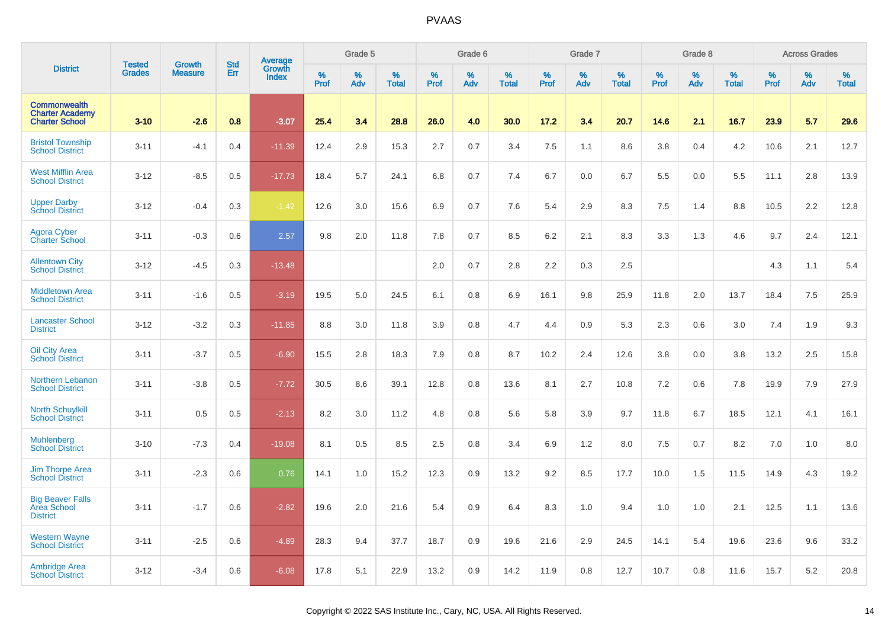| District | Tested Grades | Growth Measure | Std Err | Average Growth Index | Grade 5 | | | Grade 6 | | | Grade 7 | | | Grade 8 | | | Across Grades | | |
|---|---|---|---|---|---|---|---|---|---|---|---|---|---|---|---|---|---|---|---|
| | | | | | % Prof | % Adv | % Total | % Prof | % Adv | % Total | % Prof | % Adv | % Total | % Prof | % Adv | % Total | % Prof | % Adv | % Total |
| **Commonwealth Charter Academy Charter School** | **3-10** | **-2.6** | **0.8** | **-3.07** | **25.4** | **3.4** | **28.8** | **26.0** | **4.0** | **30.0** | **17.2** | **3.4** | **20.7** | **14.6** | **2.1** | **16.7** | **23.9** | **5.7** | **29.6** |
| Bristol Township School District | 3-11 | -4.1 | 0.4 | -11.39 | 12.4 | 2.9 | 15.3 | 2.7 | 0.7 | 3.4 | 7.5 | 1.1 | 8.6 | 3.8 | 0.4 | 4.2 | 10.6 | 2.1 | 12.7 |
| West Mifflin Area School District | 3-12 | -8.5 | 0.5 | -17.73 | 18.4 | 5.7 | 24.1 | 6.8 | 0.7 | 7.4 | 6.7 | 0.0 | 6.7 | 5.5 | 0.0 | 5.5 | 11.1 | 2.8 | 13.9 |
| Upper Darby School District | 3-12 | -0.4 | 0.3 | -1.42 | 12.6 | 3.0 | 15.6 | 6.9 | 0.7 | 7.6 | 5.4 | 2.9 | 8.3 | 7.5 | 1.4 | 8.8 | 10.5 | 2.2 | 12.8 |
| Agora Cyber Charter School | 3-11 | -0.3 | 0.6 | 2.57 | 9.8 | 2.0 | 11.8 | 7.8 | 0.7 | 8.5 | 6.2 | 2.1 | 8.3 | 3.3 | 1.3 | 4.6 | 9.7 | 2.4 | 12.1 |
| Allentown City School District | 3-12 | -4.5 | 0.3 | -13.48 | | | | 2.0 | 0.7 | 2.8 | 2.2 | 0.3 | 2.5 | | | | 4.3 | 1.1 | 5.4 |
| Middletown Area School District | 3-11 | -1.6 | 0.5 | -3.19 | 19.5 | 5.0 | 24.5 | 6.1 | 0.8 | 6.9 | 16.1 | 9.8 | 25.9 | 11.8 | 2.0 | 13.7 | 18.4 | 7.5 | 25.9 |
| Lancaster School District | 3-12 | -3.2 | 0.3 | -11.85 | 8.8 | 3.0 | 11.8 | 3.9 | 0.8 | 4.7 | 4.4 | 0.9 | 5.3 | 2.3 | 0.6 | 3.0 | 7.4 | 1.9 | 9.3 |
| Oil City Area School District | 3-11 | -3.7 | 0.5 | -6.90 | 15.5 | 2.8 | 18.3 | 7.9 | 0.8 | 8.7 | 10.2 | 2.4 | 12.6 | 3.8 | 0.0 | 3.8 | 13.2 | 2.5 | 15.8 |
| Northern Lebanon School District | 3-11 | -3.8 | 0.5 | -7.72 | 30.5 | 8.6 | 39.1 | 12.8 | 0.8 | 13.6 | 8.1 | 2.7 | 10.8 | 7.2 | 0.6 | 7.8 | 19.9 | 7.9 | 27.9 |
| North Schuylkill School District | 3-11 | 0.5 | 0.5 | -2.13 | 8.2 | 3.0 | 11.2 | 4.8 | 0.8 | 5.6 | 5.8 | 3.9 | 9.7 | 11.8 | 6.7 | 18.5 | 12.1 | 4.1 | 16.1 |
| Muhlenberg School District | 3-10 | -7.3 | 0.4 | -19.08 | 8.1 | 0.5 | 8.5 | 2.5 | 0.8 | 3.4 | 6.9 | 1.2 | 8.0 | 7.5 | 0.7 | 8.2 | 7.0 | 1.0 | 8.0 |
| Jim Thorpe Area School District | 3-11 | -2.3 | 0.6 | 0.76 | 14.1 | 1.0 | 15.2 | 12.3 | 0.9 | 13.2 | 9.2 | 8.5 | 17.7 | 10.0 | 1.5 | 11.5 | 14.9 | 4.3 | 19.2 |
| Big Beaver Falls Area School District | 3-11 | -1.7 | 0.6 | -2.82 | 19.6 | 2.0 | 21.6 | 5.4 | 0.9 | 6.4 | 8.3 | 1.0 | 9.4 | 1.0 | 1.0 | 2.1 | 12.5 | 1.1 | 13.6 |
| Western Wayne School District | 3-11 | -2.5 | 0.6 | -4.89 | 28.3 | 9.4 | 37.7 | 18.7 | 0.9 | 19.6 | 21.6 | 2.9 | 24.5 | 14.1 | 5.4 | 19.6 | 23.6 | 9.6 | 33.2 |
| Ambridge Area School District | 3-12 | -3.4 | 0.6 | -6.08 | 17.8 | 5.1 | 22.9 | 13.2 | 0.9 | 14.2 | 11.9 | 0.8 | 12.7 | 10.7 | 0.8 | 11.6 | 15.7 | 5.2 | 20.8 |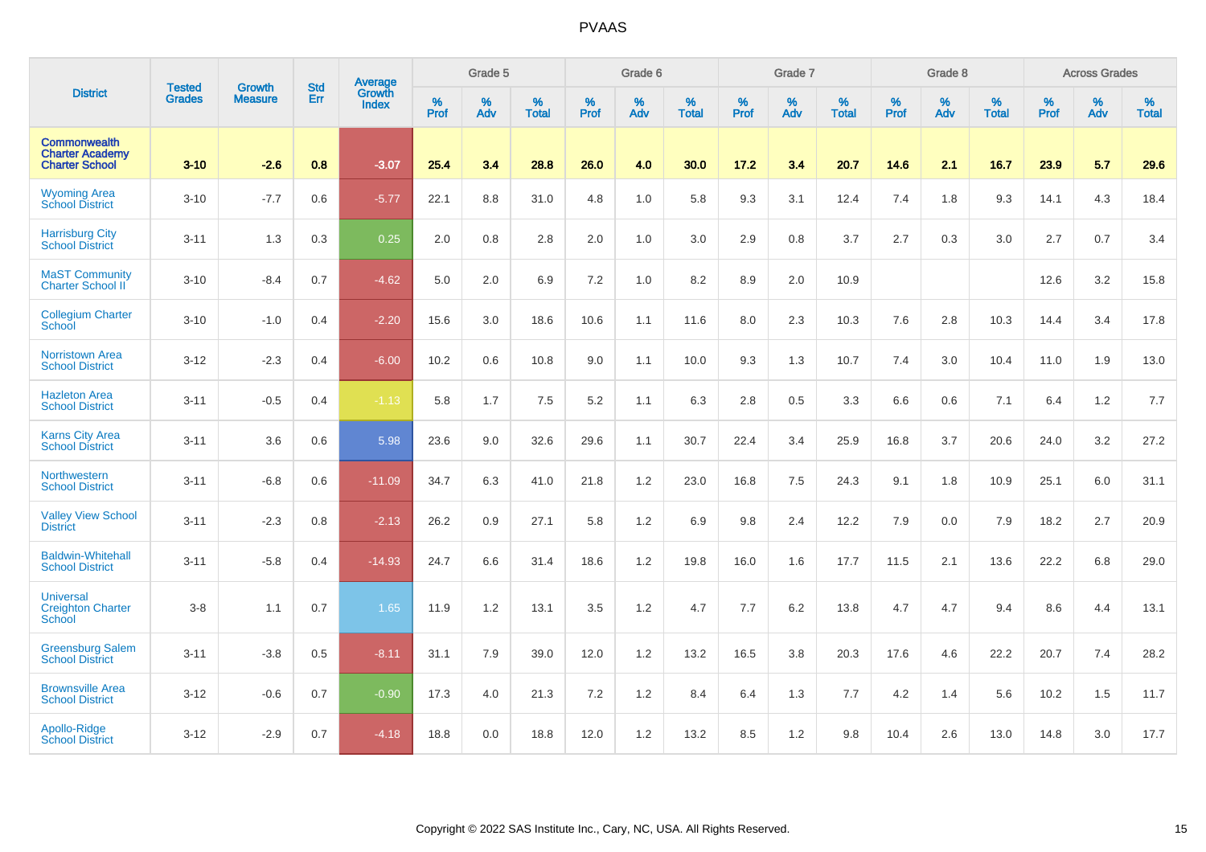# PVAAS

| District | Tested Grades | Growth Measure | Std Err | Average Growth Index | Grade 5 | | | Grade 6 | | | Grade 7 | | | Grade 8 | | | Across Grades | | |
|---|---|---|---|---|---|---|---|---|---|---|---|---|---|---|---|---|---|---|---|
| | | | | | % Prof | % Adv | % Total | % Prof | % Adv | % Total | % Prof | % Adv | % Total | % Prof | % Adv | % Total | % Prof | % Adv | % Total |
| **Commonwealth Charter Academy Charter School** | **3-10** | **-2.6** | **0.8** | **-3.07** | **25.4** | **3.4** | **28.8** | **26.0** | **4.0** | **30.0** | **17.2** | **3.4** | **20.7** | **14.6** | **2.1** | **16.7** | **23.9** | **5.7** | **29.6** |
| Wyoming Area School District | 3-10 | -7.7 | 0.6 | -5.77 | 22.1 | 8.8 | 31.0 | 4.8 | 1.0 | 5.8 | 9.3 | 3.1 | 12.4 | 7.4 | 1.8 | 9.3 | 14.1 | 4.3 | 18.4 |
| Harrisburg City School District | 3-11 | 1.3 | 0.3 | 0.25 | 2.0 | 0.8 | 2.8 | 2.0 | 1.0 | 3.0 | 2.9 | 0.8 | 3.7 | 2.7 | 0.3 | 3.0 | 2.7 | 0.7 | 3.4 |
| MaST Community Charter School II | 3-10 | -8.4 | 0.7 | -4.62 | 5.0 | 2.0 | 6.9 | 7.2 | 1.0 | 8.2 | 8.9 | 2.0 | 10.9 | | | | 12.6 | 3.2 | 15.8 |
| Collegium Charter School | 3-10 | -1.0 | 0.4 | -2.20 | 15.6 | 3.0 | 18.6 | 10.6 | 1.1 | 11.6 | 8.0 | 2.3 | 10.3 | 7.6 | 2.8 | 10.3 | 14.4 | 3.4 | 17.8 |
| Norristown Area School District | 3-12 | -2.3 | 0.4 | -6.00 | 10.2 | 0.6 | 10.8 | 9.0 | 1.1 | 10.0 | 9.3 | 1.3 | 10.7 | 7.4 | 3.0 | 10.4 | 11.0 | 1.9 | 13.0 |
| Hazleton Area School District | 3-11 | -0.5 | 0.4 | -1.13 | 5.8 | 1.7 | 7.5 | 5.2 | 1.1 | 6.3 | 2.8 | 0.5 | 3.3 | 6.6 | 0.6 | 7.1 | 6.4 | 1.2 | 7.7 |
| Karns City Area School District | 3-11 | 3.6 | 0.6 | 5.98 | 23.6 | 9.0 | 32.6 | 29.6 | 1.1 | 30.7 | 22.4 | 3.4 | 25.9 | 16.8 | 3.7 | 20.6 | 24.0 | 3.2 | 27.2 |
| Northwestern School District | 3-11 | -6.8 | 0.6 | -11.09 | 34.7 | 6.3 | 41.0 | 21.8 | 1.2 | 23.0 | 16.8 | 7.5 | 24.3 | 9.1 | 1.8 | 10.9 | 25.1 | 6.0 | 31.1 |
| Valley View School District | 3-11 | -2.3 | 0.8 | -2.13 | 26.2 | 0.9 | 27.1 | 5.8 | 1.2 | 6.9 | 9.8 | 2.4 | 12.2 | 7.9 | 0.0 | 7.9 | 18.2 | 2.7 | 20.9 |
| Baldwin-Whitehall School District | 3-11 | -5.8 | 0.4 | -14.93 | 24.7 | 6.6 | 31.4 | 18.6 | 1.2 | 19.8 | 16.0 | 1.6 | 17.7 | 11.5 | 2.1 | 13.6 | 22.2 | 6.8 | 29.0 |
| Universal Creighton Charter School | 3-8 | 1.1 | 0.7 | 1.65 | 11.9 | 1.2 | 13.1 | 3.5 | 1.2 | 4.7 | 7.7 | 6.2 | 13.8 | 4.7 | 4.7 | 9.4 | 8.6 | 4.4 | 13.1 |
| Greensburg Salem School District | 3-11 | -3.8 | 0.5 | -8.11 | 31.1 | 7.9 | 39.0 | 12.0 | 1.2 | 13.2 | 16.5 | 3.8 | 20.3 | 17.6 | 4.6 | 22.2 | 20.7 | 7.4 | 28.2 |
| Brownsville Area School District | 3-12 | -0.6 | 0.7 | -0.90 | 17.3 | 4.0 | 21.3 | 7.2 | 1.2 | 8.4 | 6.4 | 1.3 | 7.7 | 4.2 | 1.4 | 5.6 | 10.2 | 1.5 | 11.7 |
| Apollo-Ridge School District | 3-12 | -2.9 | 0.7 | -4.18 | 18.8 | 0.0 | 18.8 | 12.0 | 1.2 | 13.2 | 8.5 | 1.2 | 9.8 | 10.4 | 2.6 | 13.0 | 14.8 | 3.0 | 17.7 |

Copyright © 2022 SAS Institute Inc., Cary, NC, USA. All Rights Reserved.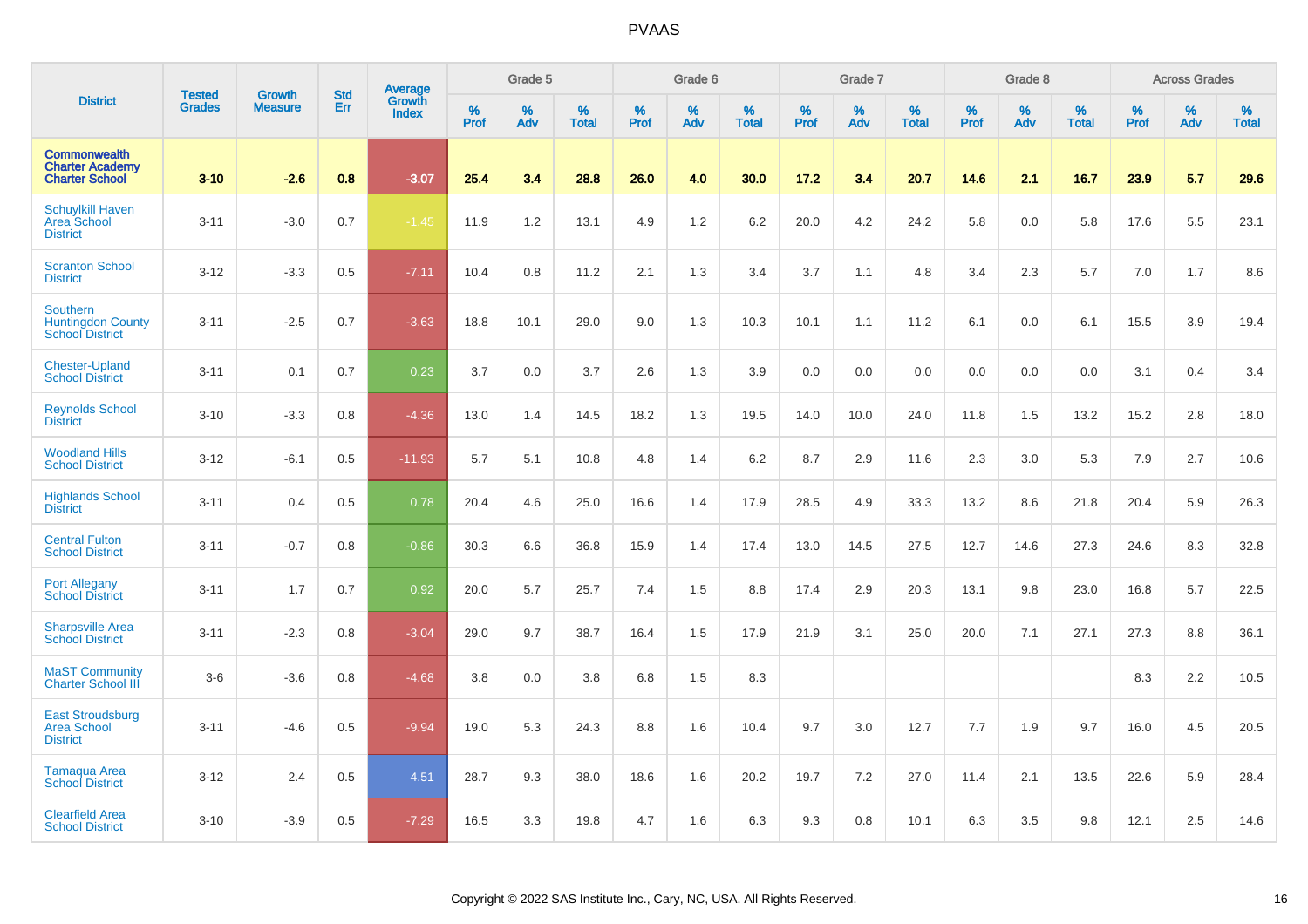| District | Tested Grades | Growth Measure | Std Err | Average Growth Index | Grade 5 | | | Grade 6 | | | Grade 7 | | | Grade 8 | | | Across Grades | | |
|---|---|---|---|---|---|---|---|---|---|---|---|---|---|---|---|---|---|---|---|
| | | | | | % Prof | % Adv | % Total | % Prof | % Adv | % Total | % Prof | % Adv | % Total | % Prof | % Adv | % Total | % Prof | % Adv | % Total |
| **Commonwealth Charter Academy Charter School** | **3-10** | **-2.6** | **0.8** | **-3.07** | **25.4** | **3.4** | **28.8** | **26.0** | **4.0** | **30.0** | **17.2** | **3.4** | **20.7** | **14.6** | **2.1** | **16.7** | **23.9** | **5.7** | **29.6** |
| Schuylkill Haven Area School District | 3-11 | -3.0 | 0.7 | -1.45 | 11.9 | 1.2 | 13.1 | 4.9 | 1.2 | 6.2 | 20.0 | 4.2 | 24.2 | 5.8 | 0.0 | 5.8 | 17.6 | 5.5 | 23.1 |
| Scranton School District | 3-12 | -3.3 | 0.5 | -7.11 | 10.4 | 0.8 | 11.2 | 2.1 | 1.3 | 3.4 | 3.7 | 1.1 | 4.8 | 3.4 | 2.3 | 5.7 | 7.0 | 1.7 | 8.6 |
| Southern Huntingdon County School District | 3-11 | -2.5 | 0.7 | -3.63 | 18.8 | 10.1 | 29.0 | 9.0 | 1.3 | 10.3 | 10.1 | 1.1 | 11.2 | 6.1 | 0.0 | 6.1 | 15.5 | 3.9 | 19.4 |
| Chester-Upland School District | 3-11 | 0.1 | 0.7 | 0.23 | 3.7 | 0.0 | 3.7 | 2.6 | 1.3 | 3.9 | 0.0 | 0.0 | 0.0 | 0.0 | 0.0 | 0.0 | 3.1 | 0.4 | 3.4 |
| Reynolds School District | 3-10 | -3.3 | 0.8 | -4.36 | 13.0 | 1.4 | 14.5 | 18.2 | 1.3 | 19.5 | 14.0 | 10.0 | 24.0 | 11.8 | 1.5 | 13.2 | 15.2 | 2.8 | 18.0 |
| Woodland Hills School District | 3-12 | -6.1 | 0.5 | -11.93 | 5.7 | 5.1 | 10.8 | 4.8 | 1.4 | 6.2 | 8.7 | 2.9 | 11.6 | 2.3 | 3.0 | 5.3 | 7.9 | 2.7 | 10.6 |
| Highlands School District | 3-11 | 0.4 | 0.5 | 0.78 | 20.4 | 4.6 | 25.0 | 16.6 | 1.4 | 17.9 | 28.5 | 4.9 | 33.3 | 13.2 | 8.6 | 21.8 | 20.4 | 5.9 | 26.3 |
| Central Fulton School District | 3-11 | -0.7 | 0.8 | -0.86 | 30.3 | 6.6 | 36.8 | 15.9 | 1.4 | 17.4 | 13.0 | 14.5 | 27.5 | 12.7 | 14.6 | 27.3 | 24.6 | 8.3 | 32.8 |
| Port Allegany School District | 3-11 | 1.7 | 0.7 | 0.92 | 20.0 | 5.7 | 25.7 | 7.4 | 1.5 | 8.8 | 17.4 | 2.9 | 20.3 | 13.1 | 9.8 | 23.0 | 16.8 | 5.7 | 22.5 |
| Sharpsville Area School District | 3-11 | -2.3 | 0.8 | -3.04 | 29.0 | 9.7 | 38.7 | 16.4 | 1.5 | 17.9 | 21.9 | 3.1 | 25.0 | 20.0 | 7.1 | 27.1 | 27.3 | 8.8 | 36.1 |
| MaST Community Charter School III | 3-6 | -3.6 | 0.8 | -4.68 | 3.8 | 0.0 | 3.8 | 6.8 | 1.5 | 8.3 | | | | | | | 8.3 | 2.2 | 10.5 |
| East Stroudsburg Area School District | 3-11 | -4.6 | 0.5 | -9.94 | 19.0 | 5.3 | 24.3 | 8.8 | 1.6 | 10.4 | 9.7 | 3.0 | 12.7 | 7.7 | 1.9 | 9.7 | 16.0 | 4.5 | 20.5 |
| Tamaqua Area School District | 3-12 | 2.4 | 0.5 | 4.51 | 28.7 | 9.3 | 38.0 | 18.6 | 1.6 | 20.2 | 19.7 | 7.2 | 27.0 | 11.4 | 2.1 | 13.5 | 22.6 | 5.9 | 28.4 |
| Clearfield Area School District | 3-10 | -3.9 | 0.5 | -7.29 | 16.5 | 3.3 | 19.8 | 4.7 | 1.6 | 6.3 | 9.3 | 0.8 | 10.1 | 6.3 | 3.5 | 9.8 | 12.1 | 2.5 | 14.6 |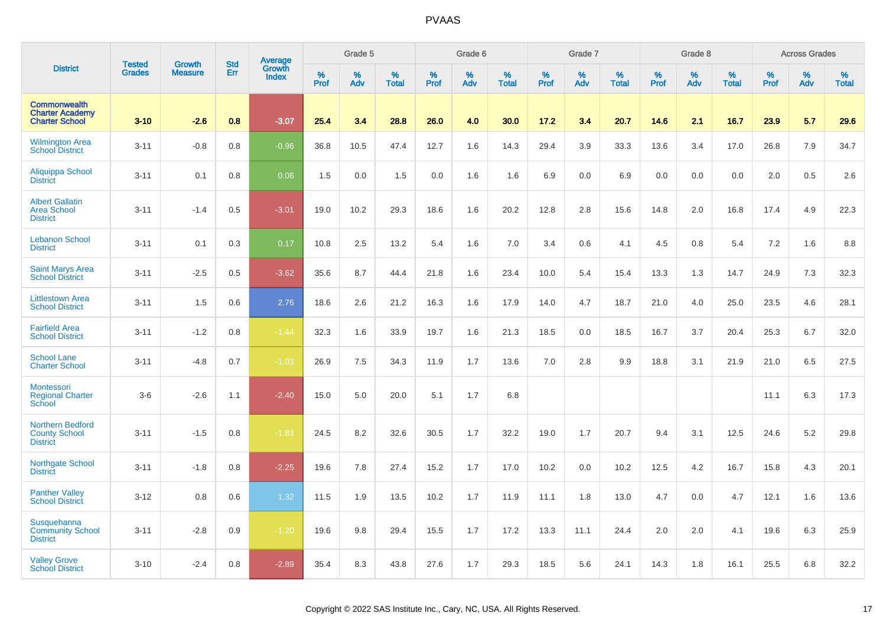# PVAAS

| District | Tested Grades | Growth Measure | Std Err | Average Growth Index | Grade 5 | | | Grade 6 | | | Grade 7 | | | Grade 8 | | | Across Grades | | |
|---|---|---|---|---|---|---|---|---|---|---|---|---|---|---|---|---|---|---|---|
| | | | | | % Prof | % Adv | % Total | % Prof | % Adv | % Total | % Prof | % Adv | % Total | % Prof | % Adv | % Total | % Prof | % Adv | % Total |
| **Commonwealth Charter Academy Charter School** | **3-10** | **-2.6** | **0.8** | **-3.07** | **25.4** | **3.4** | **28.8** | **26.0** | **4.0** | **30.0** | **17.2** | **3.4** | **20.7** | **14.6** | **2.1** | **16.7** | **23.9** | **5.7** | **29.6** |
| Wilmington Area School District | 3-11 | -0.8 | 0.8 | -0.96 | 36.8 | 10.5 | 47.4 | 12.7 | 1.6 | 14.3 | 29.4 | 3.9 | 33.3 | 13.6 | 3.4 | 17.0 | 26.8 | 7.9 | 34.7 |
| Aliquippa School District | 3-11 | 0.1 | 0.8 | 0.06 | 1.5 | 0.0 | 1.5 | 0.0 | 1.6 | 1.6 | 6.9 | 0.0 | 6.9 | 0.0 | 0.0 | 0.0 | 2.0 | 0.5 | 2.6 |
| Albert Gallatin Area School District | 3-11 | -1.4 | 0.5 | -3.01 | 19.0 | 10.2 | 29.3 | 18.6 | 1.6 | 20.2 | 12.8 | 2.8 | 15.6 | 14.8 | 2.0 | 16.8 | 17.4 | 4.9 | 22.3 |
| Lebanon School District | 3-11 | 0.1 | 0.3 | 0.17 | 10.8 | 2.5 | 13.2 | 5.4 | 1.6 | 7.0 | 3.4 | 0.6 | 4.1 | 4.5 | 0.8 | 5.4 | 7.2 | 1.6 | 8.8 |
| Saint Marys Area School District | 3-11 | -2.5 | 0.5 | -3.62 | 35.6 | 8.7 | 44.4 | 21.8 | 1.6 | 23.4 | 10.0 | 5.4 | 15.4 | 13.3 | 1.3 | 14.7 | 24.9 | 7.3 | 32.3 |
| Littlestown Area School District | 3-11 | 1.5 | 0.6 | 2.76 | 18.6 | 2.6 | 21.2 | 16.3 | 1.6 | 17.9 | 14.0 | 4.7 | 18.7 | 21.0 | 4.0 | 25.0 | 23.5 | 4.6 | 28.1 |
| Fairfield Area School District | 3-11 | -1.2 | 0.8 | -1.44 | 32.3 | 1.6 | 33.9 | 19.7 | 1.6 | 21.3 | 18.5 | 0.0 | 18.5 | 16.7 | 3.7 | 20.4 | 25.3 | 6.7 | 32.0 |
| School Lane Charter School | 3-11 | -4.8 | 0.7 | -1.03 | 26.9 | 7.5 | 34.3 | 11.9 | 1.7 | 13.6 | 7.0 | 2.8 | 9.9 | 18.8 | 3.1 | 21.9 | 21.0 | 6.5 | 27.5 |
| Montessori Regional Charter School | 3-6 | -2.6 | 1.1 | -2.40 | 15.0 | 5.0 | 20.0 | 5.1 | 1.7 | 6.8 | | | | | | | 11.1 | 6.3 | 17.3 |
| Northern Bedford County School District | 3-11 | -1.5 | 0.8 | -1.83 | 24.5 | 8.2 | 32.6 | 30.5 | 1.7 | 32.2 | 19.0 | 1.7 | 20.7 | 9.4 | 3.1 | 12.5 | 24.6 | 5.2 | 29.8 |
| Northgate School District | 3-11 | -1.8 | 0.8 | -2.25 | 19.6 | 7.8 | 27.4 | 15.2 | 1.7 | 17.0 | 10.2 | 0.0 | 10.2 | 12.5 | 4.2 | 16.7 | 15.8 | 4.3 | 20.1 |
| Panther Valley School District | 3-12 | 0.8 | 0.6 | 1.32 | 11.5 | 1.9 | 13.5 | 10.2 | 1.7 | 11.9 | 11.1 | 1.8 | 13.0 | 4.7 | 0.0 | 4.7 | 12.1 | 1.6 | 13.6 |
| Susquehanna Community School District | 3-11 | -2.8 | 0.9 | -1.20 | 19.6 | 9.8 | 29.4 | 15.5 | 1.7 | 17.2 | 13.3 | 11.1 | 24.4 | 2.0 | 2.0 | 4.1 | 19.6 | 6.3 | 25.9 |
| Valley Grove School District | 3-10 | -2.4 | 0.8 | -2.89 | 35.4 | 8.3 | 43.8 | 27.6 | 1.7 | 29.3 | 18.5 | 5.6 | 24.1 | 14.3 | 1.8 | 16.1 | 25.5 | 6.8 | 32.2 |

Copyright © 2022 SAS Institute Inc., Cary, NC, USA. All Rights Reserved.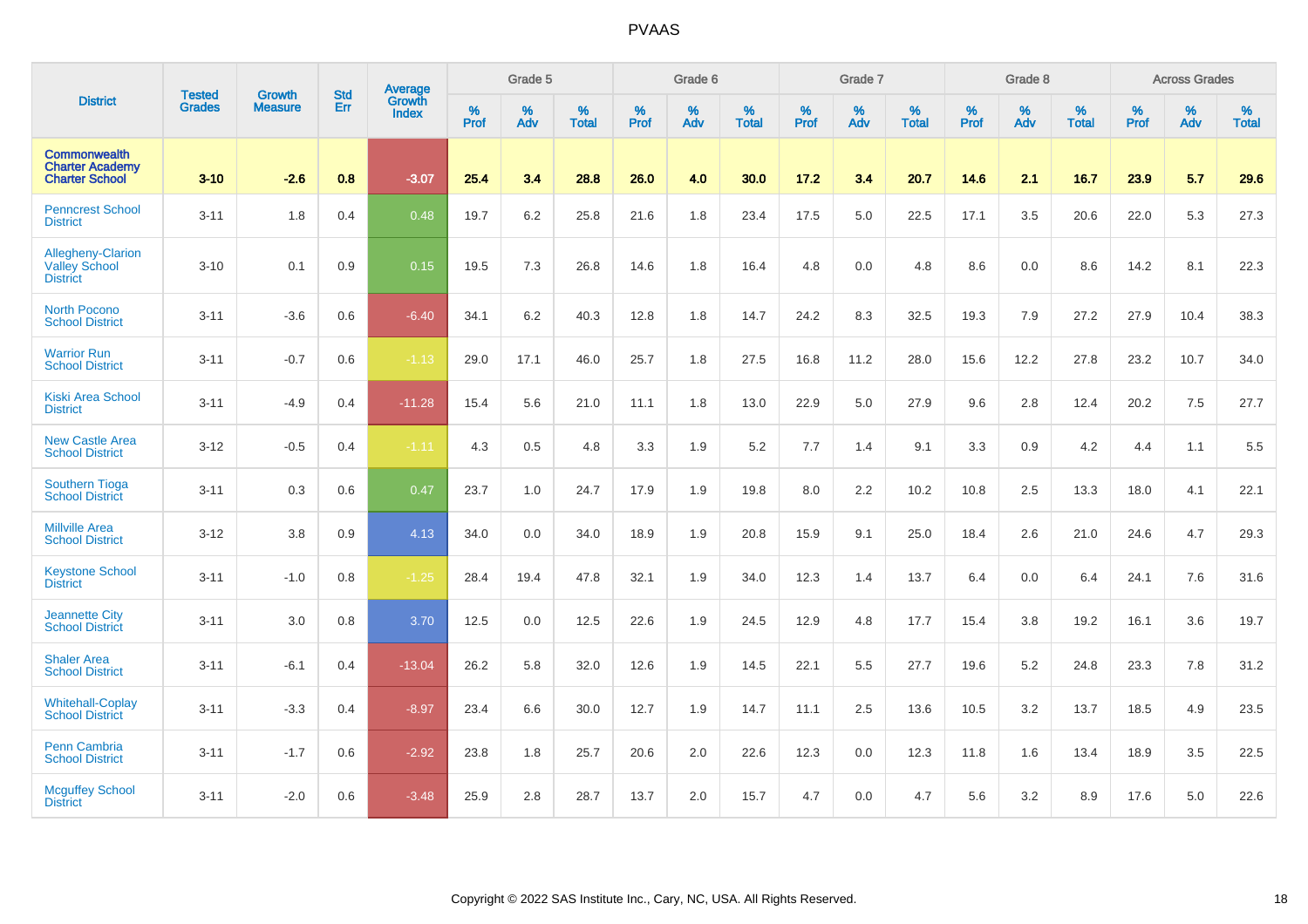# PVAAS

| District | Tested Grades | Growth Measure | Std Err | Average Growth Index | Grade 5 | | | Grade 6 | | | Grade 7 | | | Grade 8 | | | Across Grades | | |
|---|---|---|---|---|---|---|---|---|---|---|---|---|---|---|---|---|---|---|---|
| | | | | | % Prof | % Adv | % Total | % Prof | % Adv | % Total | % Prof | % Adv | % Total | % Prof | % Adv | % Total | % Prof | % Adv | % Total |
| **Commonwealth Charter Academy Charter School** | **3-10** | **-2.6** | **0.8** | **-3.07** | **25.4** | **3.4** | **28.8** | **26.0** | **4.0** | **30.0** | **17.2** | **3.4** | **20.7** | **14.6** | **2.1** | **16.7** | **23.9** | **5.7** | **29.6** |
| Penncrest School District | 3-11 | 1.8 | 0.4 | 0.48 | 19.7 | 6.2 | 25.8 | 21.6 | 1.8 | 23.4 | 17.5 | 5.0 | 22.5 | 17.1 | 3.5 | 20.6 | 22.0 | 5.3 | 27.3 |
| Allegheny-Clarion Valley School District | 3-10 | 0.1 | 0.9 | 0.15 | 19.5 | 7.3 | 26.8 | 14.6 | 1.8 | 16.4 | 4.8 | 0.0 | 4.8 | 8.6 | 0.0 | 8.6 | 14.2 | 8.1 | 22.3 |
| North Pocono School District | 3-11 | -3.6 | 0.6 | -6.40 | 34.1 | 6.2 | 40.3 | 12.8 | 1.8 | 14.7 | 24.2 | 8.3 | 32.5 | 19.3 | 7.9 | 27.2 | 27.9 | 10.4 | 38.3 |
| Warrior Run School District | 3-11 | -0.7 | 0.6 | -1.13 | 29.0 | 17.1 | 46.0 | 25.7 | 1.8 | 27.5 | 16.8 | 11.2 | 28.0 | 15.6 | 12.2 | 27.8 | 23.2 | 10.7 | 34.0 |
| Kiski Area School District | 3-11 | -4.9 | 0.4 | -11.28 | 15.4 | 5.6 | 21.0 | 11.1 | 1.8 | 13.0 | 22.9 | 5.0 | 27.9 | 9.6 | 2.8 | 12.4 | 20.2 | 7.5 | 27.7 |
| New Castle Area School District | 3-12 | -0.5 | 0.4 | -1.11 | 4.3 | 0.5 | 4.8 | 3.3 | 1.9 | 5.2 | 7.7 | 1.4 | 9.1 | 3.3 | 0.9 | 4.2 | 4.4 | 1.1 | 5.5 |
| Southern Tioga School District | 3-11 | 0.3 | 0.6 | 0.47 | 23.7 | 1.0 | 24.7 | 17.9 | 1.9 | 19.8 | 8.0 | 2.2 | 10.2 | 10.8 | 2.5 | 13.3 | 18.0 | 4.1 | 22.1 |
| Millville Area School District | 3-12 | 3.8 | 0.9 | 4.13 | 34.0 | 0.0 | 34.0 | 18.9 | 1.9 | 20.8 | 15.9 | 9.1 | 25.0 | 18.4 | 2.6 | 21.0 | 24.6 | 4.7 | 29.3 |
| Keystone School District | 3-11 | -1.0 | 0.8 | -1.25 | 28.4 | 19.4 | 47.8 | 32.1 | 1.9 | 34.0 | 12.3 | 1.4 | 13.7 | 6.4 | 0.0 | 6.4 | 24.1 | 7.6 | 31.6 |
| Jeannette City School District | 3-11 | 3.0 | 0.8 | 3.70 | 12.5 | 0.0 | 12.5 | 22.6 | 1.9 | 24.5 | 12.9 | 4.8 | 17.7 | 15.4 | 3.8 | 19.2 | 16.1 | 3.6 | 19.7 |
| Shaler Area School District | 3-11 | -6.1 | 0.4 | -13.04 | 26.2 | 5.8 | 32.0 | 12.6 | 1.9 | 14.5 | 22.1 | 5.5 | 27.7 | 19.6 | 5.2 | 24.8 | 23.3 | 7.8 | 31.2 |
| Whitehall-Coplay School District | 3-11 | -3.3 | 0.4 | -8.97 | 23.4 | 6.6 | 30.0 | 12.7 | 1.9 | 14.7 | 11.1 | 2.5 | 13.6 | 10.5 | 3.2 | 13.7 | 18.5 | 4.9 | 23.5 |
| Penn Cambria School District | 3-11 | -1.7 | 0.6 | -2.92 | 23.8 | 1.8 | 25.7 | 20.6 | 2.0 | 22.6 | 12.3 | 0.0 | 12.3 | 11.8 | 1.6 | 13.4 | 18.9 | 3.5 | 22.5 |
| Mcguffey School District | 3-11 | -2.0 | 0.6 | -3.48 | 25.9 | 2.8 | 28.7 | 13.7 | 2.0 | 15.7 | 4.7 | 0.0 | 4.7 | 5.6 | 3.2 | 8.9 | 17.6 | 5.0 | 22.6 |

Copyright © 2022 SAS Institute Inc., Cary, NC, USA. All Rights Reserved.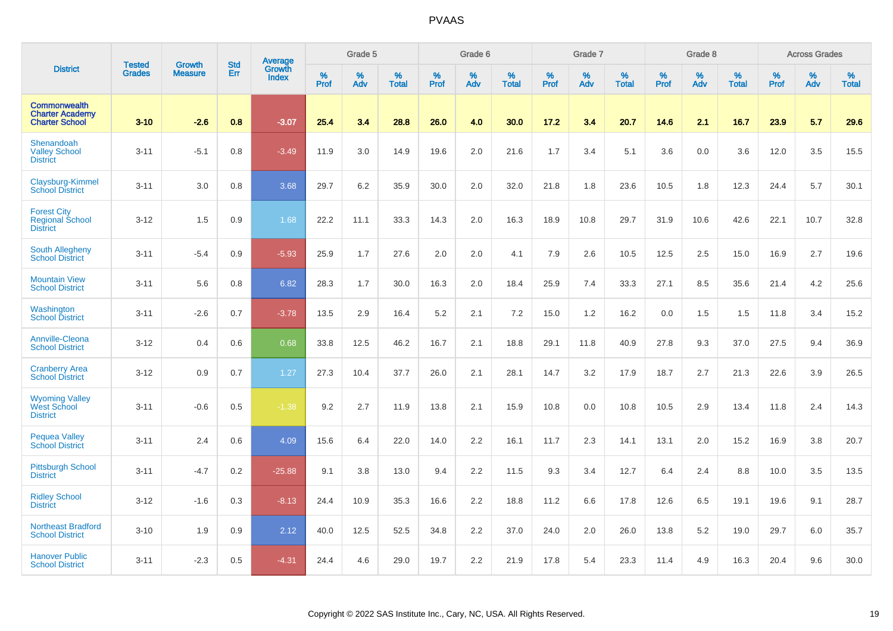# PVAAS

| District | Tested Grades | Growth Measure | Std Err | Average Growth Index | Grade 5 | | | Grade 6 | | | Grade 7 | | | Grade 8 | | | Across Grades | | |
|---|---|---|---|---|---|---|---|---|---|---|---|---|---|---|---|---|---|---|---|
| | | | | | % Prof | % Adv | % Total | % Prof | % Adv | % Total | % Prof | % Adv | % Total | % Prof | % Adv | % Total | % Prof | % Adv | % Total |
| **Commonwealth Charter Academy Charter School** | **3-10** | **-2.6** | **0.8** | **-3.07** | **25.4** | **3.4** | **28.8** | **26.0** | **4.0** | **30.0** | **17.2** | **3.4** | **20.7** | **14.6** | **2.1** | **16.7** | **23.9** | **5.7** | **29.6** |
| Shenandoah Valley School District | 3-11 | -5.1 | 0.8 | -3.49 | 11.9 | 3.0 | 14.9 | 19.6 | 2.0 | 21.6 | 1.7 | 3.4 | 5.1 | 3.6 | 0.0 | 3.6 | 12.0 | 3.5 | 15.5 |
| Claysburg-Kimmel School District | 3-11 | 3.0 | 0.8 | 3.68 | 29.7 | 6.2 | 35.9 | 30.0 | 2.0 | 32.0 | 21.8 | 1.8 | 23.6 | 10.5 | 1.8 | 12.3 | 24.4 | 5.7 | 30.1 |
| Forest City Regional School District | 3-12 | 1.5 | 0.9 | 1.68 | 22.2 | 11.1 | 33.3 | 14.3 | 2.0 | 16.3 | 18.9 | 10.8 | 29.7 | 31.9 | 10.6 | 42.6 | 22.1 | 10.7 | 32.8 |
| South Allegheny School District | 3-11 | -5.4 | 0.9 | -5.93 | 25.9 | 1.7 | 27.6 | 2.0 | 2.0 | 4.1 | 7.9 | 2.6 | 10.5 | 12.5 | 2.5 | 15.0 | 16.9 | 2.7 | 19.6 |
| Mountain View School District | 3-11 | 5.6 | 0.8 | 6.82 | 28.3 | 1.7 | 30.0 | 16.3 | 2.0 | 18.4 | 25.9 | 7.4 | 33.3 | 27.1 | 8.5 | 35.6 | 21.4 | 4.2 | 25.6 |
| Washington School District | 3-11 | -2.6 | 0.7 | -3.78 | 13.5 | 2.9 | 16.4 | 5.2 | 2.1 | 7.2 | 15.0 | 1.2 | 16.2 | 0.0 | 1.5 | 1.5 | 11.8 | 3.4 | 15.2 |
| Annville-Cleona School District | 3-12 | 0.4 | 0.6 | 0.68 | 33.8 | 12.5 | 46.2 | 16.7 | 2.1 | 18.8 | 29.1 | 11.8 | 40.9 | 27.8 | 9.3 | 37.0 | 27.5 | 9.4 | 36.9 |
| Cranberry Area School District | 3-12 | 0.9 | 0.7 | 1.27 | 27.3 | 10.4 | 37.7 | 26.0 | 2.1 | 28.1 | 14.7 | 3.2 | 17.9 | 18.7 | 2.7 | 21.3 | 22.6 | 3.9 | 26.5 |
| Wyoming Valley West School District | 3-11 | -0.6 | 0.5 | -1.38 | 9.2 | 2.7 | 11.9 | 13.8 | 2.1 | 15.9 | 10.8 | 0.0 | 10.8 | 10.5 | 2.9 | 13.4 | 11.8 | 2.4 | 14.3 |
| Pequea Valley School District | 3-11 | 2.4 | 0.6 | 4.09 | 15.6 | 6.4 | 22.0 | 14.0 | 2.2 | 16.1 | 11.7 | 2.3 | 14.1 | 13.1 | 2.0 | 15.2 | 16.9 | 3.8 | 20.7 |
| Pittsburgh School District | 3-11 | -4.7 | 0.2 | -25.88 | 9.1 | 3.8 | 13.0 | 9.4 | 2.2 | 11.5 | 9.3 | 3.4 | 12.7 | 6.4 | 2.4 | 8.8 | 10.0 | 3.5 | 13.5 |
| Ridley School District | 3-12 | -1.6 | 0.3 | -8.13 | 24.4 | 10.9 | 35.3 | 16.6 | 2.2 | 18.8 | 11.2 | 6.6 | 17.8 | 12.6 | 6.5 | 19.1 | 19.6 | 9.1 | 28.7 |
| Northeast Bradford School District | 3-10 | 1.9 | 0.9 | 2.12 | 40.0 | 12.5 | 52.5 | 34.8 | 2.2 | 37.0 | 24.0 | 2.0 | 26.0 | 13.8 | 5.2 | 19.0 | 29.7 | 6.0 | 35.7 |
| Hanover Public School District | 3-11 | -2.3 | 0.5 | -4.31 | 24.4 | 4.6 | 29.0 | 19.7 | 2.2 | 21.9 | 17.8 | 5.4 | 23.3 | 11.4 | 4.9 | 16.3 | 20.4 | 9.6 | 30.0 |

Copyright © 2022 SAS Institute Inc., Cary, NC, USA. All Rights Reserved.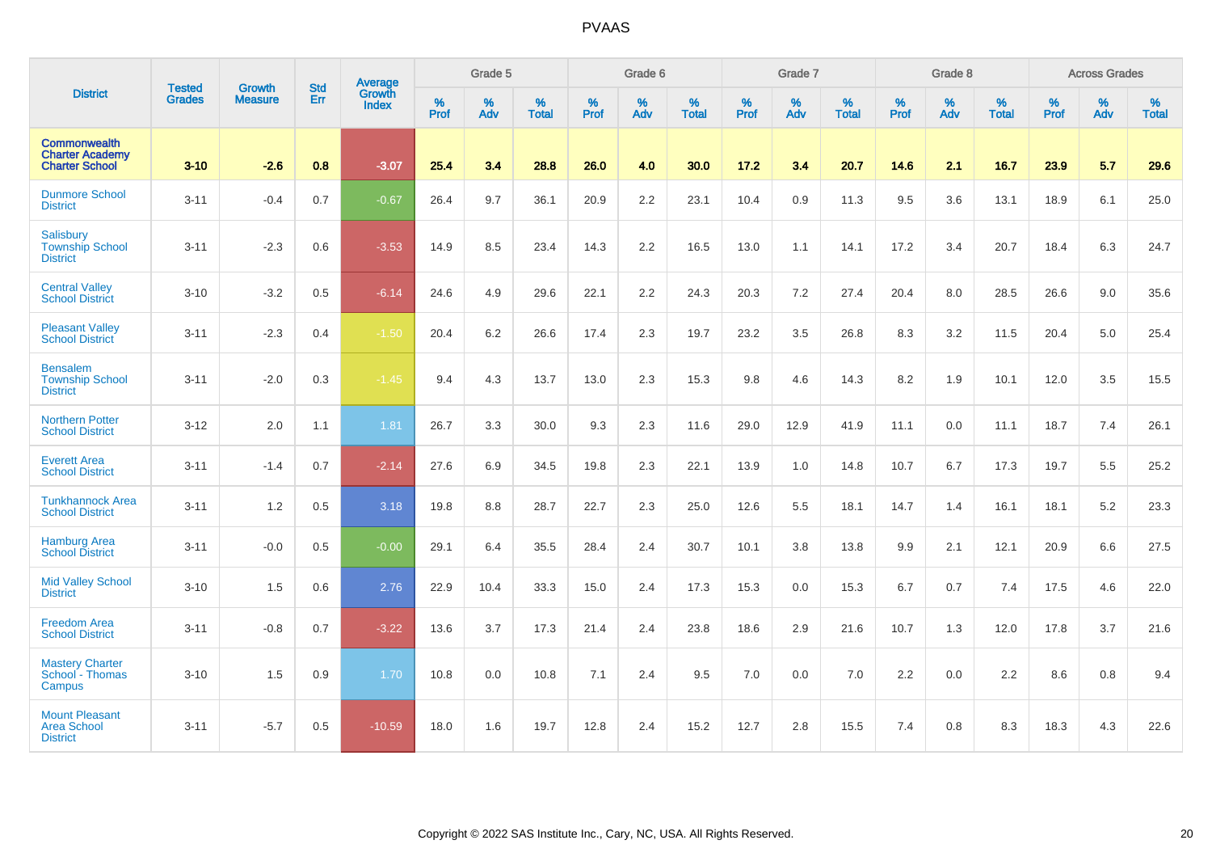| District | Tested Grades | Growth Measure | Std Err | Average Growth Index | Grade 5 | | | Grade 6 | | | Grade 7 | | | Grade 8 | | | Across Grades | | |
|---|---|---|---|---|---|---|---|---|---|---|---|---|---|---|---|---|---|---|---|
| | | | | | % Prof | % Adv | % Total | % Prof | % Adv | % Total | % Prof | % Adv | % Total | % Prof | % Adv | % Total | % Prof | % Adv | % Total |
| **Commonwealth Charter Academy Charter School** | **3-10** | **-2.6** | **0.8** | **-3.07** | **25.4** | **3.4** | **28.8** | **26.0** | **4.0** | **30.0** | **17.2** | **3.4** | **20.7** | **14.6** | **2.1** | **16.7** | **23.9** | **5.7** | **29.6** |
| Dunmore School District | 3-11 | -0.4 | 0.7 | -0.67 | 26.4 | 9.7 | 36.1 | 20.9 | 2.2 | 23.1 | 10.4 | 0.9 | 11.3 | 9.5 | 3.6 | 13.1 | 18.9 | 6.1 | 25.0 |
| Salisbury Township School District | 3-11 | -2.3 | 0.6 | -3.53 | 14.9 | 8.5 | 23.4 | 14.3 | 2.2 | 16.5 | 13.0 | 1.1 | 14.1 | 17.2 | 3.4 | 20.7 | 18.4 | 6.3 | 24.7 |
| Central Valley School District | 3-10 | -3.2 | 0.5 | -6.14 | 24.6 | 4.9 | 29.6 | 22.1 | 2.2 | 24.3 | 20.3 | 7.2 | 27.4 | 20.4 | 8.0 | 28.5 | 26.6 | 9.0 | 35.6 |
| Pleasant Valley School District | 3-11 | -2.3 | 0.4 | -1.50 | 20.4 | 6.2 | 26.6 | 17.4 | 2.3 | 19.7 | 23.2 | 3.5 | 26.8 | 8.3 | 3.2 | 11.5 | 20.4 | 5.0 | 25.4 |
| Bensalem Township School District | 3-11 | -2.0 | 0.3 | -1.45 | 9.4 | 4.3 | 13.7 | 13.0 | 2.3 | 15.3 | 9.8 | 4.6 | 14.3 | 8.2 | 1.9 | 10.1 | 12.0 | 3.5 | 15.5 |
| Northern Potter School District | 3-12 | 2.0 | 1.1 | 1.81 | 26.7 | 3.3 | 30.0 | 9.3 | 2.3 | 11.6 | 29.0 | 12.9 | 41.9 | 11.1 | 0.0 | 11.1 | 18.7 | 7.4 | 26.1 |
| Everett Area School District | 3-11 | -1.4 | 0.7 | -2.14 | 27.6 | 6.9 | 34.5 | 19.8 | 2.3 | 22.1 | 13.9 | 1.0 | 14.8 | 10.7 | 6.7 | 17.3 | 19.7 | 5.5 | 25.2 |
| Tunkhannock Area School District | 3-11 | 1.2 | 0.5 | 3.18 | 19.8 | 8.8 | 28.7 | 22.7 | 2.3 | 25.0 | 12.6 | 5.5 | 18.1 | 14.7 | 1.4 | 16.1 | 18.1 | 5.2 | 23.3 |
| Hamburg Area School District | 3-11 | -0.0 | 0.5 | -0.00 | 29.1 | 6.4 | 35.5 | 28.4 | 2.4 | 30.7 | 10.1 | 3.8 | 13.8 | 9.9 | 2.1 | 12.1 | 20.9 | 6.6 | 27.5 |
| Mid Valley School District | 3-10 | 1.5 | 0.6 | 2.76 | 22.9 | 10.4 | 33.3 | 15.0 | 2.4 | 17.3 | 15.3 | 0.0 | 15.3 | 6.7 | 0.7 | 7.4 | 17.5 | 4.6 | 22.0 |
| Freedom Area School District | 3-11 | -0.8 | 0.7 | -3.22 | 13.6 | 3.7 | 17.3 | 21.4 | 2.4 | 23.8 | 18.6 | 2.9 | 21.6 | 10.7 | 1.3 | 12.0 | 17.8 | 3.7 | 21.6 |
| Mastery Charter School - Thomas Campus | 3-10 | 1.5 | 0.9 | 1.70 | 10.8 | 0.0 | 10.8 | 7.1 | 2.4 | 9.5 | 7.0 | 0.0 | 7.0 | 2.2 | 0.0 | 2.2 | 8.6 | 0.8 | 9.4 |
| Mount Pleasant Area School District | 3-11 | -5.7 | 0.5 | -10.59 | 18.0 | 1.6 | 19.7 | 12.8 | 2.4 | 15.2 | 12.7 | 2.8 | 15.5 | 7.4 | 0.8 | 8.3 | 18.3 | 4.3 | 22.6 |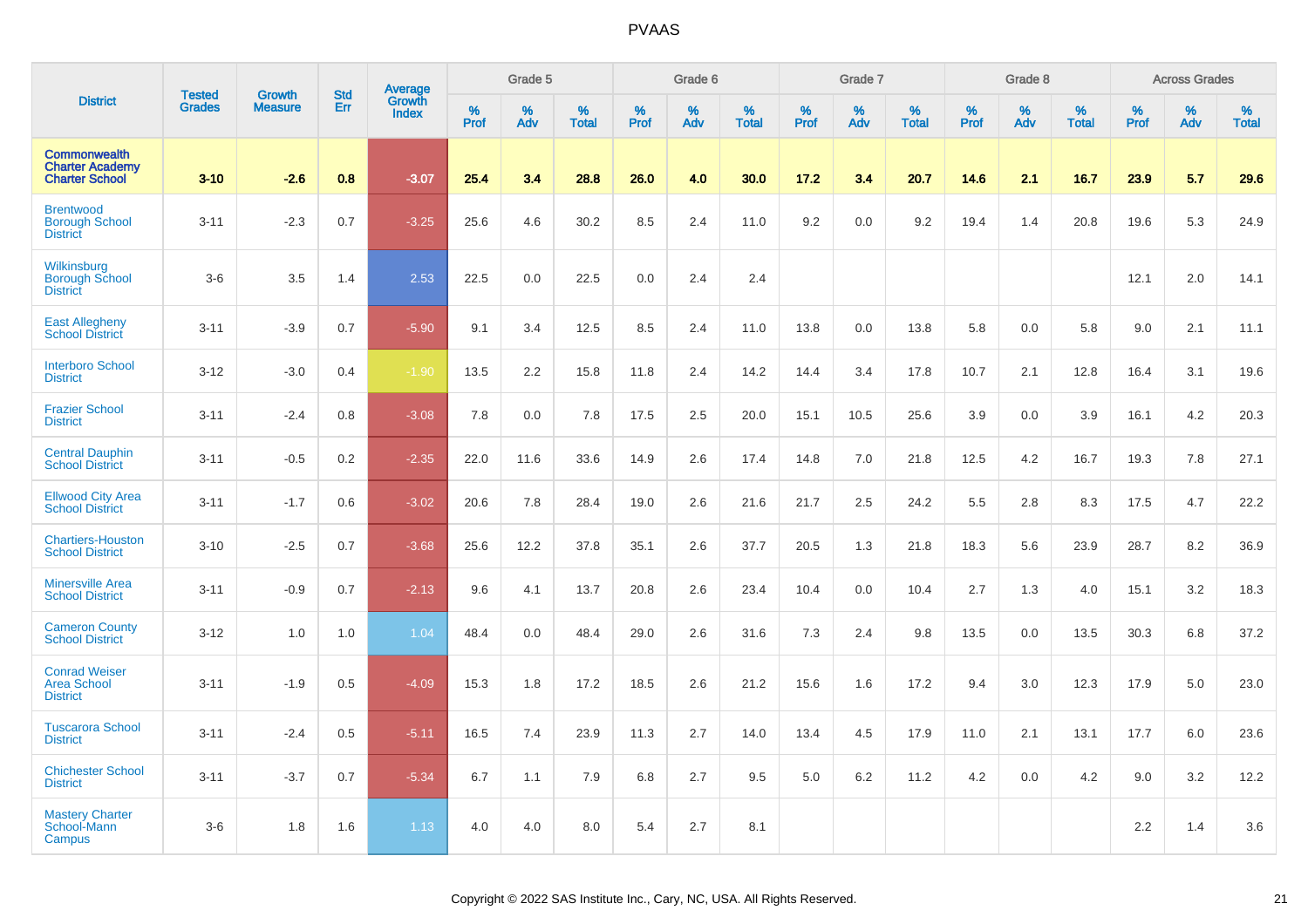# PVAAS

| District | Tested Grades | Growth Measure | Std Err | Average Growth Index | Grade 5 | | | Grade 6 | | | Grade 7 | | | Grade 8 | | | Across Grades | | |
|---|---|---|---|---|---|---|---|---|---|---|---|---|---|---|---|---|---|---|---|
| | | | | | % Prof | % Adv | % Total | % Prof | % Adv | % Total | % Prof | % Adv | % Total | % Prof | % Adv | % Total | % Prof | % Adv | % Total |
| **Commonwealth Charter Academy Charter School** | **3-10** | **-2.6** | **0.8** | **-3.07** | **25.4** | **3.4** | **28.8** | **26.0** | **4.0** | **30.0** | **17.2** | **3.4** | **20.7** | **14.6** | **2.1** | **16.7** | **23.9** | **5.7** | **29.6** |
| Brentwood Borough School District | 3-11 | -2.3 | 0.7 | -3.25 | 25.6 | 4.6 | 30.2 | 8.5 | 2.4 | 11.0 | 9.2 | 0.0 | 9.2 | 19.4 | 1.4 | 20.8 | 19.6 | 5.3 | 24.9 |
| Wilkinsburg Borough School District | 3-6 | 3.5 | 1.4 | 2.53 | 22.5 | 0.0 | 22.5 | 0.0 | 2.4 | 2.4 | | | | | | | 12.1 | 2.0 | 14.1 |
| East Allegheny School District | 3-11 | -3.9 | 0.7 | -5.90 | 9.1 | 3.4 | 12.5 | 8.5 | 2.4 | 11.0 | 13.8 | 0.0 | 13.8 | 5.8 | 0.0 | 5.8 | 9.0 | 2.1 | 11.1 |
| Interboro School District | 3-12 | -3.0 | 0.4 | -1.90 | 13.5 | 2.2 | 15.8 | 11.8 | 2.4 | 14.2 | 14.4 | 3.4 | 17.8 | 10.7 | 2.1 | 12.8 | 16.4 | 3.1 | 19.6 |
| Frazier School District | 3-11 | -2.4 | 0.8 | -3.08 | 7.8 | 0.0 | 7.8 | 17.5 | 2.5 | 20.0 | 15.1 | 10.5 | 25.6 | 3.9 | 0.0 | 3.9 | 16.1 | 4.2 | 20.3 |
| Central Dauphin School District | 3-11 | -0.5 | 0.2 | -2.35 | 22.0 | 11.6 | 33.6 | 14.9 | 2.6 | 17.4 | 14.8 | 7.0 | 21.8 | 12.5 | 4.2 | 16.7 | 19.3 | 7.8 | 27.1 |
| Ellwood City Area School District | 3-11 | -1.7 | 0.6 | -3.02 | 20.6 | 7.8 | 28.4 | 19.0 | 2.6 | 21.6 | 21.7 | 2.5 | 24.2 | 5.5 | 2.8 | 8.3 | 17.5 | 4.7 | 22.2 |
| Chartiers-Houston School District | 3-10 | -2.5 | 0.7 | -3.68 | 25.6 | 12.2 | 37.8 | 35.1 | 2.6 | 37.7 | 20.5 | 1.3 | 21.8 | 18.3 | 5.6 | 23.9 | 28.7 | 8.2 | 36.9 |
| Minersville Area School District | 3-11 | -0.9 | 0.7 | -2.13 | 9.6 | 4.1 | 13.7 | 20.8 | 2.6 | 23.4 | 10.4 | 0.0 | 10.4 | 2.7 | 1.3 | 4.0 | 15.1 | 3.2 | 18.3 |
| Cameron County School District | 3-12 | 1.0 | 1.0 | 1.04 | 48.4 | 0.0 | 48.4 | 29.0 | 2.6 | 31.6 | 7.3 | 2.4 | 9.8 | 13.5 | 0.0 | 13.5 | 30.3 | 6.8 | 37.2 |
| Conrad Weiser Area School District | 3-11 | -1.9 | 0.5 | -4.09 | 15.3 | 1.8 | 17.2 | 18.5 | 2.6 | 21.2 | 15.6 | 1.6 | 17.2 | 9.4 | 3.0 | 12.3 | 17.9 | 5.0 | 23.0 |
| Tuscarora School District | 3-11 | -2.4 | 0.5 | -5.11 | 16.5 | 7.4 | 23.9 | 11.3 | 2.7 | 14.0 | 13.4 | 4.5 | 17.9 | 11.0 | 2.1 | 13.1 | 17.7 | 6.0 | 23.6 |
| Chichester School District | 3-11 | -3.7 | 0.7 | -5.34 | 6.7 | 1.1 | 7.9 | 6.8 | 2.7 | 9.5 | 5.0 | 6.2 | 11.2 | 4.2 | 0.0 | 4.2 | 9.0 | 3.2 | 12.2 |
| Mastery Charter School-Mann Campus | 3-6 | 1.8 | 1.6 | 1.13 | 4.0 | 4.0 | 8.0 | 5.4 | 2.7 | 8.1 | | | | | | | 2.2 | 1.4 | 3.6 |

Copyright © 2022 SAS Institute Inc., Cary, NC, USA. All Rights Reserved.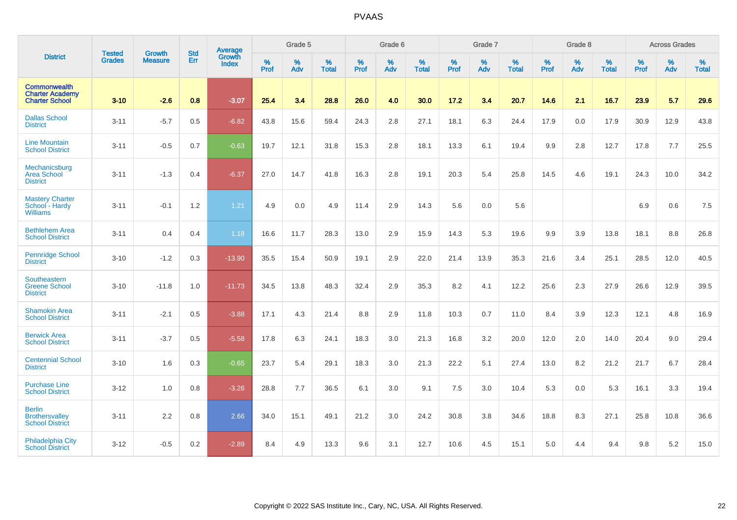# PVAAS

| District | Tested Grades | Growth Measure | Std Err | Average Growth Index | Grade 5 | | | Grade 6 | | | Grade 7 | | | Grade 8 | | | Across Grades | | |
|---|---|---|---|---|---|---|---|---|---|---|---|---|---|---|---|---|---|---|---|
| | | | | | % Prof | % Adv | % Total | % Prof | % Adv | % Total | % Prof | % Adv | % Total | % Prof | % Adv | % Total | % Prof | % Adv | % Total |
| **Commonwealth Charter Academy Charter School** | **3-10** | **-2.6** | **0.8** | **-3.07** | **25.4** | **3.4** | **28.8** | **26.0** | **4.0** | **30.0** | **17.2** | **3.4** | **20.7** | **14.6** | **2.1** | **16.7** | **23.9** | **5.7** | **29.6** |
| Dallas School District | 3-11 | -5.7 | 0.5 | -6.82 | 43.8 | 15.6 | 59.4 | 24.3 | 2.8 | 27.1 | 18.1 | 6.3 | 24.4 | 17.9 | 0.0 | 17.9 | 30.9 | 12.9 | 43.8 |
| Line Mountain School District | 3-11 | -0.5 | 0.7 | -0.63 | 19.7 | 12.1 | 31.8 | 15.3 | 2.8 | 18.1 | 13.3 | 6.1 | 19.4 | 9.9 | 2.8 | 12.7 | 17.8 | 7.7 | 25.5 |
| Mechanicsburg Area School District | 3-11 | -1.3 | 0.4 | -6.37 | 27.0 | 14.7 | 41.8 | 16.3 | 2.8 | 19.1 | 20.3 | 5.4 | 25.8 | 14.5 | 4.6 | 19.1 | 24.3 | 10.0 | 34.2 |
| Mastery Charter School - Hardy Williams | 3-11 | -0.1 | 1.2 | 1.21 | 4.9 | 0.0 | 4.9 | 11.4 | 2.9 | 14.3 | 5.6 | 0.0 | 5.6 | | | | 6.9 | 0.6 | 7.5 |
| Bethlehem Area School District | 3-11 | 0.4 | 0.4 | 1.18 | 16.6 | 11.7 | 28.3 | 13.0 | 2.9 | 15.9 | 14.3 | 5.3 | 19.6 | 9.9 | 3.9 | 13.8 | 18.1 | 8.8 | 26.8 |
| Pennridge School District | 3-10 | -1.2 | 0.3 | -13.90 | 35.5 | 15.4 | 50.9 | 19.1 | 2.9 | 22.0 | 21.4 | 13.9 | 35.3 | 21.6 | 3.4 | 25.1 | 28.5 | 12.0 | 40.5 |
| Southeastern Greene School District | 3-10 | -11.8 | 1.0 | -11.73 | 34.5 | 13.8 | 48.3 | 32.4 | 2.9 | 35.3 | 8.2 | 4.1 | 12.2 | 25.6 | 2.3 | 27.9 | 26.6 | 12.9 | 39.5 |
| Shamokin Area School District | 3-11 | -2.1 | 0.5 | -3.88 | 17.1 | 4.3 | 21.4 | 8.8 | 2.9 | 11.8 | 10.3 | 0.7 | 11.0 | 8.4 | 3.9 | 12.3 | 12.1 | 4.8 | 16.9 |
| Berwick Area School District | 3-11 | -3.7 | 0.5 | -5.58 | 17.8 | 6.3 | 24.1 | 18.3 | 3.0 | 21.3 | 16.8 | 3.2 | 20.0 | 12.0 | 2.0 | 14.0 | 20.4 | 9.0 | 29.4 |
| Centennial School District | 3-10 | 1.6 | 0.3 | -0.65 | 23.7 | 5.4 | 29.1 | 18.3 | 3.0 | 21.3 | 22.2 | 5.1 | 27.4 | 13.0 | 8.2 | 21.2 | 21.7 | 6.7 | 28.4 |
| Purchase Line School District | 3-12 | 1.0 | 0.8 | -3.26 | 28.8 | 7.7 | 36.5 | 6.1 | 3.0 | 9.1 | 7.5 | 3.0 | 10.4 | 5.3 | 0.0 | 5.3 | 16.1 | 3.3 | 19.4 |
| Berlin Brothersvalley School District | 3-11 | 2.2 | 0.8 | 2.66 | 34.0 | 15.1 | 49.1 | 21.2 | 3.0 | 24.2 | 30.8 | 3.8 | 34.6 | 18.8 | 8.3 | 27.1 | 25.8 | 10.8 | 36.6 |
| Philadelphia City School District | 3-12 | -0.5 | 0.2 | -2.89 | 8.4 | 4.9 | 13.3 | 9.6 | 3.1 | 12.7 | 10.6 | 4.5 | 15.1 | 5.0 | 4.4 | 9.4 | 9.8 | 5.2 | 15.0 |

Copyright © 2022 SAS Institute Inc., Cary, NC, USA. All Rights Reserved.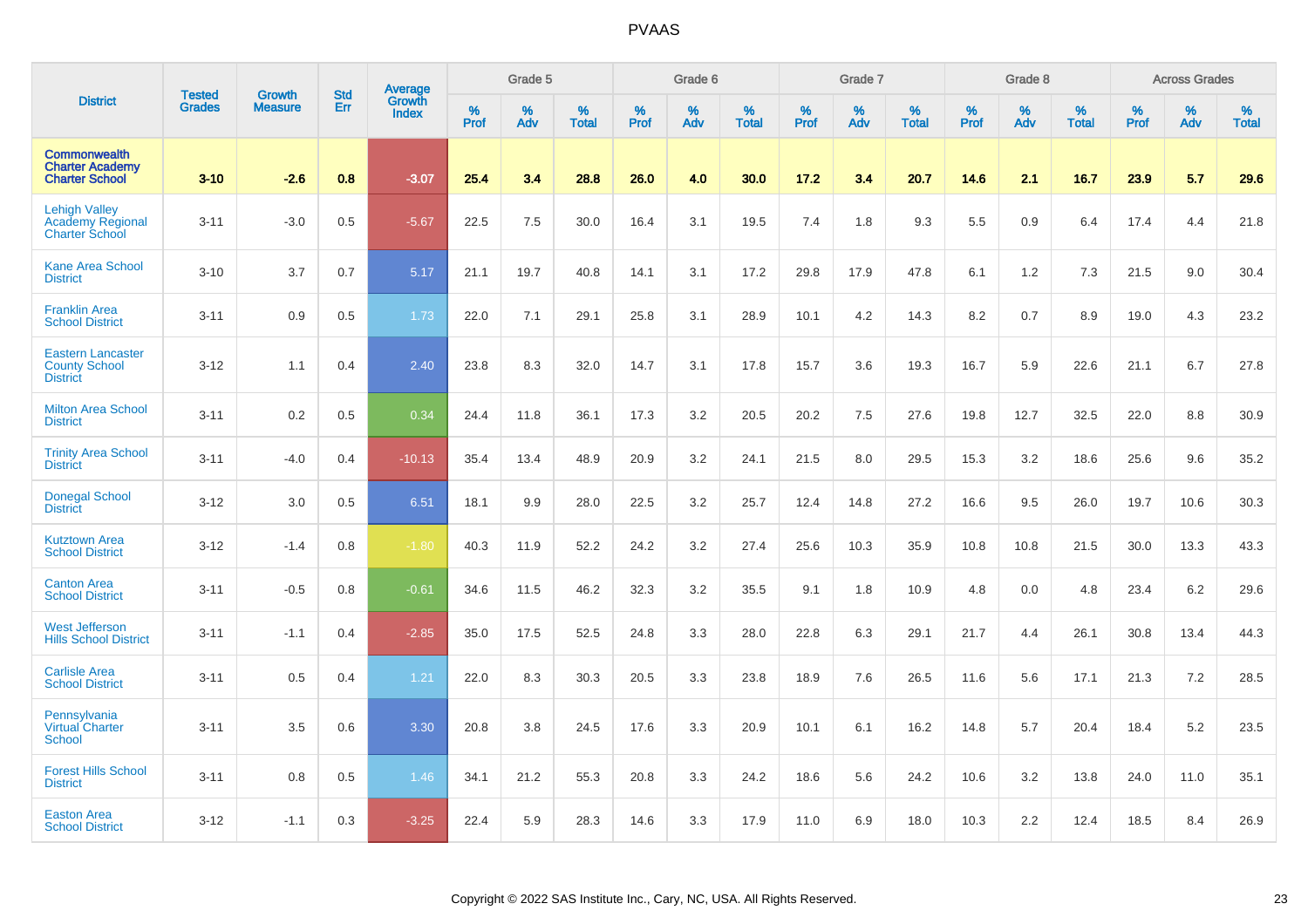# PVAAS

| District | Tested Grades | Growth Measure | Std Err | Average Growth Index | Grade 5 | | | Grade 6 | | | Grade 7 | | | Grade 8 | | | Across Grades | | |
|---|---|---|---|---|---|---|---|---|---|---|---|---|---|---|---|---|---|---|---|
| | | | | | % Prof | % Adv | % Total | % Prof | % Adv | % Total | % Prof | % Adv | % Total | % Prof | % Adv | % Total | % Prof | % Adv | % Total |
| **Commonwealth Charter Academy Charter School** | **3-10** | **-2.6** | **0.8** | **-3.07** | **25.4** | **3.4** | **28.8** | **26.0** | **4.0** | **30.0** | **17.2** | **3.4** | **20.7** | **14.6** | **2.1** | **16.7** | **23.9** | **5.7** | **29.6** |
| Lehigh Valley Academy Regional Charter School | 3-11 | -3.0 | 0.5 | -5.67 | 22.5 | 7.5 | 30.0 | 16.4 | 3.1 | 19.5 | 7.4 | 1.8 | 9.3 | 5.5 | 0.9 | 6.4 | 17.4 | 4.4 | 21.8 |
| Kane Area School District | 3-10 | 3.7 | 0.7 | 5.17 | 21.1 | 19.7 | 40.8 | 14.1 | 3.1 | 17.2 | 29.8 | 17.9 | 47.8 | 6.1 | 1.2 | 7.3 | 21.5 | 9.0 | 30.4 |
| Franklin Area School District | 3-11 | 0.9 | 0.5 | 1.73 | 22.0 | 7.1 | 29.1 | 25.8 | 3.1 | 28.9 | 10.1 | 4.2 | 14.3 | 8.2 | 0.7 | 8.9 | 19.0 | 4.3 | 23.2 |
| Eastern Lancaster County School District | 3-12 | 1.1 | 0.4 | 2.40 | 23.8 | 8.3 | 32.0 | 14.7 | 3.1 | 17.8 | 15.7 | 3.6 | 19.3 | 16.7 | 5.9 | 22.6 | 21.1 | 6.7 | 27.8 |
| Milton Area School District | 3-11 | 0.2 | 0.5 | 0.34 | 24.4 | 11.8 | 36.1 | 17.3 | 3.2 | 20.5 | 20.2 | 7.5 | 27.6 | 19.8 | 12.7 | 32.5 | 22.0 | 8.8 | 30.9 |
| Trinity Area School District | 3-11 | -4.0 | 0.4 | -10.13 | 35.4 | 13.4 | 48.9 | 20.9 | 3.2 | 24.1 | 21.5 | 8.0 | 29.5 | 15.3 | 3.2 | 18.6 | 25.6 | 9.6 | 35.2 |
| Donegal School District | 3-12 | 3.0 | 0.5 | 6.51 | 18.1 | 9.9 | 28.0 | 22.5 | 3.2 | 25.7 | 12.4 | 14.8 | 27.2 | 16.6 | 9.5 | 26.0 | 19.7 | 10.6 | 30.3 |
| Kutztown Area School District | 3-12 | -1.4 | 0.8 | -1.80 | 40.3 | 11.9 | 52.2 | 24.2 | 3.2 | 27.4 | 25.6 | 10.3 | 35.9 | 10.8 | 10.8 | 21.5 | 30.0 | 13.3 | 43.3 |
| Canton Area School District | 3-11 | -0.5 | 0.8 | -0.61 | 34.6 | 11.5 | 46.2 | 32.3 | 3.2 | 35.5 | 9.1 | 1.8 | 10.9 | 4.8 | 0.0 | 4.8 | 23.4 | 6.2 | 29.6 |
| West Jefferson Hills School District | 3-11 | -1.1 | 0.4 | -2.85 | 35.0 | 17.5 | 52.5 | 24.8 | 3.3 | 28.0 | 22.8 | 6.3 | 29.1 | 21.7 | 4.4 | 26.1 | 30.8 | 13.4 | 44.3 |
| Carlisle Area School District | 3-11 | 0.5 | 0.4 | 1.21 | 22.0 | 8.3 | 30.3 | 20.5 | 3.3 | 23.8 | 18.9 | 7.6 | 26.5 | 11.6 | 5.6 | 17.1 | 21.3 | 7.2 | 28.5 |
| Pennsylvania Virtual Charter School | 3-11 | 3.5 | 0.6 | 3.30 | 20.8 | 3.8 | 24.5 | 17.6 | 3.3 | 20.9 | 10.1 | 6.1 | 16.2 | 14.8 | 5.7 | 20.4 | 18.4 | 5.2 | 23.5 |
| Forest Hills School District | 3-11 | 0.8 | 0.5 | 1.46 | 34.1 | 21.2 | 55.3 | 20.8 | 3.3 | 24.2 | 18.6 | 5.6 | 24.2 | 10.6 | 3.2 | 13.8 | 24.0 | 11.0 | 35.1 |
| Easton Area School District | 3-12 | -1.1 | 0.3 | -3.25 | 22.4 | 5.9 | 28.3 | 14.6 | 3.3 | 17.9 | 11.0 | 6.9 | 18.0 | 10.3 | 2.2 | 12.4 | 18.5 | 8.4 | 26.9 |

Copyright © 2022 SAS Institute Inc., Cary, NC, USA. All Rights Reserved.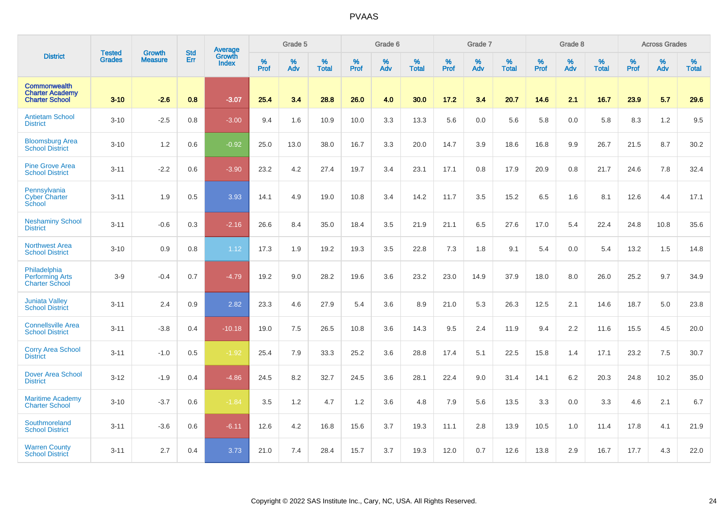# PVAAS

| District | Tested Grades | Growth Measure | Std Err | Average Growth Index | Grade 5 | | | Grade 6 | | | Grade 7 | | | Grade 8 | | | Across Grades | | |
|---|---|---|---|---|---|---|---|---|---|---|---|---|---|---|---|---|---|---|---|
| | | | | | % Prof | % Adv | % Total | % Prof | % Adv | % Total | % Prof | % Adv | % Total | % Prof | % Adv | % Total | % Prof | % Adv | % Total |
| **Commonwealth Charter Academy Charter School** | **3-10** | **-2.6** | **0.8** | **-3.07** | **25.4** | **3.4** | **28.8** | **26.0** | **4.0** | **30.0** | **17.2** | **3.4** | **20.7** | **14.6** | **2.1** | **16.7** | **23.9** | **5.7** | **29.6** |
| Antietam School District | 3-10 | -2.5 | 0.8 | -3.00 | 9.4 | 1.6 | 10.9 | 10.0 | 3.3 | 13.3 | 5.6 | 0.0 | 5.6 | 5.8 | 0.0 | 5.8 | 8.3 | 1.2 | 9.5 |
| Bloomsburg Area School District | 3-10 | 1.2 | 0.6 | -0.92 | 25.0 | 13.0 | 38.0 | 16.7 | 3.3 | 20.0 | 14.7 | 3.9 | 18.6 | 16.8 | 9.9 | 26.7 | 21.5 | 8.7 | 30.2 |
| Pine Grove Area School District | 3-11 | -2.2 | 0.6 | -3.90 | 23.2 | 4.2 | 27.4 | 19.7 | 3.4 | 23.1 | 17.1 | 0.8 | 17.9 | 20.9 | 0.8 | 21.7 | 24.6 | 7.8 | 32.4 |
| Pennsylvania Cyber Charter School | 3-11 | 1.9 | 0.5 | 3.93 | 14.1 | 4.9 | 19.0 | 10.8 | 3.4 | 14.2 | 11.7 | 3.5 | 15.2 | 6.5 | 1.6 | 8.1 | 12.6 | 4.4 | 17.1 |
| Neshaminy School District | 3-11 | -0.6 | 0.3 | -2.16 | 26.6 | 8.4 | 35.0 | 18.4 | 3.5 | 21.9 | 21.1 | 6.5 | 27.6 | 17.0 | 5.4 | 22.4 | 24.8 | 10.8 | 35.6 |
| Northwest Area School District | 3-10 | 0.9 | 0.8 | 1.12 | 17.3 | 1.9 | 19.2 | 19.3 | 3.5 | 22.8 | 7.3 | 1.8 | 9.1 | 5.4 | 0.0 | 5.4 | 13.2 | 1.5 | 14.8 |
| Philadelphia Performing Arts Charter School | 3-9 | -0.4 | 0.7 | -4.79 | 19.2 | 9.0 | 28.2 | 19.6 | 3.6 | 23.2 | 23.0 | 14.9 | 37.9 | 18.0 | 8.0 | 26.0 | 25.2 | 9.7 | 34.9 |
| Juniata Valley School District | 3-11 | 2.4 | 0.9 | 2.82 | 23.3 | 4.6 | 27.9 | 5.4 | 3.6 | 8.9 | 21.0 | 5.3 | 26.3 | 12.5 | 2.1 | 14.6 | 18.7 | 5.0 | 23.8 |
| Connellsville Area School District | 3-11 | -3.8 | 0.4 | -10.18 | 19.0 | 7.5 | 26.5 | 10.8 | 3.6 | 14.3 | 9.5 | 2.4 | 11.9 | 9.4 | 2.2 | 11.6 | 15.5 | 4.5 | 20.0 |
| Corry Area School District | 3-11 | -1.0 | 0.5 | -1.92 | 25.4 | 7.9 | 33.3 | 25.2 | 3.6 | 28.8 | 17.4 | 5.1 | 22.5 | 15.8 | 1.4 | 17.1 | 23.2 | 7.5 | 30.7 |
| Dover Area School District | 3-12 | -1.9 | 0.4 | -4.86 | 24.5 | 8.2 | 32.7 | 24.5 | 3.6 | 28.1 | 22.4 | 9.0 | 31.4 | 14.1 | 6.2 | 20.3 | 24.8 | 10.2 | 35.0 |
| Maritime Academy Charter School | 3-10 | -3.7 | 0.6 | -1.84 | 3.5 | 1.2 | 4.7 | 1.2 | 3.6 | 4.8 | 7.9 | 5.6 | 13.5 | 3.3 | 0.0 | 3.3 | 4.6 | 2.1 | 6.7 |
| Southmoreland School District | 3-11 | -3.6 | 0.6 | -6.11 | 12.6 | 4.2 | 16.8 | 15.6 | 3.7 | 19.3 | 11.1 | 2.8 | 13.9 | 10.5 | 1.0 | 11.4 | 17.8 | 4.1 | 21.9 |
| Warren County School District | 3-11 | 2.7 | 0.4 | 3.73 | 21.0 | 7.4 | 28.4 | 15.7 | 3.7 | 19.3 | 12.0 | 0.7 | 12.6 | 13.8 | 2.9 | 16.7 | 17.7 | 4.3 | 22.0 |

Copyright © 2022 SAS Institute Inc., Cary, NC, USA. All Rights Reserved.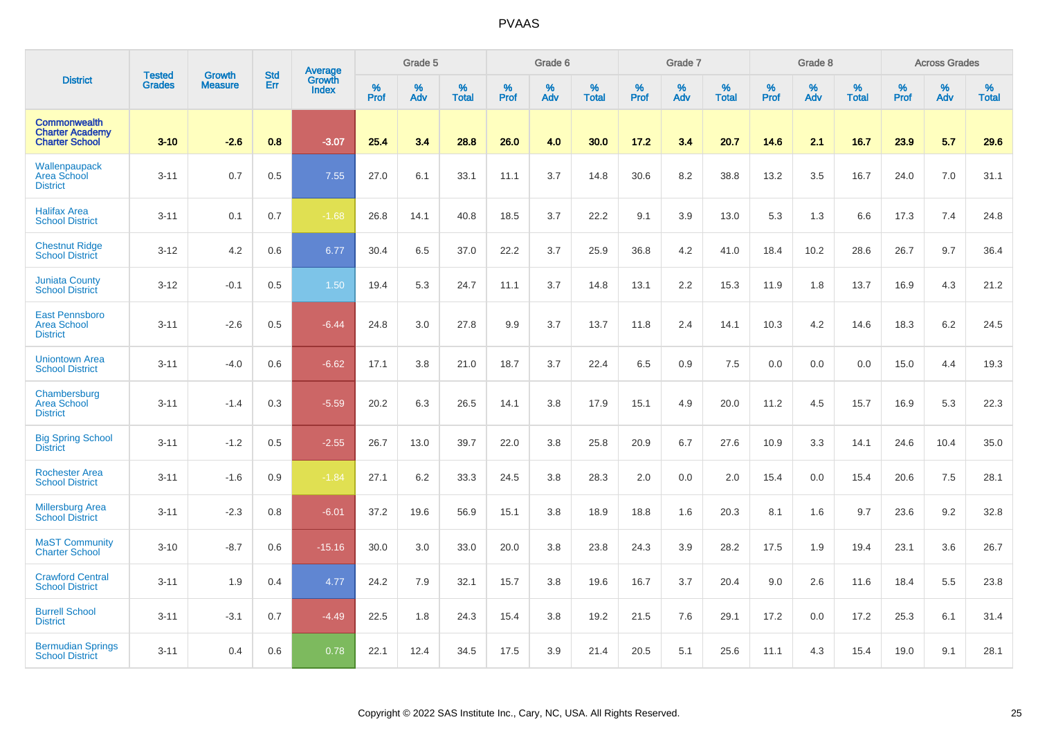| District | Tested Grades | Growth Measure | Std Err | Average Growth Index | Grade 5 | | | Grade 6 | | | Grade 7 | | | Grade 8 | | | Across Grades | | |
|---|---|---|---|---|---|---|---|---|---|---|---|---|---|---|---|---|---|---|---|
| | | | | | % Prof | % Adv | % Total | % Prof | % Adv | % Total | % Prof | % Adv | % Total | % Prof | % Adv | % Total | % Prof | % Adv | % Total |
| **Commonwealth Charter Academy Charter School** | **3-10** | **-2.6** | **0.8** | **-3.07** | **25.4** | **3.4** | **28.8** | **26.0** | **4.0** | **30.0** | **17.2** | **3.4** | **20.7** | **14.6** | **2.1** | **16.7** | **23.9** | **5.7** | **29.6** |
| Wallenpaupack Area School District | 3-11 | 0.7 | 0.5 | 7.55 | 27.0 | 6.1 | 33.1 | 11.1 | 3.7 | 14.8 | 30.6 | 8.2 | 38.8 | 13.2 | 3.5 | 16.7 | 24.0 | 7.0 | 31.1 |
| Halifax Area School District | 3-11 | 0.1 | 0.7 | -1.68 | 26.8 | 14.1 | 40.8 | 18.5 | 3.7 | 22.2 | 9.1 | 3.9 | 13.0 | 5.3 | 1.3 | 6.6 | 17.3 | 7.4 | 24.8 |
| Chestnut Ridge School District | 3-12 | 4.2 | 0.6 | 6.77 | 30.4 | 6.5 | 37.0 | 22.2 | 3.7 | 25.9 | 36.8 | 4.2 | 41.0 | 18.4 | 10.2 | 28.6 | 26.7 | 9.7 | 36.4 |
| Juniata County School District | 3-12 | -0.1 | 0.5 | 1.50 | 19.4 | 5.3 | 24.7 | 11.1 | 3.7 | 14.8 | 13.1 | 2.2 | 15.3 | 11.9 | 1.8 | 13.7 | 16.9 | 4.3 | 21.2 |
| East Pennsboro Area School District | 3-11 | -2.6 | 0.5 | -6.44 | 24.8 | 3.0 | 27.8 | 9.9 | 3.7 | 13.7 | 11.8 | 2.4 | 14.1 | 10.3 | 4.2 | 14.6 | 18.3 | 6.2 | 24.5 |
| Uniontown Area School District | 3-11 | -4.0 | 0.6 | -6.62 | 17.1 | 3.8 | 21.0 | 18.7 | 3.7 | 22.4 | 6.5 | 0.9 | 7.5 | 0.0 | 0.0 | 0.0 | 15.0 | 4.4 | 19.3 |
| Chambersburg Area School District | 3-11 | -1.4 | 0.3 | -5.59 | 20.2 | 6.3 | 26.5 | 14.1 | 3.8 | 17.9 | 15.1 | 4.9 | 20.0 | 11.2 | 4.5 | 15.7 | 16.9 | 5.3 | 22.3 |
| Big Spring School District | 3-11 | -1.2 | 0.5 | -2.55 | 26.7 | 13.0 | 39.7 | 22.0 | 3.8 | 25.8 | 20.9 | 6.7 | 27.6 | 10.9 | 3.3 | 14.1 | 24.6 | 10.4 | 35.0 |
| Rochester Area School District | 3-11 | -1.6 | 0.9 | -1.84 | 27.1 | 6.2 | 33.3 | 24.5 | 3.8 | 28.3 | 2.0 | 0.0 | 2.0 | 15.4 | 0.0 | 15.4 | 20.6 | 7.5 | 28.1 |
| Millersburg Area School District | 3-11 | -2.3 | 0.8 | -6.01 | 37.2 | 19.6 | 56.9 | 15.1 | 3.8 | 18.9 | 18.8 | 1.6 | 20.3 | 8.1 | 1.6 | 9.7 | 23.6 | 9.2 | 32.8 |
| MaST Community Charter School | 3-10 | -8.7 | 0.6 | -15.16 | 30.0 | 3.0 | 33.0 | 20.0 | 3.8 | 23.8 | 24.3 | 3.9 | 28.2 | 17.5 | 1.9 | 19.4 | 23.1 | 3.6 | 26.7 |
| Crawford Central School District | 3-11 | 1.9 | 0.4 | 4.77 | 24.2 | 7.9 | 32.1 | 15.7 | 3.8 | 19.6 | 16.7 | 3.7 | 20.4 | 9.0 | 2.6 | 11.6 | 18.4 | 5.5 | 23.8 |
| Burrell School District | 3-11 | -3.1 | 0.7 | -4.49 | 22.5 | 1.8 | 24.3 | 15.4 | 3.8 | 19.2 | 21.5 | 7.6 | 29.1 | 17.2 | 0.0 | 17.2 | 25.3 | 6.1 | 31.4 |
| Bermudian Springs School District | 3-11 | 0.4 | 0.6 | 0.78 | 22.1 | 12.4 | 34.5 | 17.5 | 3.9 | 21.4 | 20.5 | 5.1 | 25.6 | 11.1 | 4.3 | 15.4 | 19.0 | 9.1 | 28.1 |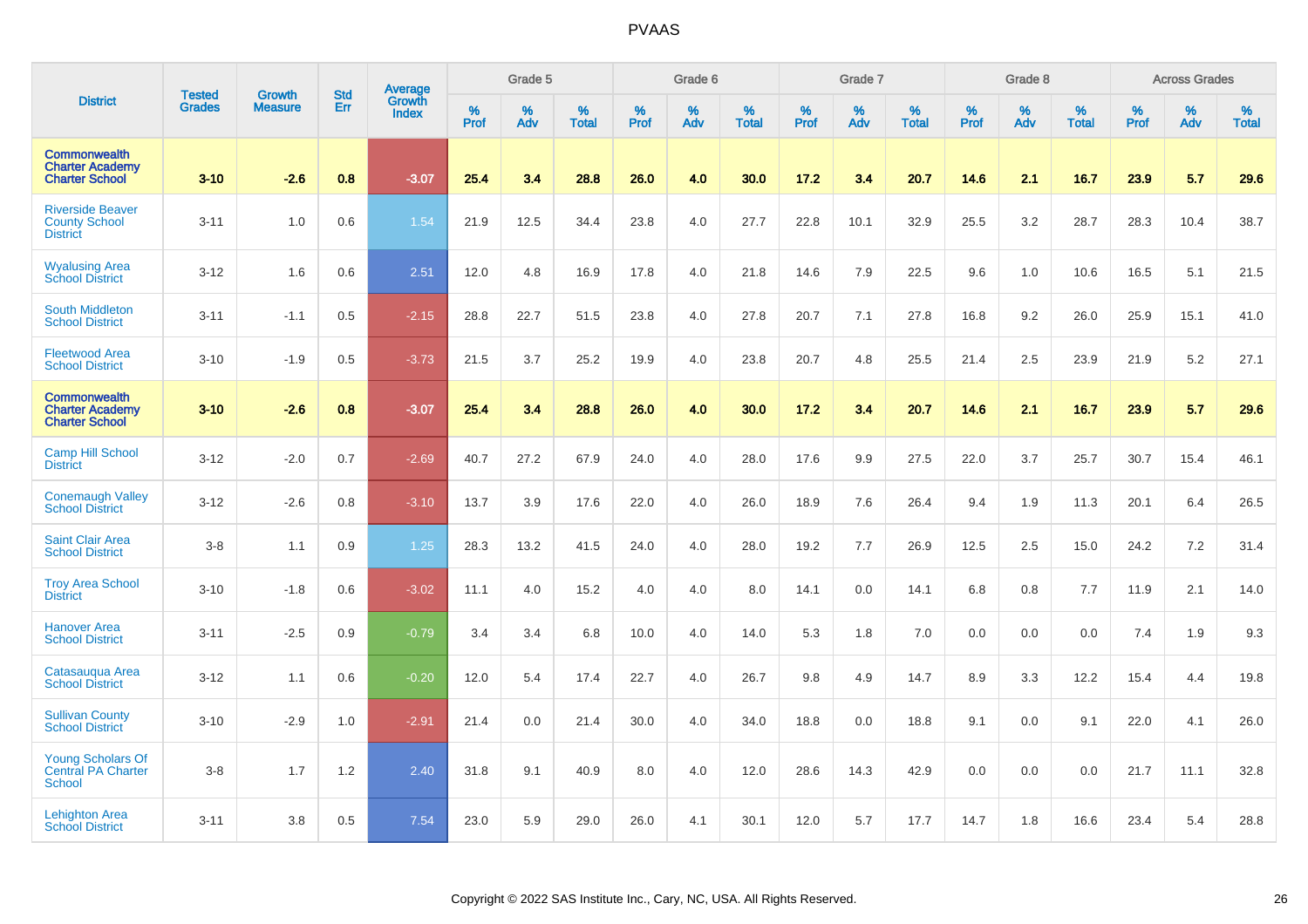# PVAAS

| District | Tested Grades | Growth Measure | Std Err | Average Growth Index | Grade 5 | | | Grade 6 | | | Grade 7 | | | Grade 8 | | | Across Grades | | |
|---|---|---|---|---|---|---|---|---|---|---|---|---|---|---|---|---|---|---|---|
| | | | | | % Prof | % Adv | % Total | % Prof | % Adv | % Total | % Prof | % Adv | % Total | % Prof | % Adv | % Total | % Prof | % Adv | % Total |
| **Commonwealth Charter Academy Charter School** | **3-10** | **-2.6** | **0.8** | **-3.07** | **25.4** | **3.4** | **28.8** | **26.0** | **4.0** | **30.0** | **17.2** | **3.4** | **20.7** | **14.6** | **2.1** | **16.7** | **23.9** | **5.7** | **29.6** |
| Riverside Beaver County School District | 3-11 | 1.0 | 0.6 | 1.54 | 21.9 | 12.5 | 34.4 | 23.8 | 4.0 | 27.7 | 22.8 | 10.1 | 32.9 | 25.5 | 3.2 | 28.7 | 28.3 | 10.4 | 38.7 |
| Wyalusing Area School District | 3-12 | 1.6 | 0.6 | 2.51 | 12.0 | 4.8 | 16.9 | 17.8 | 4.0 | 21.8 | 14.6 | 7.9 | 22.5 | 9.6 | 1.0 | 10.6 | 16.5 | 5.1 | 21.5 |
| South Middleton School District | 3-11 | -1.1 | 0.5 | -2.15 | 28.8 | 22.7 | 51.5 | 23.8 | 4.0 | 27.8 | 20.7 | 7.1 | 27.8 | 16.8 | 9.2 | 26.0 | 25.9 | 15.1 | 41.0 |
| Fleetwood Area School District | 3-10 | -1.9 | 0.5 | -3.73 | 21.5 | 3.7 | 25.2 | 19.9 | 4.0 | 23.8 | 20.7 | 4.8 | 25.5 | 21.4 | 2.5 | 23.9 | 21.9 | 5.2 | 27.1 |
| **Commonwealth Charter Academy Charter School** | **3-10** | **-2.6** | **0.8** | **-3.07** | **25.4** | **3.4** | **28.8** | **26.0** | **4.0** | **30.0** | **17.2** | **3.4** | **20.7** | **14.6** | **2.1** | **16.7** | **23.9** | **5.7** | **29.6** |
| Camp Hill School District | 3-12 | -2.0 | 0.7 | -2.69 | 40.7 | 27.2 | 67.9 | 24.0 | 4.0 | 28.0 | 17.6 | 9.9 | 27.5 | 22.0 | 3.7 | 25.7 | 30.7 | 15.4 | 46.1 |
| Conemaugh Valley School District | 3-12 | -2.6 | 0.8 | -3.10 | 13.7 | 3.9 | 17.6 | 22.0 | 4.0 | 26.0 | 18.9 | 7.6 | 26.4 | 9.4 | 1.9 | 11.3 | 20.1 | 6.4 | 26.5 |
| Saint Clair Area School District | 3-8 | 1.1 | 0.9 | 1.25 | 28.3 | 13.2 | 41.5 | 24.0 | 4.0 | 28.0 | 19.2 | 7.7 | 26.9 | 12.5 | 2.5 | 15.0 | 24.2 | 7.2 | 31.4 |
| Troy Area School District | 3-10 | -1.8 | 0.6 | -3.02 | 11.1 | 4.0 | 15.2 | 4.0 | 4.0 | 8.0 | 14.1 | 0.0 | 14.1 | 6.8 | 0.8 | 7.7 | 11.9 | 2.1 | 14.0 |
| Hanover Area School District | 3-11 | -2.5 | 0.9 | -0.79 | 3.4 | 3.4 | 6.8 | 10.0 | 4.0 | 14.0 | 5.3 | 1.8 | 7.0 | 0.0 | 0.0 | 0.0 | 7.4 | 1.9 | 9.3 |
| Catasauqua Area School District | 3-12 | 1.1 | 0.6 | -0.20 | 12.0 | 5.4 | 17.4 | 22.7 | 4.0 | 26.7 | 9.8 | 4.9 | 14.7 | 8.9 | 3.3 | 12.2 | 15.4 | 4.4 | 19.8 |
| Sullivan County School District | 3-10 | -2.9 | 1.0 | -2.91 | 21.4 | 0.0 | 21.4 | 30.0 | 4.0 | 34.0 | 18.8 | 0.0 | 18.8 | 9.1 | 0.0 | 9.1 | 22.0 | 4.1 | 26.0 |
| Young Scholars Of Central PA Charter School | 3-8 | 1.7 | 1.2 | 2.40 | 31.8 | 9.1 | 40.9 | 8.0 | 4.0 | 12.0 | 28.6 | 14.3 | 42.9 | 0.0 | 0.0 | 0.0 | 21.7 | 11.1 | 32.8 |
| Lehighton Area School District | 3-11 | 3.8 | 0.5 | 7.54 | 23.0 | 5.9 | 29.0 | 26.0 | 4.1 | 30.1 | 12.0 | 5.7 | 17.7 | 14.7 | 1.8 | 16.6 | 23.4 | 5.4 | 28.8 |

Copyright © 2022 SAS Institute Inc., Cary, NC, USA. All Rights Reserved.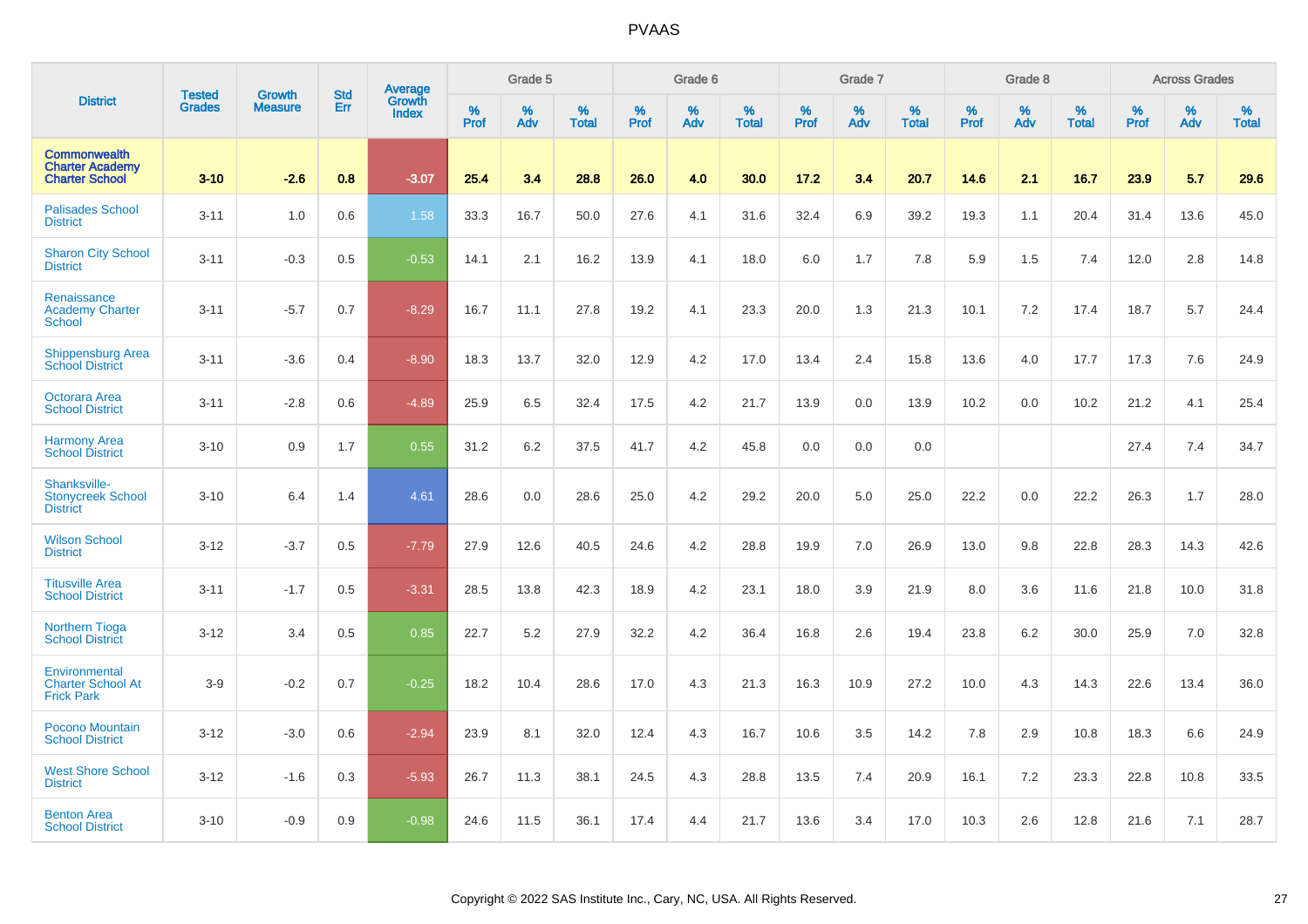# PVAAS

| District | Tested Grades | Growth Measure | Std Err | Average Growth Index | Grade 5 | | | Grade 6 | | | Grade 7 | | | Grade 8 | | | Across Grades | | |
|---|---|---|---|---|---|---|---|---|---|---|---|---|---|---|---|---|---|---|---|
| | | | | | % Prof | % Adv | % Total | % Prof | % Adv | % Total | % Prof | % Adv | % Total | % Prof | % Adv | % Total | % Prof | % Adv | % Total |
| **Commonwealth Charter Academy Charter School** | **3-10** | **-2.6** | **0.8** | **-3.07** | **25.4** | **3.4** | **28.8** | **26.0** | **4.0** | **30.0** | **17.2** | **3.4** | **20.7** | **14.6** | **2.1** | **16.7** | **23.9** | **5.7** | **29.6** |
| Palisades School District | 3-11 | 1.0 | 0.6 | 1.58 | 33.3 | 16.7 | 50.0 | 27.6 | 4.1 | 31.6 | 32.4 | 6.9 | 39.2 | 19.3 | 1.1 | 20.4 | 31.4 | 13.6 | 45.0 |
| Sharon City School District | 3-11 | -0.3 | 0.5 | -0.53 | 14.1 | 2.1 | 16.2 | 13.9 | 4.1 | 18.0 | 6.0 | 1.7 | 7.8 | 5.9 | 1.5 | 7.4 | 12.0 | 2.8 | 14.8 |
| Renaissance Academy Charter School | 3-11 | -5.7 | 0.7 | -8.29 | 16.7 | 11.1 | 27.8 | 19.2 | 4.1 | 23.3 | 20.0 | 1.3 | 21.3 | 10.1 | 7.2 | 17.4 | 18.7 | 5.7 | 24.4 |
| Shippensburg Area School District | 3-11 | -3.6 | 0.4 | -8.90 | 18.3 | 13.7 | 32.0 | 12.9 | 4.2 | 17.0 | 13.4 | 2.4 | 15.8 | 13.6 | 4.0 | 17.7 | 17.3 | 7.6 | 24.9 |
| Octorara Area School District | 3-11 | -2.8 | 0.6 | -4.89 | 25.9 | 6.5 | 32.4 | 17.5 | 4.2 | 21.7 | 13.9 | 0.0 | 13.9 | 10.2 | 0.0 | 10.2 | 21.2 | 4.1 | 25.4 |
| Harmony Area School District | 3-10 | 0.9 | 1.7 | 0.55 | 31.2 | 6.2 | 37.5 | 41.7 | 4.2 | 45.8 | 0.0 | 0.0 | 0.0 | | | | 27.4 | 7.4 | 34.7 |
| Shanksville-Stonycreek School District | 3-10 | 6.4 | 1.4 | 4.61 | 28.6 | 0.0 | 28.6 | 25.0 | 4.2 | 29.2 | 20.0 | 5.0 | 25.0 | 22.2 | 0.0 | 22.2 | 26.3 | 1.7 | 28.0 |
| Wilson School District | 3-12 | -3.7 | 0.5 | -7.79 | 27.9 | 12.6 | 40.5 | 24.6 | 4.2 | 28.8 | 19.9 | 7.0 | 26.9 | 13.0 | 9.8 | 22.8 | 28.3 | 14.3 | 42.6 |
| Titusville Area School District | 3-11 | -1.7 | 0.5 | -3.31 | 28.5 | 13.8 | 42.3 | 18.9 | 4.2 | 23.1 | 18.0 | 3.9 | 21.9 | 8.0 | 3.6 | 11.6 | 21.8 | 10.0 | 31.8 |
| Northern Tioga School District | 3-12 | 3.4 | 0.5 | 0.85 | 22.7 | 5.2 | 27.9 | 32.2 | 4.2 | 36.4 | 16.8 | 2.6 | 19.4 | 23.8 | 6.2 | 30.0 | 25.9 | 7.0 | 32.8 |
| Environmental Charter School At Frick Park | 3-9 | -0.2 | 0.7 | -0.25 | 18.2 | 10.4 | 28.6 | 17.0 | 4.3 | 21.3 | 16.3 | 10.9 | 27.2 | 10.0 | 4.3 | 14.3 | 22.6 | 13.4 | 36.0 |
| Pocono Mountain School District | 3-12 | -3.0 | 0.6 | -2.94 | 23.9 | 8.1 | 32.0 | 12.4 | 4.3 | 16.7 | 10.6 | 3.5 | 14.2 | 7.8 | 2.9 | 10.8 | 18.3 | 6.6 | 24.9 |
| West Shore School District | 3-12 | -1.6 | 0.3 | -5.93 | 26.7 | 11.3 | 38.1 | 24.5 | 4.3 | 28.8 | 13.5 | 7.4 | 20.9 | 16.1 | 7.2 | 23.3 | 22.8 | 10.8 | 33.5 |
| Benton Area School District | 3-10 | -0.9 | 0.9 | -0.98 | 24.6 | 11.5 | 36.1 | 17.4 | 4.4 | 21.7 | 13.6 | 3.4 | 17.0 | 10.3 | 2.6 | 12.8 | 21.6 | 7.1 | 28.7 |

Copyright © 2022 SAS Institute Inc., Cary, NC, USA. All Rights Reserved.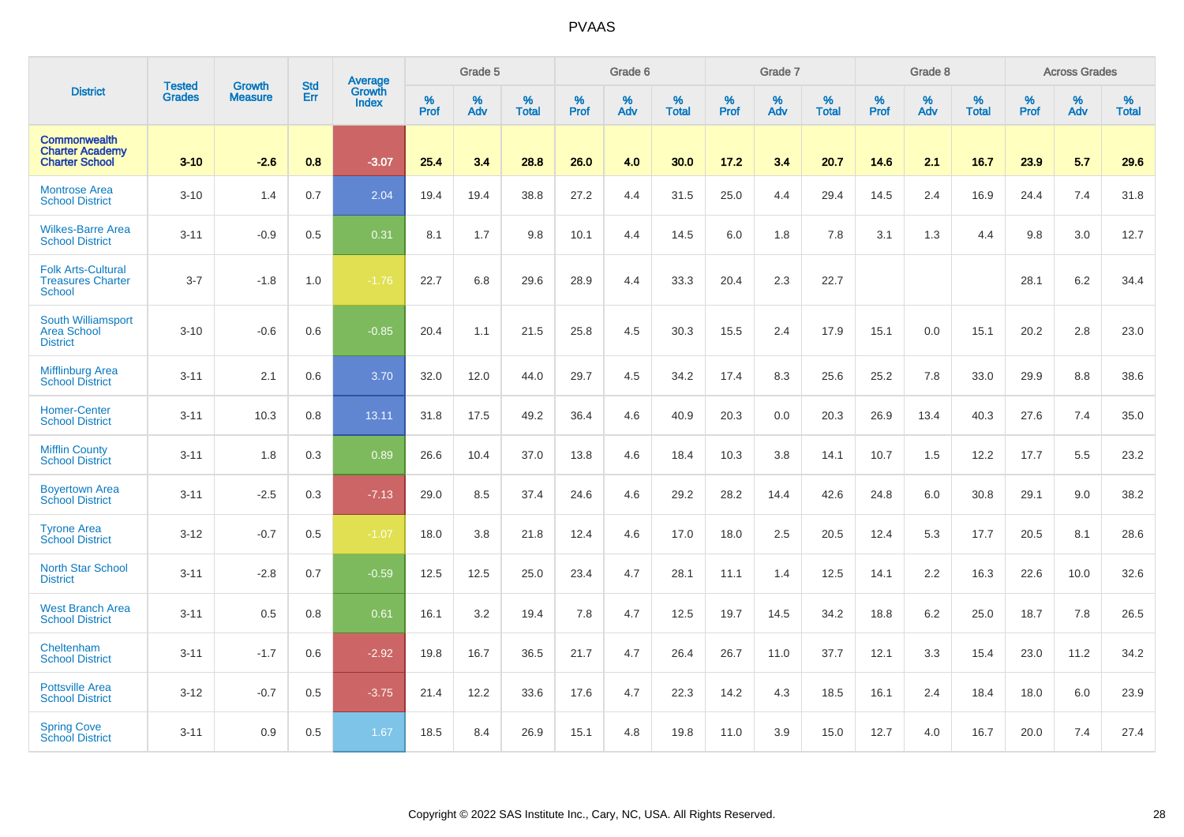# PVAAS

| District | Tested Grades | Growth Measure | Std Err | Average Growth Index | Grade 5 | | | Grade 6 | | | Grade 7 | | | Grade 8 | | | Across Grades | | |
|---|---|---|---|---|---|---|---|---|---|---|---|---|---|---|---|---|---|---|---|
| | | | | | % Prof | % Adv | % Total | % Prof | % Adv | % Total | % Prof | % Adv | % Total | % Prof | % Adv | % Total | % Prof | % Adv | % Total |
| **Commonwealth Charter Academy Charter School** | **3-10** | **-2.6** | **0.8** | **-3.07** | **25.4** | **3.4** | **28.8** | **26.0** | **4.0** | **30.0** | **17.2** | **3.4** | **20.7** | **14.6** | **2.1** | **16.7** | **23.9** | **5.7** | **29.6** |
| Montrose Area School District | 3-10 | 1.4 | 0.7 | 2.04 | 19.4 | 19.4 | 38.8 | 27.2 | 4.4 | 31.5 | 25.0 | 4.4 | 29.4 | 14.5 | 2.4 | 16.9 | 24.4 | 7.4 | 31.8 |
| Wilkes-Barre Area School District | 3-11 | -0.9 | 0.5 | 0.31 | 8.1 | 1.7 | 9.8 | 10.1 | 4.4 | 14.5 | 6.0 | 1.8 | 7.8 | 3.1 | 1.3 | 4.4 | 9.8 | 3.0 | 12.7 |
| Folk Arts-Cultural Treasures Charter School | 3-7 | -1.8 | 1.0 | -1.76 | 22.7 | 6.8 | 29.6 | 28.9 | 4.4 | 33.3 | 20.4 | 2.3 | 22.7 | | | | 28.1 | 6.2 | 34.4 |
| South Williamsport Area School District | 3-10 | -0.6 | 0.6 | -0.85 | 20.4 | 1.1 | 21.5 | 25.8 | 4.5 | 30.3 | 15.5 | 2.4 | 17.9 | 15.1 | 0.0 | 15.1 | 20.2 | 2.8 | 23.0 |
| Mifflinburg Area School District | 3-11 | 2.1 | 0.6 | 3.70 | 32.0 | 12.0 | 44.0 | 29.7 | 4.5 | 34.2 | 17.4 | 8.3 | 25.6 | 25.2 | 7.8 | 33.0 | 29.9 | 8.8 | 38.6 |
| Homer-Center School District | 3-11 | 10.3 | 0.8 | 13.11 | 31.8 | 17.5 | 49.2 | 36.4 | 4.6 | 40.9 | 20.3 | 0.0 | 20.3 | 26.9 | 13.4 | 40.3 | 27.6 | 7.4 | 35.0 |
| Mifflin County School District | 3-11 | 1.8 | 0.3 | 0.89 | 26.6 | 10.4 | 37.0 | 13.8 | 4.6 | 18.4 | 10.3 | 3.8 | 14.1 | 10.7 | 1.5 | 12.2 | 17.7 | 5.5 | 23.2 |
| Boyertown Area School District | 3-11 | -2.5 | 0.3 | -7.13 | 29.0 | 8.5 | 37.4 | 24.6 | 4.6 | 29.2 | 28.2 | 14.4 | 42.6 | 24.8 | 6.0 | 30.8 | 29.1 | 9.0 | 38.2 |
| Tyrone Area School District | 3-12 | -0.7 | 0.5 | -1.07 | 18.0 | 3.8 | 21.8 | 12.4 | 4.6 | 17.0 | 18.0 | 2.5 | 20.5 | 12.4 | 5.3 | 17.7 | 20.5 | 8.1 | 28.6 |
| North Star School District | 3-11 | -2.8 | 0.7 | -0.59 | 12.5 | 12.5 | 25.0 | 23.4 | 4.7 | 28.1 | 11.1 | 1.4 | 12.5 | 14.1 | 2.2 | 16.3 | 22.6 | 10.0 | 32.6 |
| West Branch Area School District | 3-11 | 0.5 | 0.8 | 0.61 | 16.1 | 3.2 | 19.4 | 7.8 | 4.7 | 12.5 | 19.7 | 14.5 | 34.2 | 18.8 | 6.2 | 25.0 | 18.7 | 7.8 | 26.5 |
| Cheltenham School District | 3-11 | -1.7 | 0.6 | -2.92 | 19.8 | 16.7 | 36.5 | 21.7 | 4.7 | 26.4 | 26.7 | 11.0 | 37.7 | 12.1 | 3.3 | 15.4 | 23.0 | 11.2 | 34.2 |
| Pottsville Area School District | 3-12 | -0.7 | 0.5 | -3.75 | 21.4 | 12.2 | 33.6 | 17.6 | 4.7 | 22.3 | 14.2 | 4.3 | 18.5 | 16.1 | 2.4 | 18.4 | 18.0 | 6.0 | 23.9 |
| Spring Cove School District | 3-11 | 0.9 | 0.5 | 1.67 | 18.5 | 8.4 | 26.9 | 15.1 | 4.8 | 19.8 | 11.0 | 3.9 | 15.0 | 12.7 | 4.0 | 16.7 | 20.0 | 7.4 | 27.4 |

Copyright © 2022 SAS Institute Inc., Cary, NC, USA. All Rights Reserved.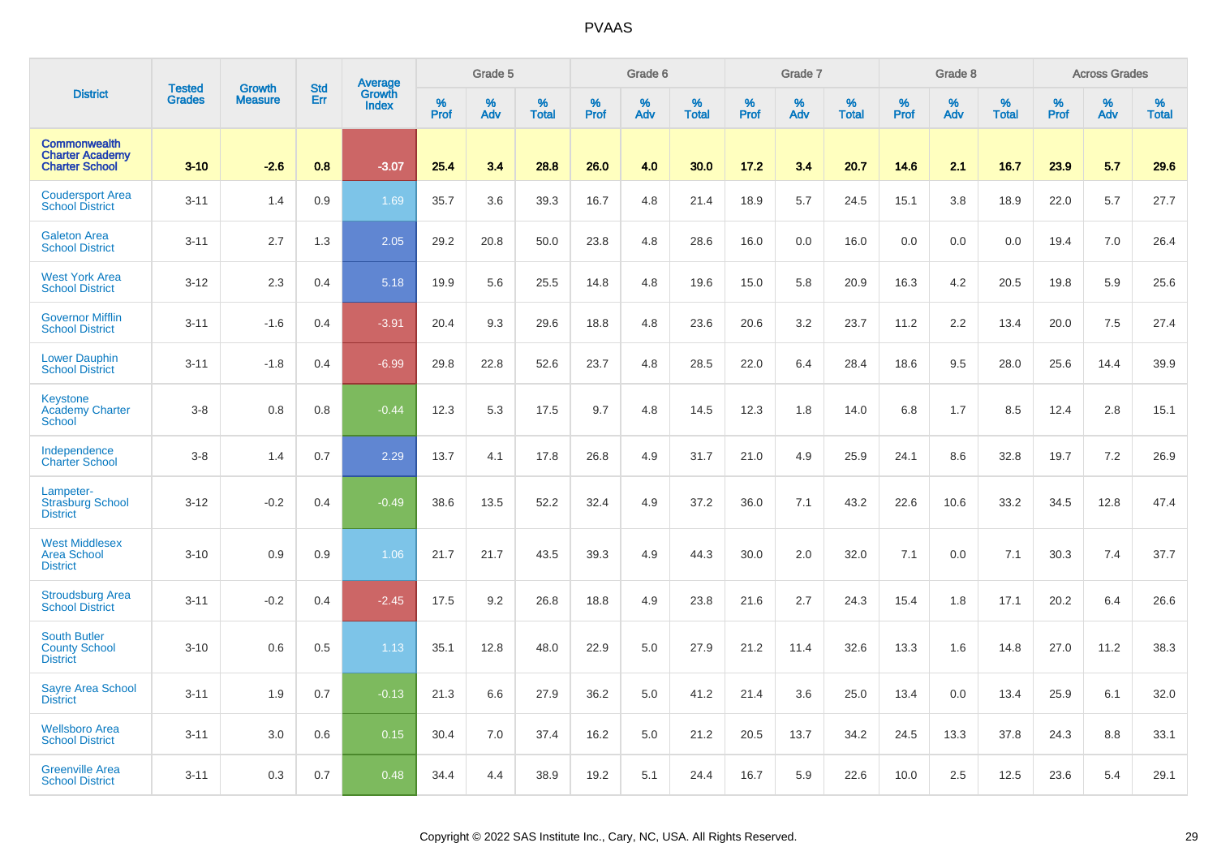# PVAAS

| District | Tested Grades | Growth Measure | Std Err | Average Growth Index | Grade 5 | | | Grade 6 | | | Grade 7 | | | Grade 8 | | | Across Grades | | |
|---|---|---|---|---|---|---|---|---|---|---|---|---|---|---|---|---|---|---|---|
| | | | | | % Prof | % Adv | % Total | % Prof | % Adv | % Total | % Prof | % Adv | % Total | % Prof | % Adv | % Total | % Prof | % Adv | % Total |
| **Commonwealth Charter Academy Charter School** | **3-10** | **-2.6** | **0.8** | **-3.07** | **25.4** | **3.4** | **28.8** | **26.0** | **4.0** | **30.0** | **17.2** | **3.4** | **20.7** | **14.6** | **2.1** | **16.7** | **23.9** | **5.7** | **29.6** |
| Coudersport Area School District | 3-11 | 1.4 | 0.9 | 1.69 | 35.7 | 3.6 | 39.3 | 16.7 | 4.8 | 21.4 | 18.9 | 5.7 | 24.5 | 15.1 | 3.8 | 18.9 | 22.0 | 5.7 | 27.7 |
| Galeton Area School District | 3-11 | 2.7 | 1.3 | 2.05 | 29.2 | 20.8 | 50.0 | 23.8 | 4.8 | 28.6 | 16.0 | 0.0 | 16.0 | 0.0 | 0.0 | 0.0 | 19.4 | 7.0 | 26.4 |
| West York Area School District | 3-12 | 2.3 | 0.4 | 5.18 | 19.9 | 5.6 | 25.5 | 14.8 | 4.8 | 19.6 | 15.0 | 5.8 | 20.9 | 16.3 | 4.2 | 20.5 | 19.8 | 5.9 | 25.6 |
| Governor Mifflin School District | 3-11 | -1.6 | 0.4 | -3.91 | 20.4 | 9.3 | 29.6 | 18.8 | 4.8 | 23.6 | 20.6 | 3.2 | 23.7 | 11.2 | 2.2 | 13.4 | 20.0 | 7.5 | 27.4 |
| Lower Dauphin School District | 3-11 | -1.8 | 0.4 | -6.99 | 29.8 | 22.8 | 52.6 | 23.7 | 4.8 | 28.5 | 22.0 | 6.4 | 28.4 | 18.6 | 9.5 | 28.0 | 25.6 | 14.4 | 39.9 |
| Keystone Academy Charter School | 3-8 | 0.8 | 0.8 | -0.44 | 12.3 | 5.3 | 17.5 | 9.7 | 4.8 | 14.5 | 12.3 | 1.8 | 14.0 | 6.8 | 1.7 | 8.5 | 12.4 | 2.8 | 15.1 |
| Independence Charter School | 3-8 | 1.4 | 0.7 | 2.29 | 13.7 | 4.1 | 17.8 | 26.8 | 4.9 | 31.7 | 21.0 | 4.9 | 25.9 | 24.1 | 8.6 | 32.8 | 19.7 | 7.2 | 26.9 |
| Lampeter-Strasburg School District | 3-12 | -0.2 | 0.4 | -0.49 | 38.6 | 13.5 | 52.2 | 32.4 | 4.9 | 37.2 | 36.0 | 7.1 | 43.2 | 22.6 | 10.6 | 33.2 | 34.5 | 12.8 | 47.4 |
| West Middlesex Area School District | 3-10 | 0.9 | 0.9 | 1.06 | 21.7 | 21.7 | 43.5 | 39.3 | 4.9 | 44.3 | 30.0 | 2.0 | 32.0 | 7.1 | 0.0 | 7.1 | 30.3 | 7.4 | 37.7 |
| Stroudsburg Area School District | 3-11 | -0.2 | 0.4 | -2.45 | 17.5 | 9.2 | 26.8 | 18.8 | 4.9 | 23.8 | 21.6 | 2.7 | 24.3 | 15.4 | 1.8 | 17.1 | 20.2 | 6.4 | 26.6 |
| South Butler County School District | 3-10 | 0.6 | 0.5 | 1.13 | 35.1 | 12.8 | 48.0 | 22.9 | 5.0 | 27.9 | 21.2 | 11.4 | 32.6 | 13.3 | 1.6 | 14.8 | 27.0 | 11.2 | 38.3 |
| Sayre Area School District | 3-11 | 1.9 | 0.7 | -0.13 | 21.3 | 6.6 | 27.9 | 36.2 | 5.0 | 41.2 | 21.4 | 3.6 | 25.0 | 13.4 | 0.0 | 13.4 | 25.9 | 6.1 | 32.0 |
| Wellsboro Area School District | 3-11 | 3.0 | 0.6 | 0.15 | 30.4 | 7.0 | 37.4 | 16.2 | 5.0 | 21.2 | 20.5 | 13.7 | 34.2 | 24.5 | 13.3 | 37.8 | 24.3 | 8.8 | 33.1 |
| Greenville Area School District | 3-11 | 0.3 | 0.7 | 0.48 | 34.4 | 4.4 | 38.9 | 19.2 | 5.1 | 24.4 | 16.7 | 5.9 | 22.6 | 10.0 | 2.5 | 12.5 | 23.6 | 5.4 | 29.1 |

Copyright © 2022 SAS Institute Inc., Cary, NC, USA. All Rights Reserved.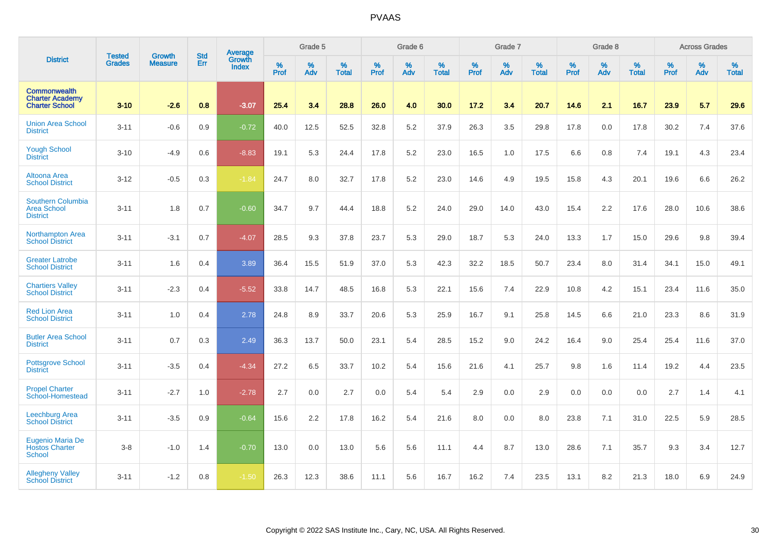# PVAAS

| District | Tested Grades | Growth Measure | Std Err | Average Growth Index | Grade 5 | | | Grade 6 | | | Grade 7 | | | Grade 8 | | | Across Grades | | |
|---|---|---|---|---|---|---|---|---|---|---|---|---|---|---|---|---|---|---|---|
| | | | | | % Prof | % Adv | % Total | % Prof | % Adv | % Total | % Prof | % Adv | % Total | % Prof | % Adv | % Total | % Prof | % Adv | % Total |
| **Commonwealth Charter Academy Charter School** | **3-10** | **-2.6** | **0.8** | **-3.07** | **25.4** | **3.4** | **28.8** | **26.0** | **4.0** | **30.0** | **17.2** | **3.4** | **20.7** | **14.6** | **2.1** | **16.7** | **23.9** | **5.7** | **29.6** |
| Union Area School District | 3-11 | -0.6 | 0.9 | -0.72 | 40.0 | 12.5 | 52.5 | 32.8 | 5.2 | 37.9 | 26.3 | 3.5 | 29.8 | 17.8 | 0.0 | 17.8 | 30.2 | 7.4 | 37.6 |
| Yough School District | 3-10 | -4.9 | 0.6 | -8.83 | 19.1 | 5.3 | 24.4 | 17.8 | 5.2 | 23.0 | 16.5 | 1.0 | 17.5 | 6.6 | 0.8 | 7.4 | 19.1 | 4.3 | 23.4 |
| Altoona Area School District | 3-12 | -0.5 | 0.3 | -1.84 | 24.7 | 8.0 | 32.7 | 17.8 | 5.2 | 23.0 | 14.6 | 4.9 | 19.5 | 15.8 | 4.3 | 20.1 | 19.6 | 6.6 | 26.2 |
| Southern Columbia Area School District | 3-11 | 1.8 | 0.7 | -0.60 | 34.7 | 9.7 | 44.4 | 18.8 | 5.2 | 24.0 | 29.0 | 14.0 | 43.0 | 15.4 | 2.2 | 17.6 | 28.0 | 10.6 | 38.6 |
| Northampton Area School District | 3-11 | -3.1 | 0.7 | -4.07 | 28.5 | 9.3 | 37.8 | 23.7 | 5.3 | 29.0 | 18.7 | 5.3 | 24.0 | 13.3 | 1.7 | 15.0 | 29.6 | 9.8 | 39.4 |
| Greater Latrobe School District | 3-11 | 1.6 | 0.4 | 3.89 | 36.4 | 15.5 | 51.9 | 37.0 | 5.3 | 42.3 | 32.2 | 18.5 | 50.7 | 23.4 | 8.0 | 31.4 | 34.1 | 15.0 | 49.1 |
| Chartiers Valley School District | 3-11 | -2.3 | 0.4 | -5.52 | 33.8 | 14.7 | 48.5 | 16.8 | 5.3 | 22.1 | 15.6 | 7.4 | 22.9 | 10.8 | 4.2 | 15.1 | 23.4 | 11.6 | 35.0 |
| Red Lion Area School District | 3-11 | 1.0 | 0.4 | 2.78 | 24.8 | 8.9 | 33.7 | 20.6 | 5.3 | 25.9 | 16.7 | 9.1 | 25.8 | 14.5 | 6.6 | 21.0 | 23.3 | 8.6 | 31.9 |
| Butler Area School District | 3-11 | 0.7 | 0.3 | 2.49 | 36.3 | 13.7 | 50.0 | 23.1 | 5.4 | 28.5 | 15.2 | 9.0 | 24.2 | 16.4 | 9.0 | 25.4 | 25.4 | 11.6 | 37.0 |
| Pottsgrove School District | 3-11 | -3.5 | 0.4 | -4.34 | 27.2 | 6.5 | 33.7 | 10.2 | 5.4 | 15.6 | 21.6 | 4.1 | 25.7 | 9.8 | 1.6 | 11.4 | 19.2 | 4.4 | 23.5 |
| Propel Charter School-Homestead | 3-11 | -2.7 | 1.0 | -2.78 | 2.7 | 0.0 | 2.7 | 0.0 | 5.4 | 5.4 | 2.9 | 0.0 | 2.9 | 0.0 | 0.0 | 0.0 | 2.7 | 1.4 | 4.1 |
| Leechburg Area School District | 3-11 | -3.5 | 0.9 | -0.64 | 15.6 | 2.2 | 17.8 | 16.2 | 5.4 | 21.6 | 8.0 | 0.0 | 8.0 | 23.8 | 7.1 | 31.0 | 22.5 | 5.9 | 28.5 |
| Eugenio Maria De Hostos Charter School | 3-8 | -1.0 | 1.4 | -0.70 | 13.0 | 0.0 | 13.0 | 5.6 | 5.6 | 11.1 | 4.4 | 8.7 | 13.0 | 28.6 | 7.1 | 35.7 | 9.3 | 3.4 | 12.7 |
| Allegheny Valley School District | 3-11 | -1.2 | 0.8 | -1.50 | 26.3 | 12.3 | 38.6 | 11.1 | 5.6 | 16.7 | 16.2 | 7.4 | 23.5 | 13.1 | 8.2 | 21.3 | 18.0 | 6.9 | 24.9 |

Copyright © 2022 SAS Institute Inc., Cary, NC, USA. All Rights Reserved.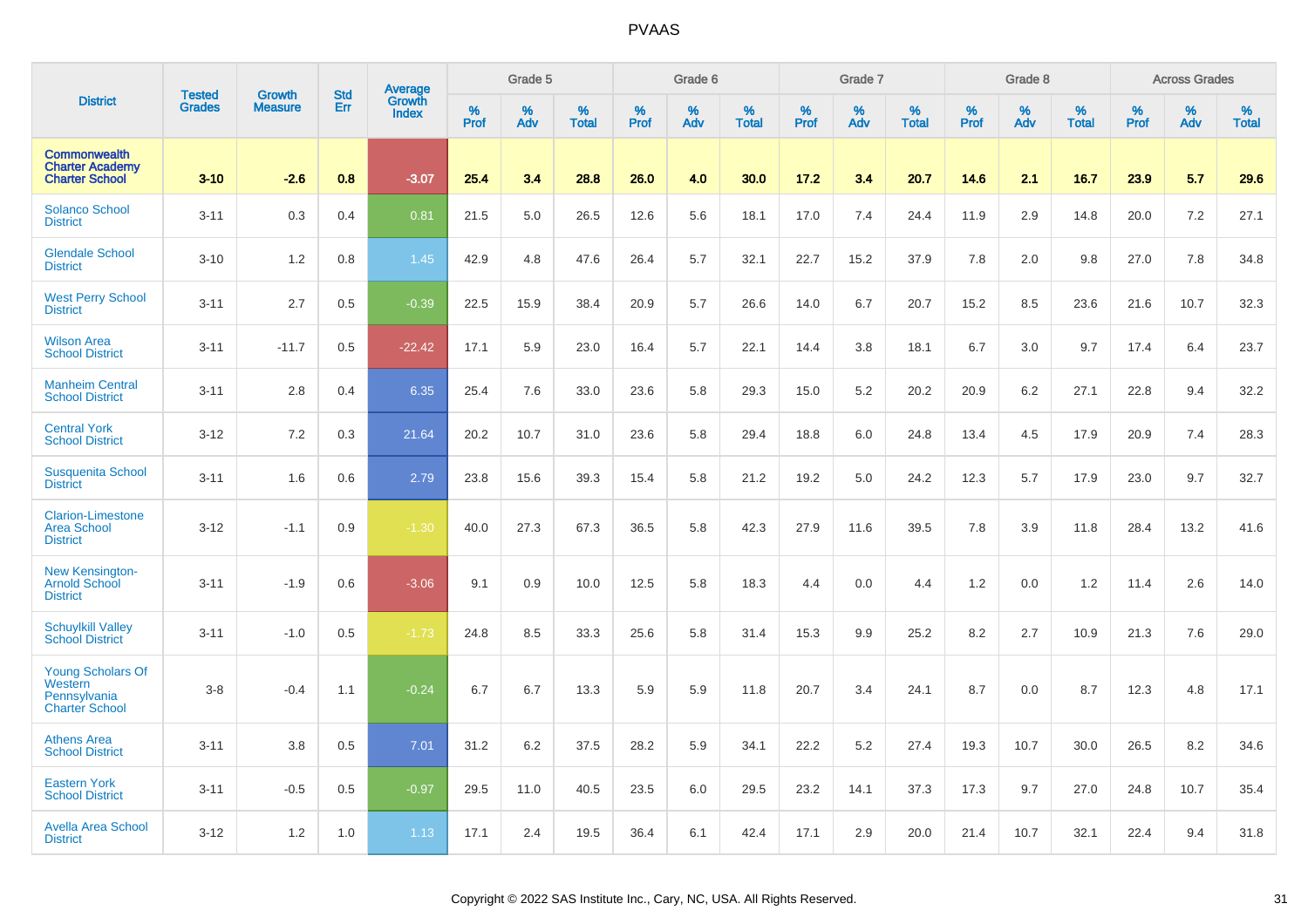# PVAAS

| District | Tested Grades | Growth Measure | Std Err | Average Growth Index | Grade 5 | | | Grade 6 | | | Grade 7 | | | Grade 8 | | | Across Grades | | |
|---|---|---|---|---|---|---|---|---|---|---|---|---|---|---|---|---|---|---|---|
| | | | | | % Prof | % Adv | % Total | % Prof | % Adv | % Total | % Prof | % Adv | % Total | % Prof | % Adv | % Total | % Prof | % Adv | % Total |
| **Commonwealth Charter Academy Charter School** | **3-10** | **-2.6** | **0.8** | **-3.07** | **25.4** | **3.4** | **28.8** | **26.0** | **4.0** | **30.0** | **17.2** | **3.4** | **20.7** | **14.6** | **2.1** | **16.7** | **23.9** | **5.7** | **29.6** |
| Solanco School District | 3-11 | 0.3 | 0.4 | 0.81 | 21.5 | 5.0 | 26.5 | 12.6 | 5.6 | 18.1 | 17.0 | 7.4 | 24.4 | 11.9 | 2.9 | 14.8 | 20.0 | 7.2 | 27.1 |
| Glendale School District | 3-10 | 1.2 | 0.8 | 1.45 | 42.9 | 4.8 | 47.6 | 26.4 | 5.7 | 32.1 | 22.7 | 15.2 | 37.9 | 7.8 | 2.0 | 9.8 | 27.0 | 7.8 | 34.8 |
| West Perry School District | 3-11 | 2.7 | 0.5 | -0.39 | 22.5 | 15.9 | 38.4 | 20.9 | 5.7 | 26.6 | 14.0 | 6.7 | 20.7 | 15.2 | 8.5 | 23.6 | 21.6 | 10.7 | 32.3 |
| Wilson Area School District | 3-11 | -11.7 | 0.5 | -22.42 | 17.1 | 5.9 | 23.0 | 16.4 | 5.7 | 22.1 | 14.4 | 3.8 | 18.1 | 6.7 | 3.0 | 9.7 | 17.4 | 6.4 | 23.7 |
| Manheim Central School District | 3-11 | 2.8 | 0.4 | 6.35 | 25.4 | 7.6 | 33.0 | 23.6 | 5.8 | 29.3 | 15.0 | 5.2 | 20.2 | 20.9 | 6.2 | 27.1 | 22.8 | 9.4 | 32.2 |
| Central York School District | 3-12 | 7.2 | 0.3 | 21.64 | 20.2 | 10.7 | 31.0 | 23.6 | 5.8 | 29.4 | 18.8 | 6.0 | 24.8 | 13.4 | 4.5 | 17.9 | 20.9 | 7.4 | 28.3 |
| Susquenita School District | 3-11 | 1.6 | 0.6 | 2.79 | 23.8 | 15.6 | 39.3 | 15.4 | 5.8 | 21.2 | 19.2 | 5.0 | 24.2 | 12.3 | 5.7 | 17.9 | 23.0 | 9.7 | 32.7 |
| Clarion-Limestone Area School District | 3-12 | -1.1 | 0.9 | -1.30 | 40.0 | 27.3 | 67.3 | 36.5 | 5.8 | 42.3 | 27.9 | 11.6 | 39.5 | 7.8 | 3.9 | 11.8 | 28.4 | 13.2 | 41.6 |
| New Kensington-Arnold School District | 3-11 | -1.9 | 0.6 | -3.06 | 9.1 | 0.9 | 10.0 | 12.5 | 5.8 | 18.3 | 4.4 | 0.0 | 4.4 | 1.2 | 0.0 | 1.2 | 11.4 | 2.6 | 14.0 |
| Schuylkill Valley School District | 3-11 | -1.0 | 0.5 | -1.73 | 24.8 | 8.5 | 33.3 | 25.6 | 5.8 | 31.4 | 15.3 | 9.9 | 25.2 | 8.2 | 2.7 | 10.9 | 21.3 | 7.6 | 29.0 |
| Young Scholars Of Western Pennsylvania Charter School | 3-8 | -0.4 | 1.1 | -0.24 | 6.7 | 6.7 | 13.3 | 5.9 | 5.9 | 11.8 | 20.7 | 3.4 | 24.1 | 8.7 | 0.0 | 8.7 | 12.3 | 4.8 | 17.1 |
| Athens Area School District | 3-11 | 3.8 | 0.5 | 7.01 | 31.2 | 6.2 | 37.5 | 28.2 | 5.9 | 34.1 | 22.2 | 5.2 | 27.4 | 19.3 | 10.7 | 30.0 | 26.5 | 8.2 | 34.6 |
| Eastern York School District | 3-11 | -0.5 | 0.5 | -0.97 | 29.5 | 11.0 | 40.5 | 23.5 | 6.0 | 29.5 | 23.2 | 14.1 | 37.3 | 17.3 | 9.7 | 27.0 | 24.8 | 10.7 | 35.4 |
| Avella Area School District | 3-12 | 1.2 | 1.0 | 1.13 | 17.1 | 2.4 | 19.5 | 36.4 | 6.1 | 42.4 | 17.1 | 2.9 | 20.0 | 21.4 | 10.7 | 32.1 | 22.4 | 9.4 | 31.8 |

Copyright © 2022 SAS Institute Inc., Cary, NC, USA. All Rights Reserved.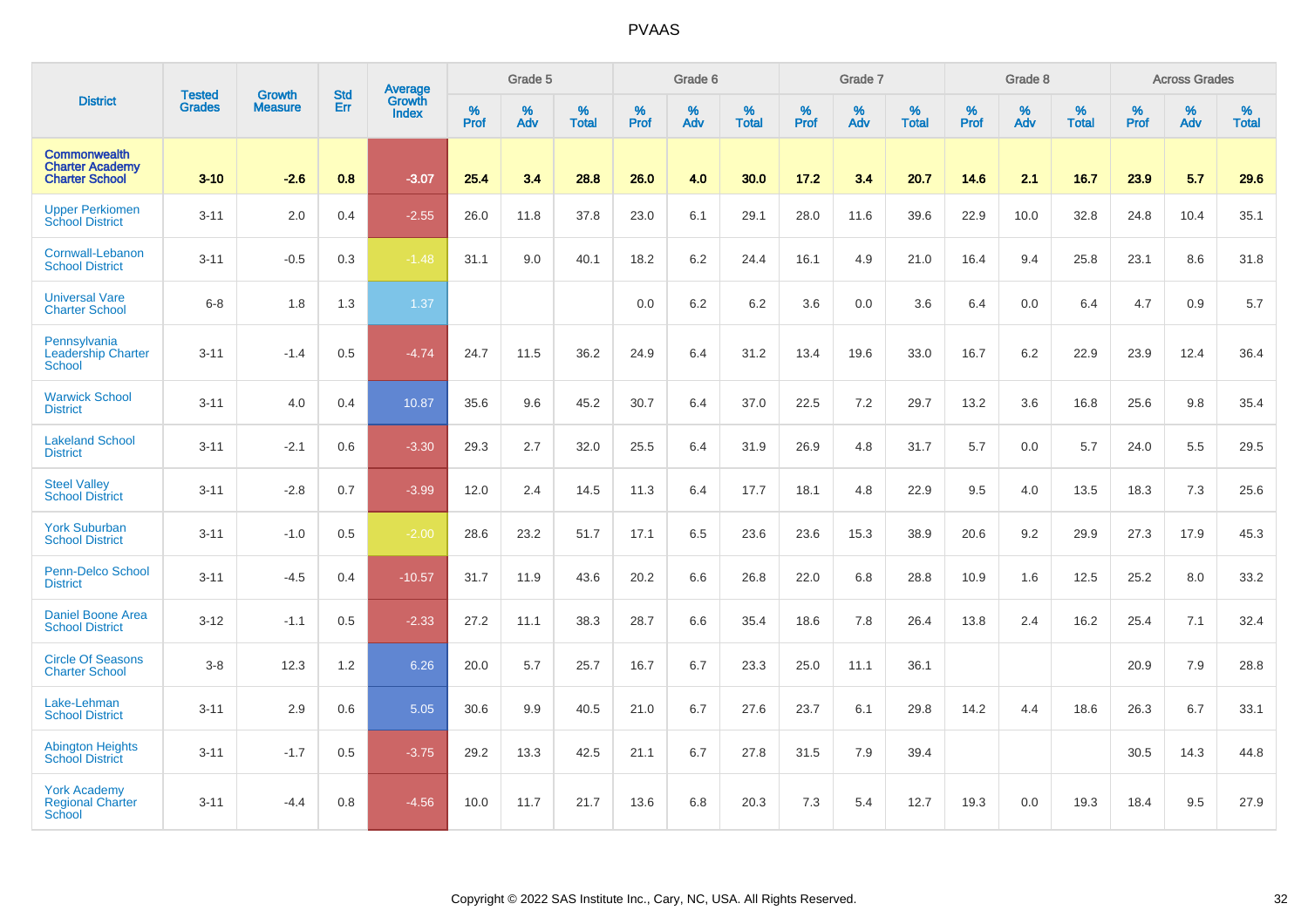# PVAAS

| District | Tested Grades | Growth Measure | Std Err | Average Growth Index | Grade 5 | | | Grade 6 | | | Grade 7 | | | Grade 8 | | | Across Grades | | |
|---|---|---|---|---|---|---|---|---|---|---|---|---|---|---|---|---|---|---|---|
| | | | | | % Prof | % Adv | % Total | % Prof | % Adv | % Total | % Prof | % Adv | % Total | % Prof | % Adv | % Total | % Prof | % Adv | % Total |
| **Commonwealth Charter Academy Charter School** | **3-10** | **-2.6** | **0.8** | **-3.07** | **25.4** | **3.4** | **28.8** | **26.0** | **4.0** | **30.0** | **17.2** | **3.4** | **20.7** | **14.6** | **2.1** | **16.7** | **23.9** | **5.7** | **29.6** |
| Upper Perkiomen School District | 3-11 | 2.0 | 0.4 | -2.55 | 26.0 | 11.8 | 37.8 | 23.0 | 6.1 | 29.1 | 28.0 | 11.6 | 39.6 | 22.9 | 10.0 | 32.8 | 24.8 | 10.4 | 35.1 |
| Cornwall-Lebanon School District | 3-11 | -0.5 | 0.3 | -1.48 | 31.1 | 9.0 | 40.1 | 18.2 | 6.2 | 24.4 | 16.1 | 4.9 | 21.0 | 16.4 | 9.4 | 25.8 | 23.1 | 8.6 | 31.8 |
| Universal Vare Charter School | 6-8 | 1.8 | 1.3 | 1.37 | | | | 0.0 | 6.2 | 6.2 | 3.6 | 0.0 | 3.6 | 6.4 | 0.0 | 6.4 | 4.7 | 0.9 | 5.7 |
| Pennsylvania Leadership Charter School | 3-11 | -1.4 | 0.5 | -4.74 | 24.7 | 11.5 | 36.2 | 24.9 | 6.4 | 31.2 | 13.4 | 19.6 | 33.0 | 16.7 | 6.2 | 22.9 | 23.9 | 12.4 | 36.4 |
| Warwick School District | 3-11 | 4.0 | 0.4 | 10.87 | 35.6 | 9.6 | 45.2 | 30.7 | 6.4 | 37.0 | 22.5 | 7.2 | 29.7 | 13.2 | 3.6 | 16.8 | 25.6 | 9.8 | 35.4 |
| Lakeland School District | 3-11 | -2.1 | 0.6 | -3.30 | 29.3 | 2.7 | 32.0 | 25.5 | 6.4 | 31.9 | 26.9 | 4.8 | 31.7 | 5.7 | 0.0 | 5.7 | 24.0 | 5.5 | 29.5 |
| Steel Valley School District | 3-11 | -2.8 | 0.7 | -3.99 | 12.0 | 2.4 | 14.5 | 11.3 | 6.4 | 17.7 | 18.1 | 4.8 | 22.9 | 9.5 | 4.0 | 13.5 | 18.3 | 7.3 | 25.6 |
| York Suburban School District | 3-11 | -1.0 | 0.5 | -2.00 | 28.6 | 23.2 | 51.7 | 17.1 | 6.5 | 23.6 | 23.6 | 15.3 | 38.9 | 20.6 | 9.2 | 29.9 | 27.3 | 17.9 | 45.3 |
| Penn-Delco School District | 3-11 | -4.5 | 0.4 | -10.57 | 31.7 | 11.9 | 43.6 | 20.2 | 6.6 | 26.8 | 22.0 | 6.8 | 28.8 | 10.9 | 1.6 | 12.5 | 25.2 | 8.0 | 33.2 |
| Daniel Boone Area School District | 3-12 | -1.1 | 0.5 | -2.33 | 27.2 | 11.1 | 38.3 | 28.7 | 6.6 | 35.4 | 18.6 | 7.8 | 26.4 | 13.8 | 2.4 | 16.2 | 25.4 | 7.1 | 32.4 |
| Circle Of Seasons Charter School | 3-8 | 12.3 | 1.2 | 6.26 | 20.0 | 5.7 | 25.7 | 16.7 | 6.7 | 23.3 | 25.0 | 11.1 | 36.1 | | | | 20.9 | 7.9 | 28.8 |
| Lake-Lehman School District | 3-11 | 2.9 | 0.6 | 5.05 | 30.6 | 9.9 | 40.5 | 21.0 | 6.7 | 27.6 | 23.7 | 6.1 | 29.8 | 14.2 | 4.4 | 18.6 | 26.3 | 6.7 | 33.1 |
| Abington Heights School District | 3-11 | -1.7 | 0.5 | -3.75 | 29.2 | 13.3 | 42.5 | 21.1 | 6.7 | 27.8 | 31.5 | 7.9 | 39.4 | | | | 30.5 | 14.3 | 44.8 |
| York Academy Regional Charter School | 3-11 | -4.4 | 0.8 | -4.56 | 10.0 | 11.7 | 21.7 | 13.6 | 6.8 | 20.3 | 7.3 | 5.4 | 12.7 | 19.3 | 0.0 | 19.3 | 18.4 | 9.5 | 27.9 |

Copyright © 2022 SAS Institute Inc., Cary, NC, USA. All Rights Reserved.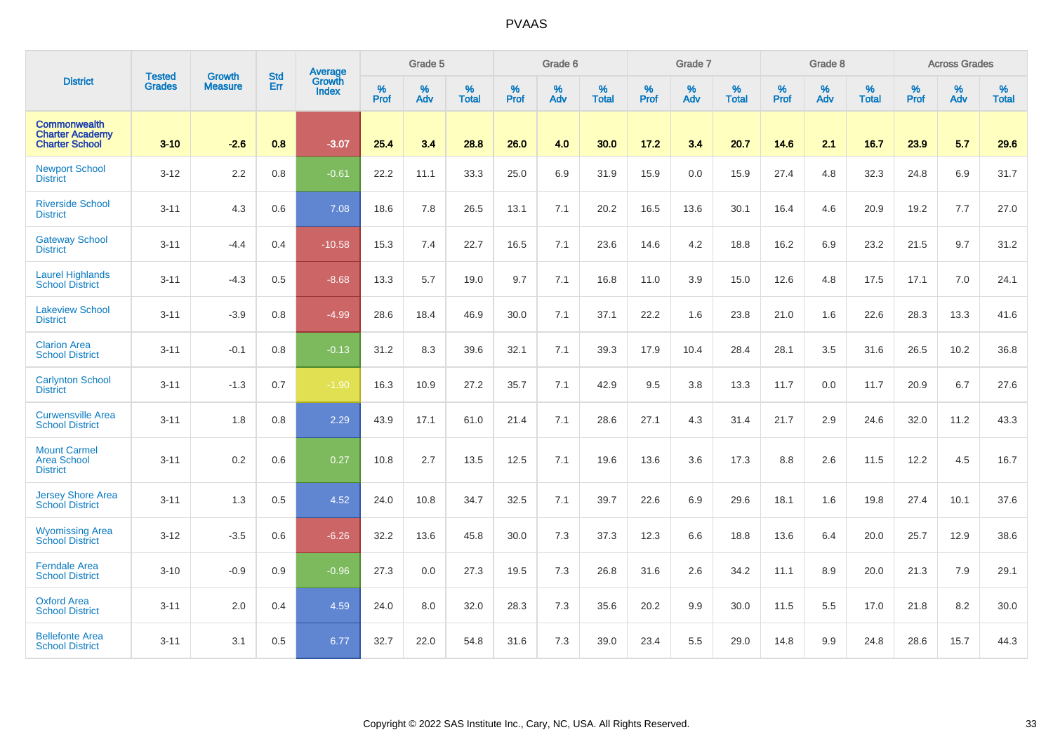# PVAAS

| District | Tested Grades | Growth Measure | Std Err | Average Growth Index | Grade 5 | | | Grade 6 | | | Grade 7 | | | Grade 8 | | | Across Grades | | |
|---|---|---|---|---|---|---|---|---|---|---|---|---|---|---|---|---|---|---|---|
| | | | | | % Prof | % Adv | % Total | % Prof | % Adv | % Total | % Prof | % Adv | % Total | % Prof | % Adv | % Total | % Prof | % Adv | % Total |
| **Commonwealth Charter Academy Charter School** | **3-10** | **-2.6** | **0.8** | **-3.07** | **25.4** | **3.4** | **28.8** | **26.0** | **4.0** | **30.0** | **17.2** | **3.4** | **20.7** | **14.6** | **2.1** | **16.7** | **23.9** | **5.7** | **29.6** |
| Newport School District | 3-12 | 2.2 | 0.8 | -0.61 | 22.2 | 11.1 | 33.3 | 25.0 | 6.9 | 31.9 | 15.9 | 0.0 | 15.9 | 27.4 | 4.8 | 32.3 | 24.8 | 6.9 | 31.7 |
| Riverside School District | 3-11 | 4.3 | 0.6 | 7.08 | 18.6 | 7.8 | 26.5 | 13.1 | 7.1 | 20.2 | 16.5 | 13.6 | 30.1 | 16.4 | 4.6 | 20.9 | 19.2 | 7.7 | 27.0 |
| Gateway School District | 3-11 | -4.4 | 0.4 | -10.58 | 15.3 | 7.4 | 22.7 | 16.5 | 7.1 | 23.6 | 14.6 | 4.2 | 18.8 | 16.2 | 6.9 | 23.2 | 21.5 | 9.7 | 31.2 |
| Laurel Highlands School District | 3-11 | -4.3 | 0.5 | -8.68 | 13.3 | 5.7 | 19.0 | 9.7 | 7.1 | 16.8 | 11.0 | 3.9 | 15.0 | 12.6 | 4.8 | 17.5 | 17.1 | 7.0 | 24.1 |
| Lakeview School District | 3-11 | -3.9 | 0.8 | -4.99 | 28.6 | 18.4 | 46.9 | 30.0 | 7.1 | 37.1 | 22.2 | 1.6 | 23.8 | 21.0 | 1.6 | 22.6 | 28.3 | 13.3 | 41.6 |
| Clarion Area School District | 3-11 | -0.1 | 0.8 | -0.13 | 31.2 | 8.3 | 39.6 | 32.1 | 7.1 | 39.3 | 17.9 | 10.4 | 28.4 | 28.1 | 3.5 | 31.6 | 26.5 | 10.2 | 36.8 |
| Carlynton School District | 3-11 | -1.3 | 0.7 | -1.90 | 16.3 | 10.9 | 27.2 | 35.7 | 7.1 | 42.9 | 9.5 | 3.8 | 13.3 | 11.7 | 0.0 | 11.7 | 20.9 | 6.7 | 27.6 |
| Curwensville Area School District | 3-11 | 1.8 | 0.8 | 2.29 | 43.9 | 17.1 | 61.0 | 21.4 | 7.1 | 28.6 | 27.1 | 4.3 | 31.4 | 21.7 | 2.9 | 24.6 | 32.0 | 11.2 | 43.3 |
| Mount Carmel Area School District | 3-11 | 0.2 | 0.6 | 0.27 | 10.8 | 2.7 | 13.5 | 12.5 | 7.1 | 19.6 | 13.6 | 3.6 | 17.3 | 8.8 | 2.6 | 11.5 | 12.2 | 4.5 | 16.7 |
| Jersey Shore Area School District | 3-11 | 1.3 | 0.5 | 4.52 | 24.0 | 10.8 | 34.7 | 32.5 | 7.1 | 39.7 | 22.6 | 6.9 | 29.6 | 18.1 | 1.6 | 19.8 | 27.4 | 10.1 | 37.6 |
| Wyomissing Area School District | 3-12 | -3.5 | 0.6 | -6.26 | 32.2 | 13.6 | 45.8 | 30.0 | 7.3 | 37.3 | 12.3 | 6.6 | 18.8 | 13.6 | 6.4 | 20.0 | 25.7 | 12.9 | 38.6 |
| Ferndale Area School District | 3-10 | -0.9 | 0.9 | -0.96 | 27.3 | 0.0 | 27.3 | 19.5 | 7.3 | 26.8 | 31.6 | 2.6 | 34.2 | 11.1 | 8.9 | 20.0 | 21.3 | 7.9 | 29.1 |
| Oxford Area School District | 3-11 | 2.0 | 0.4 | 4.59 | 24.0 | 8.0 | 32.0 | 28.3 | 7.3 | 35.6 | 20.2 | 9.9 | 30.0 | 11.5 | 5.5 | 17.0 | 21.8 | 8.2 | 30.0 |
| Bellefonte Area School District | 3-11 | 3.1 | 0.5 | 6.77 | 32.7 | 22.0 | 54.8 | 31.6 | 7.3 | 39.0 | 23.4 | 5.5 | 29.0 | 14.8 | 9.9 | 24.8 | 28.6 | 15.7 | 44.3 |

Copyright © 2022 SAS Institute Inc., Cary, NC, USA. All Rights Reserved.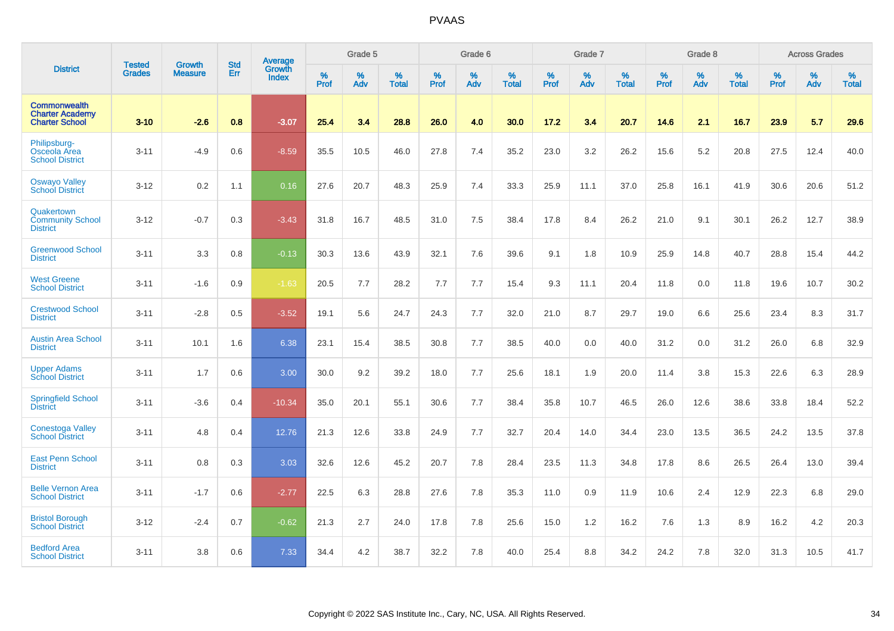# PVAAS

| District | Tested Grades | Growth Measure | Std Err | Average Growth Index | Grade 5 | | | Grade 6 | | | Grade 7 | | | Grade 8 | | | Across Grades | | |
|---|---|---|---|---|---|---|---|---|---|---|---|---|---|---|---|---|---|---|---|
| | | | | | % Prof | % Adv | % Total | % Prof | % Adv | % Total | % Prof | % Adv | % Total | % Prof | % Adv | % Total | % Prof | % Adv | % Total |
| **Commonwealth Charter Academy Charter School** | **3-10** | **-2.6** | **0.8** | **-3.07** | **25.4** | **3.4** | **28.8** | **26.0** | **4.0** | **30.0** | **17.2** | **3.4** | **20.7** | **14.6** | **2.1** | **16.7** | **23.9** | **5.7** | **29.6** |
| Philipsburg-Osceola Area School District | 3-11 | -4.9 | 0.6 | -8.59 | 35.5 | 10.5 | 46.0 | 27.8 | 7.4 | 35.2 | 23.0 | 3.2 | 26.2 | 15.6 | 5.2 | 20.8 | 27.5 | 12.4 | 40.0 |
| Oswayo Valley School District | 3-12 | 0.2 | 1.1 | 0.16 | 27.6 | 20.7 | 48.3 | 25.9 | 7.4 | 33.3 | 25.9 | 11.1 | 37.0 | 25.8 | 16.1 | 41.9 | 30.6 | 20.6 | 51.2 |
| Quakertown Community School District | 3-12 | -0.7 | 0.3 | -3.43 | 31.8 | 16.7 | 48.5 | 31.0 | 7.5 | 38.4 | 17.8 | 8.4 | 26.2 | 21.0 | 9.1 | 30.1 | 26.2 | 12.7 | 38.9 |
| Greenwood School District | 3-11 | 3.3 | 0.8 | -0.13 | 30.3 | 13.6 | 43.9 | 32.1 | 7.6 | 39.6 | 9.1 | 1.8 | 10.9 | 25.9 | 14.8 | 40.7 | 28.8 | 15.4 | 44.2 |
| West Greene School District | 3-11 | -1.6 | 0.9 | -1.63 | 20.5 | 7.7 | 28.2 | 7.7 | 7.7 | 15.4 | 9.3 | 11.1 | 20.4 | 11.8 | 0.0 | 11.8 | 19.6 | 10.7 | 30.2 |
| Crestwood School District | 3-11 | -2.8 | 0.5 | -3.52 | 19.1 | 5.6 | 24.7 | 24.3 | 7.7 | 32.0 | 21.0 | 8.7 | 29.7 | 19.0 | 6.6 | 25.6 | 23.4 | 8.3 | 31.7 |
| Austin Area School District | 3-11 | 10.1 | 1.6 | 6.38 | 23.1 | 15.4 | 38.5 | 30.8 | 7.7 | 38.5 | 40.0 | 0.0 | 40.0 | 31.2 | 0.0 | 31.2 | 26.0 | 6.8 | 32.9 |
| Upper Adams School District | 3-11 | 1.7 | 0.6 | 3.00 | 30.0 | 9.2 | 39.2 | 18.0 | 7.7 | 25.6 | 18.1 | 1.9 | 20.0 | 11.4 | 3.8 | 15.3 | 22.6 | 6.3 | 28.9 |
| Springfield School District | 3-11 | -3.6 | 0.4 | -10.34 | 35.0 | 20.1 | 55.1 | 30.6 | 7.7 | 38.4 | 35.8 | 10.7 | 46.5 | 26.0 | 12.6 | 38.6 | 33.8 | 18.4 | 52.2 |
| Conestoga Valley School District | 3-11 | 4.8 | 0.4 | 12.76 | 21.3 | 12.6 | 33.8 | 24.9 | 7.7 | 32.7 | 20.4 | 14.0 | 34.4 | 23.0 | 13.5 | 36.5 | 24.2 | 13.5 | 37.8 |
| East Penn School District | 3-11 | 0.8 | 0.3 | 3.03 | 32.6 | 12.6 | 45.2 | 20.7 | 7.8 | 28.4 | 23.5 | 11.3 | 34.8 | 17.8 | 8.6 | 26.5 | 26.4 | 13.0 | 39.4 |
| Belle Vernon Area School District | 3-11 | -1.7 | 0.6 | -2.77 | 22.5 | 6.3 | 28.8 | 27.6 | 7.8 | 35.3 | 11.0 | 0.9 | 11.9 | 10.6 | 2.4 | 12.9 | 22.3 | 6.8 | 29.0 |
| Bristol Borough School District | 3-12 | -2.4 | 0.7 | -0.62 | 21.3 | 2.7 | 24.0 | 17.8 | 7.8 | 25.6 | 15.0 | 1.2 | 16.2 | 7.6 | 1.3 | 8.9 | 16.2 | 4.2 | 20.3 |
| Bedford Area School District | 3-11 | 3.8 | 0.6 | 7.33 | 34.4 | 4.2 | 38.7 | 32.2 | 7.8 | 40.0 | 25.4 | 8.8 | 34.2 | 24.2 | 7.8 | 32.0 | 31.3 | 10.5 | 41.7 |

Copyright © 2022 SAS Institute Inc., Cary, NC, USA. All Rights Reserved.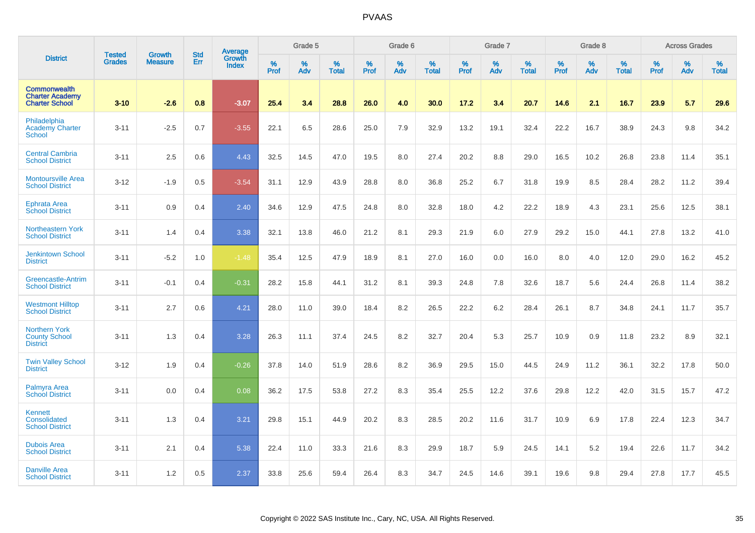# PVAAS

| District | Tested Grades | Growth Measure | Std Err | Average Growth Index | Grade 5 | | | Grade 6 | | | Grade 7 | | | Grade 8 | | | Across Grades | | |
|---|---|---|---|---|---|---|---|---|---|---|---|---|---|---|---|---|---|---|---|
| | | | | | % Prof | % Adv | % Total | % Prof | % Adv | % Total | % Prof | % Adv | % Total | % Prof | % Adv | % Total | % Prof | % Adv | % Total |
| **Commonwealth Charter Academy Charter School** | **3-10** | **-2.6** | **0.8** | **-3.07** | **25.4** | **3.4** | **28.8** | **26.0** | **4.0** | **30.0** | **17.2** | **3.4** | **20.7** | **14.6** | **2.1** | **16.7** | **23.9** | **5.7** | **29.6** |
| Philadelphia Academy Charter School | 3-11 | -2.5 | 0.7 | -3.55 | 22.1 | 6.5 | 28.6 | 25.0 | 7.9 | 32.9 | 13.2 | 19.1 | 32.4 | 22.2 | 16.7 | 38.9 | 24.3 | 9.8 | 34.2 |
| Central Cambria School District | 3-11 | 2.5 | 0.6 | 4.43 | 32.5 | 14.5 | 47.0 | 19.5 | 8.0 | 27.4 | 20.2 | 8.8 | 29.0 | 16.5 | 10.2 | 26.8 | 23.8 | 11.4 | 35.1 |
| Montoursville Area School District | 3-12 | -1.9 | 0.5 | -3.54 | 31.1 | 12.9 | 43.9 | 28.8 | 8.0 | 36.8 | 25.2 | 6.7 | 31.8 | 19.9 | 8.5 | 28.4 | 28.2 | 11.2 | 39.4 |
| Ephrata Area School District | 3-11 | 0.9 | 0.4 | 2.40 | 34.6 | 12.9 | 47.5 | 24.8 | 8.0 | 32.8 | 18.0 | 4.2 | 22.2 | 18.9 | 4.3 | 23.1 | 25.6 | 12.5 | 38.1 |
| Northeastern York School District | 3-11 | 1.4 | 0.4 | 3.38 | 32.1 | 13.8 | 46.0 | 21.2 | 8.1 | 29.3 | 21.9 | 6.0 | 27.9 | 29.2 | 15.0 | 44.1 | 27.8 | 13.2 | 41.0 |
| Jenkintown School District | 3-11 | -5.2 | 1.0 | -1.48 | 35.4 | 12.5 | 47.9 | 18.9 | 8.1 | 27.0 | 16.0 | 0.0 | 16.0 | 8.0 | 4.0 | 12.0 | 29.0 | 16.2 | 45.2 |
| Greencastle-Antrim School District | 3-11 | -0.1 | 0.4 | -0.31 | 28.2 | 15.8 | 44.1 | 31.2 | 8.1 | 39.3 | 24.8 | 7.8 | 32.6 | 18.7 | 5.6 | 24.4 | 26.8 | 11.4 | 38.2 |
| Westmont Hilltop School District | 3-11 | 2.7 | 0.6 | 4.21 | 28.0 | 11.0 | 39.0 | 18.4 | 8.2 | 26.5 | 22.2 | 6.2 | 28.4 | 26.1 | 8.7 | 34.8 | 24.1 | 11.7 | 35.7 |
| Northern York County School District | 3-11 | 1.3 | 0.4 | 3.28 | 26.3 | 11.1 | 37.4 | 24.5 | 8.2 | 32.7 | 20.4 | 5.3 | 25.7 | 10.9 | 0.9 | 11.8 | 23.2 | 8.9 | 32.1 |
| Twin Valley School District | 3-12 | 1.9 | 0.4 | -0.26 | 37.8 | 14.0 | 51.9 | 28.6 | 8.2 | 36.9 | 29.5 | 15.0 | 44.5 | 24.9 | 11.2 | 36.1 | 32.2 | 17.8 | 50.0 |
| Palmyra Area School District | 3-11 | 0.0 | 0.4 | 0.08 | 36.2 | 17.5 | 53.8 | 27.2 | 8.3 | 35.4 | 25.5 | 12.2 | 37.6 | 29.8 | 12.2 | 42.0 | 31.5 | 15.7 | 47.2 |
| Kennett Consolidated School District | 3-11 | 1.3 | 0.4 | 3.21 | 29.8 | 15.1 | 44.9 | 20.2 | 8.3 | 28.5 | 20.2 | 11.6 | 31.7 | 10.9 | 6.9 | 17.8 | 22.4 | 12.3 | 34.7 |
| Dubois Area School District | 3-11 | 2.1 | 0.4 | 5.38 | 22.4 | 11.0 | 33.3 | 21.6 | 8.3 | 29.9 | 18.7 | 5.9 | 24.5 | 14.1 | 5.2 | 19.4 | 22.6 | 11.7 | 34.2 |
| Danville Area School District | 3-11 | 1.2 | 0.5 | 2.37 | 33.8 | 25.6 | 59.4 | 26.4 | 8.3 | 34.7 | 24.5 | 14.6 | 39.1 | 19.6 | 9.8 | 29.4 | 27.8 | 17.7 | 45.5 |

Copyright © 2022 SAS Institute Inc., Cary, NC, USA. All Rights Reserved.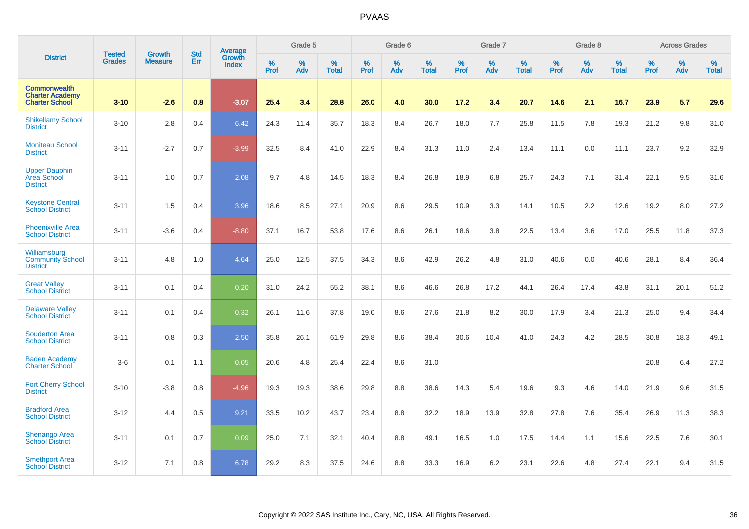# PVAAS

| District | Tested Grades | Growth Measure | Std Err | Average Growth Index | Grade 5 | | | Grade 6 | | | Grade 7 | | | Grade 8 | | | Across Grades | | |
|---|---|---|---|---|---|---|---|---|---|---|---|---|---|---|---|---|---|---|---|
| | | | | | % Prof | % Adv | % Total | % Prof | % Adv | % Total | % Prof | % Adv | % Total | % Prof | % Adv | % Total | % Prof | % Adv | % Total |
| **Commonwealth Charter Academy Charter School** | **3-10** | **-2.6** | **0.8** | **-3.07** | **25.4** | **3.4** | **28.8** | **26.0** | **4.0** | **30.0** | **17.2** | **3.4** | **20.7** | **14.6** | **2.1** | **16.7** | **23.9** | **5.7** | **29.6** |
| Shikellamy School District | 3-10 | 2.8 | 0.4 | 6.42 | 24.3 | 11.4 | 35.7 | 18.3 | 8.4 | 26.7 | 18.0 | 7.7 | 25.8 | 11.5 | 7.8 | 19.3 | 21.2 | 9.8 | 31.0 |
| Moniteau School District | 3-11 | -2.7 | 0.7 | -3.99 | 32.5 | 8.4 | 41.0 | 22.9 | 8.4 | 31.3 | 11.0 | 2.4 | 13.4 | 11.1 | 0.0 | 11.1 | 23.7 | 9.2 | 32.9 |
| Upper Dauphin Area School District | 3-11 | 1.0 | 0.7 | 2.08 | 9.7 | 4.8 | 14.5 | 18.3 | 8.4 | 26.8 | 18.9 | 6.8 | 25.7 | 24.3 | 7.1 | 31.4 | 22.1 | 9.5 | 31.6 |
| Keystone Central School District | 3-11 | 1.5 | 0.4 | 3.96 | 18.6 | 8.5 | 27.1 | 20.9 | 8.6 | 29.5 | 10.9 | 3.3 | 14.1 | 10.5 | 2.2 | 12.6 | 19.2 | 8.0 | 27.2 |
| Phoenixville Area School District | 3-11 | -3.6 | 0.4 | -8.80 | 37.1 | 16.7 | 53.8 | 17.6 | 8.6 | 26.1 | 18.6 | 3.8 | 22.5 | 13.4 | 3.6 | 17.0 | 25.5 | 11.8 | 37.3 |
| Williamsburg Community School District | 3-11 | 4.8 | 1.0 | 4.64 | 25.0 | 12.5 | 37.5 | 34.3 | 8.6 | 42.9 | 26.2 | 4.8 | 31.0 | 40.6 | 0.0 | 40.6 | 28.1 | 8.4 | 36.4 |
| Great Valley School District | 3-11 | 0.1 | 0.4 | 0.20 | 31.0 | 24.2 | 55.2 | 38.1 | 8.6 | 46.6 | 26.8 | 17.2 | 44.1 | 26.4 | 17.4 | 43.8 | 31.1 | 20.1 | 51.2 |
| Delaware Valley School District | 3-11 | 0.1 | 0.4 | 0.32 | 26.1 | 11.6 | 37.8 | 19.0 | 8.6 | 27.6 | 21.8 | 8.2 | 30.0 | 17.9 | 3.4 | 21.3 | 25.0 | 9.4 | 34.4 |
| Souderton Area School District | 3-11 | 0.8 | 0.3 | 2.50 | 35.8 | 26.1 | 61.9 | 29.8 | 8.6 | 38.4 | 30.6 | 10.4 | 41.0 | 24.3 | 4.2 | 28.5 | 30.8 | 18.3 | 49.1 |
| Baden Academy Charter School | 3-6 | 0.1 | 1.1 | 0.05 | 20.6 | 4.8 | 25.4 | 22.4 | 8.6 | 31.0 | | | | | | | 20.8 | 6.4 | 27.2 |
| Fort Cherry School District | 3-10 | -3.8 | 0.8 | -4.96 | 19.3 | 19.3 | 38.6 | 29.8 | 8.8 | 38.6 | 14.3 | 5.4 | 19.6 | 9.3 | 4.6 | 14.0 | 21.9 | 9.6 | 31.5 |
| Bradford Area School District | 3-12 | 4.4 | 0.5 | 9.21 | 33.5 | 10.2 | 43.7 | 23.4 | 8.8 | 32.2 | 18.9 | 13.9 | 32.8 | 27.8 | 7.6 | 35.4 | 26.9 | 11.3 | 38.3 |
| Shenango Area School District | 3-11 | 0.1 | 0.7 | 0.09 | 25.0 | 7.1 | 32.1 | 40.4 | 8.8 | 49.1 | 16.5 | 1.0 | 17.5 | 14.4 | 1.1 | 15.6 | 22.5 | 7.6 | 30.1 |
| Smethport Area School District | 3-12 | 7.1 | 0.8 | 6.78 | 29.2 | 8.3 | 37.5 | 24.6 | 8.8 | 33.3 | 16.9 | 6.2 | 23.1 | 22.6 | 4.8 | 27.4 | 22.1 | 9.4 | 31.5 |

Copyright © 2022 SAS Institute Inc., Cary, NC, USA. All Rights Reserved.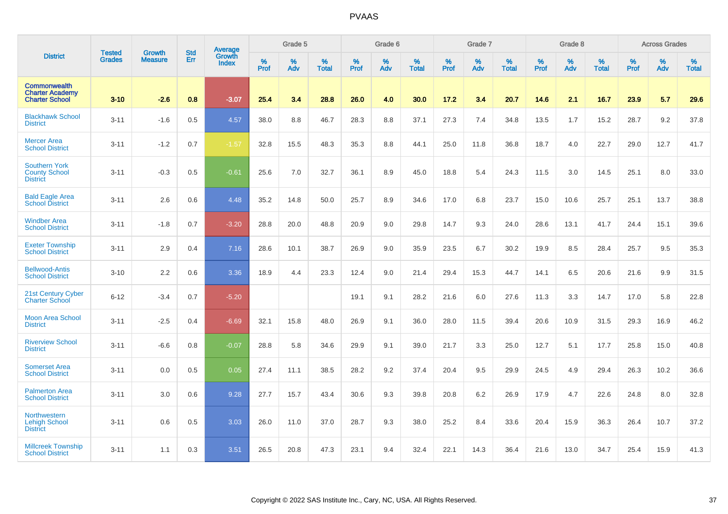# PVAAS

| District | Tested Grades | Growth Measure | Std Err | Average Growth Index | Grade 5 | | | Grade 6 | | | Grade 7 | | | Grade 8 | | | Across Grades | | |
|---|---|---|---|---|---|---|---|---|---|---|---|---|---|---|---|---|---|---|---|
| | | | | | % Prof | % Adv | % Total | % Prof | % Adv | % Total | % Prof | % Adv | % Total | % Prof | % Adv | % Total | % Prof | % Adv | % Total |
| **Commonwealth Charter Academy Charter School** | **3-10** | **-2.6** | **0.8** | **-3.07** | **25.4** | **3.4** | **28.8** | **26.0** | **4.0** | **30.0** | **17.2** | **3.4** | **20.7** | **14.6** | **2.1** | **16.7** | **23.9** | **5.7** | **29.6** |
| Blackhawk School District | 3-11 | -1.6 | 0.5 | 4.57 | 38.0 | 8.8 | 46.7 | 28.3 | 8.8 | 37.1 | 27.3 | 7.4 | 34.8 | 13.5 | 1.7 | 15.2 | 28.7 | 9.2 | 37.8 |
| Mercer Area School District | 3-11 | -1.2 | 0.7 | -1.57 | 32.8 | 15.5 | 48.3 | 35.3 | 8.8 | 44.1 | 25.0 | 11.8 | 36.8 | 18.7 | 4.0 | 22.7 | 29.0 | 12.7 | 41.7 |
| Southern York County School District | 3-11 | -0.3 | 0.5 | -0.61 | 25.6 | 7.0 | 32.7 | 36.1 | 8.9 | 45.0 | 18.8 | 5.4 | 24.3 | 11.5 | 3.0 | 14.5 | 25.1 | 8.0 | 33.0 |
| Bald Eagle Area School District | 3-11 | 2.6 | 0.6 | 4.48 | 35.2 | 14.8 | 50.0 | 25.7 | 8.9 | 34.6 | 17.0 | 6.8 | 23.7 | 15.0 | 10.6 | 25.7 | 25.1 | 13.7 | 38.8 |
| Windber Area School District | 3-11 | -1.8 | 0.7 | -3.20 | 28.8 | 20.0 | 48.8 | 20.9 | 9.0 | 29.8 | 14.7 | 9.3 | 24.0 | 28.6 | 13.1 | 41.7 | 24.4 | 15.1 | 39.6 |
| Exeter Township School District | 3-11 | 2.9 | 0.4 | 7.16 | 28.6 | 10.1 | 38.7 | 26.9 | 9.0 | 35.9 | 23.5 | 6.7 | 30.2 | 19.9 | 8.5 | 28.4 | 25.7 | 9.5 | 35.3 |
| Bellwood-Antis School District | 3-10 | 2.2 | 0.6 | 3.36 | 18.9 | 4.4 | 23.3 | 12.4 | 9.0 | 21.4 | 29.4 | 15.3 | 44.7 | 14.1 | 6.5 | 20.6 | 21.6 | 9.9 | 31.5 |
| 21st Century Cyber Charter School | 6-12 | -3.4 | 0.7 | -5.20 | | | | 19.1 | 9.1 | 28.2 | 21.6 | 6.0 | 27.6 | 11.3 | 3.3 | 14.7 | 17.0 | 5.8 | 22.8 |
| Moon Area School District | 3-11 | -2.5 | 0.4 | -6.69 | 32.1 | 15.8 | 48.0 | 26.9 | 9.1 | 36.0 | 28.0 | 11.5 | 39.4 | 20.6 | 10.9 | 31.5 | 29.3 | 16.9 | 46.2 |
| Riverview School District | 3-11 | -6.6 | 0.8 | -0.07 | 28.8 | 5.8 | 34.6 | 29.9 | 9.1 | 39.0 | 21.7 | 3.3 | 25.0 | 12.7 | 5.1 | 17.7 | 25.8 | 15.0 | 40.8 |
| Somerset Area School District | 3-11 | 0.0 | 0.5 | 0.05 | 27.4 | 11.1 | 38.5 | 28.2 | 9.2 | 37.4 | 20.4 | 9.5 | 29.9 | 24.5 | 4.9 | 29.4 | 26.3 | 10.2 | 36.6 |
| Palmerton Area School District | 3-11 | 3.0 | 0.6 | 9.28 | 27.7 | 15.7 | 43.4 | 30.6 | 9.3 | 39.8 | 20.8 | 6.2 | 26.9 | 17.9 | 4.7 | 22.6 | 24.8 | 8.0 | 32.8 |
| Northwestern Lehigh School District | 3-11 | 0.6 | 0.5 | 3.03 | 26.0 | 11.0 | 37.0 | 28.7 | 9.3 | 38.0 | 25.2 | 8.4 | 33.6 | 20.4 | 15.9 | 36.3 | 26.4 | 10.7 | 37.2 |
| Millcreek Township School District | 3-11 | 1.1 | 0.3 | 3.51 | 26.5 | 20.8 | 47.3 | 23.1 | 9.4 | 32.4 | 22.1 | 14.3 | 36.4 | 21.6 | 13.0 | 34.7 | 25.4 | 15.9 | 41.3 |

Copyright © 2022 SAS Institute Inc., Cary, NC, USA. All Rights Reserved.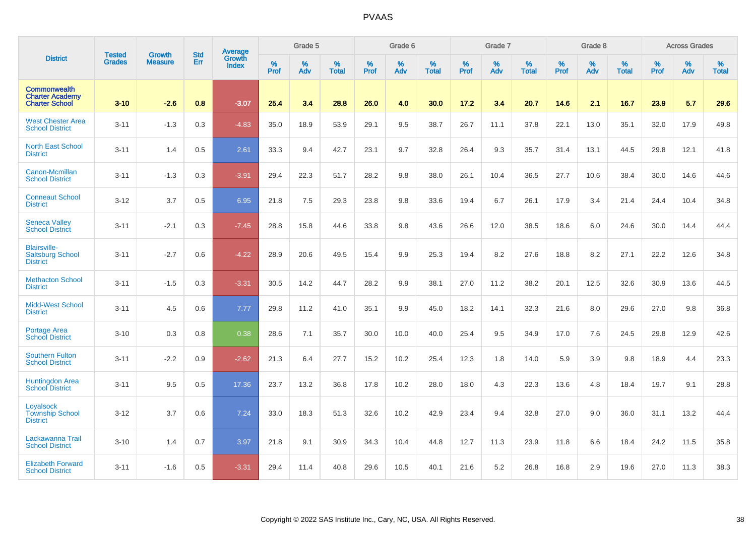# PVAAS

| District | Tested Grades | Growth Measure | Std Err | Average Growth Index | Grade 5 | | | Grade 6 | | | Grade 7 | | | Grade 8 | | | Across Grades | | |
|---|---|---|---|---|---|---|---|---|---|---|---|---|---|---|---|---|---|---|---|
| | | | | | % Prof | % Adv | % Total | % Prof | % Adv | % Total | % Prof | % Adv | % Total | % Prof | % Adv | % Total | % Prof | % Adv | % Total |
| **Commonwealth Charter Academy Charter School** | **3-10** | **-2.6** | **0.8** | **-3.07** | **25.4** | **3.4** | **28.8** | **26.0** | **4.0** | **30.0** | **17.2** | **3.4** | **20.7** | **14.6** | **2.1** | **16.7** | **23.9** | **5.7** | **29.6** |
| West Chester Area School District | 3-11 | -1.3 | 0.3 | -4.83 | 35.0 | 18.9 | 53.9 | 29.1 | 9.5 | 38.7 | 26.7 | 11.1 | 37.8 | 22.1 | 13.0 | 35.1 | 32.0 | 17.9 | 49.8 |
| North East School District | 3-11 | 1.4 | 0.5 | 2.61 | 33.3 | 9.4 | 42.7 | 23.1 | 9.7 | 32.8 | 26.4 | 9.3 | 35.7 | 31.4 | 13.1 | 44.5 | 29.8 | 12.1 | 41.8 |
| Canon-Mcmillan School District | 3-11 | -1.3 | 0.3 | -3.91 | 29.4 | 22.3 | 51.7 | 28.2 | 9.8 | 38.0 | 26.1 | 10.4 | 36.5 | 27.7 | 10.6 | 38.4 | 30.0 | 14.6 | 44.6 |
| Conneaut School District | 3-12 | 3.7 | 0.5 | 6.95 | 21.8 | 7.5 | 29.3 | 23.8 | 9.8 | 33.6 | 19.4 | 6.7 | 26.1 | 17.9 | 3.4 | 21.4 | 24.4 | 10.4 | 34.8 |
| Seneca Valley School District | 3-11 | -2.1 | 0.3 | -7.45 | 28.8 | 15.8 | 44.6 | 33.8 | 9.8 | 43.6 | 26.6 | 12.0 | 38.5 | 18.6 | 6.0 | 24.6 | 30.0 | 14.4 | 44.4 |
| Blairsville-Saltsburg School District | 3-11 | -2.7 | 0.6 | -4.22 | 28.9 | 20.6 | 49.5 | 15.4 | 9.9 | 25.3 | 19.4 | 8.2 | 27.6 | 18.8 | 8.2 | 27.1 | 22.2 | 12.6 | 34.8 |
| Methacton School District | 3-11 | -1.5 | 0.3 | -3.31 | 30.5 | 14.2 | 44.7 | 28.2 | 9.9 | 38.1 | 27.0 | 11.2 | 38.2 | 20.1 | 12.5 | 32.6 | 30.9 | 13.6 | 44.5 |
| Midd-West School District | 3-11 | 4.5 | 0.6 | 7.77 | 29.8 | 11.2 | 41.0 | 35.1 | 9.9 | 45.0 | 18.2 | 14.1 | 32.3 | 21.6 | 8.0 | 29.6 | 27.0 | 9.8 | 36.8 |
| Portage Area School District | 3-10 | 0.3 | 0.8 | 0.38 | 28.6 | 7.1 | 35.7 | 30.0 | 10.0 | 40.0 | 25.4 | 9.5 | 34.9 | 17.0 | 7.6 | 24.5 | 29.8 | 12.9 | 42.6 |
| Southern Fulton School District | 3-11 | -2.2 | 0.9 | -2.62 | 21.3 | 6.4 | 27.7 | 15.2 | 10.2 | 25.4 | 12.3 | 1.8 | 14.0 | 5.9 | 3.9 | 9.8 | 18.9 | 4.4 | 23.3 |
| Huntingdon Area School District | 3-11 | 9.5 | 0.5 | 17.36 | 23.7 | 13.2 | 36.8 | 17.8 | 10.2 | 28.0 | 18.0 | 4.3 | 22.3 | 13.6 | 4.8 | 18.4 | 19.7 | 9.1 | 28.8 |
| Loyalsock Township School District | 3-12 | 3.7 | 0.6 | 7.24 | 33.0 | 18.3 | 51.3 | 32.6 | 10.2 | 42.9 | 23.4 | 9.4 | 32.8 | 27.0 | 9.0 | 36.0 | 31.1 | 13.2 | 44.4 |
| Lackawanna Trail School District | 3-10 | 1.4 | 0.7 | 3.97 | 21.8 | 9.1 | 30.9 | 34.3 | 10.4 | 44.8 | 12.7 | 11.3 | 23.9 | 11.8 | 6.6 | 18.4 | 24.2 | 11.5 | 35.8 |
| Elizabeth Forward School District | 3-11 | -1.6 | 0.5 | -3.31 | 29.4 | 11.4 | 40.8 | 29.6 | 10.5 | 40.1 | 21.6 | 5.2 | 26.8 | 16.8 | 2.9 | 19.6 | 27.0 | 11.3 | 38.3 |

Copyright © 2022 SAS Institute Inc., Cary, NC, USA. All Rights Reserved.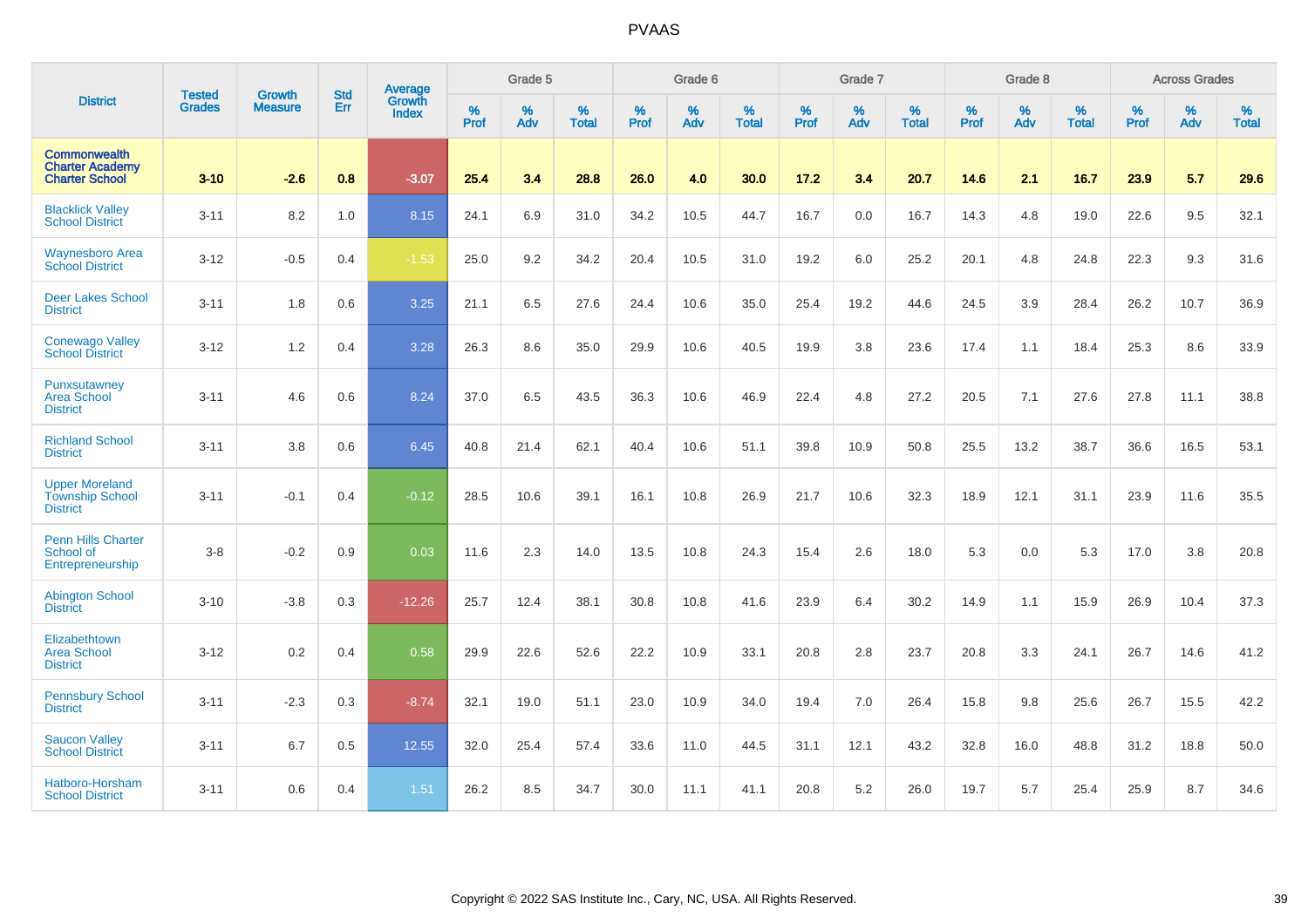# PVAAS

| District | Tested Grades | Growth Measure | Std Err | Average Growth Index | Grade 5 | | | Grade 6 | | | Grade 7 | | | Grade 8 | | | Across Grades | | |
|---|---|---|---|---|---|---|---|---|---|---|---|---|---|---|---|---|---|---|---|
| | | | | | % Prof | % Adv | % Total | % Prof | % Adv | % Total | % Prof | % Adv | % Total | % Prof | % Adv | % Total | % Prof | % Adv | % Total |
| **Commonwealth Charter Academy Charter School** | **3-10** | **-2.6** | **0.8** | **-3.07** | **25.4** | **3.4** | **28.8** | **26.0** | **4.0** | **30.0** | **17.2** | **3.4** | **20.7** | **14.6** | **2.1** | **16.7** | **23.9** | **5.7** | **29.6** |
| Blacklick Valley School District | 3-11 | 8.2 | 1.0 | 8.15 | 24.1 | 6.9 | 31.0 | 34.2 | 10.5 | 44.7 | 16.7 | 0.0 | 16.7 | 14.3 | 4.8 | 19.0 | 22.6 | 9.5 | 32.1 |
| Waynesboro Area School District | 3-12 | -0.5 | 0.4 | -1.53 | 25.0 | 9.2 | 34.2 | 20.4 | 10.5 | 31.0 | 19.2 | 6.0 | 25.2 | 20.1 | 4.8 | 24.8 | 22.3 | 9.3 | 31.6 |
| Deer Lakes School District | 3-11 | 1.8 | 0.6 | 3.25 | 21.1 | 6.5 | 27.6 | 24.4 | 10.6 | 35.0 | 25.4 | 19.2 | 44.6 | 24.5 | 3.9 | 28.4 | 26.2 | 10.7 | 36.9 |
| Conewago Valley School District | 3-12 | 1.2 | 0.4 | 3.28 | 26.3 | 8.6 | 35.0 | 29.9 | 10.6 | 40.5 | 19.9 | 3.8 | 23.6 | 17.4 | 1.1 | 18.4 | 25.3 | 8.6 | 33.9 |
| Punxsutawney Area School District | 3-11 | 4.6 | 0.6 | 8.24 | 37.0 | 6.5 | 43.5 | 36.3 | 10.6 | 46.9 | 22.4 | 4.8 | 27.2 | 20.5 | 7.1 | 27.6 | 27.8 | 11.1 | 38.8 |
| Richland School District | 3-11 | 3.8 | 0.6 | 6.45 | 40.8 | 21.4 | 62.1 | 40.4 | 10.6 | 51.1 | 39.8 | 10.9 | 50.8 | 25.5 | 13.2 | 38.7 | 36.6 | 16.5 | 53.1 |
| Upper Moreland Township School District | 3-11 | -0.1 | 0.4 | -0.12 | 28.5 | 10.6 | 39.1 | 16.1 | 10.8 | 26.9 | 21.7 | 10.6 | 32.3 | 18.9 | 12.1 | 31.1 | 23.9 | 11.6 | 35.5 |
| Penn Hills Charter School of Entrepreneurship | 3-8 | -0.2 | 0.9 | 0.03 | 11.6 | 2.3 | 14.0 | 13.5 | 10.8 | 24.3 | 15.4 | 2.6 | 18.0 | 5.3 | 0.0 | 5.3 | 17.0 | 3.8 | 20.8 |
| Abington School District | 3-10 | -3.8 | 0.3 | -12.26 | 25.7 | 12.4 | 38.1 | 30.8 | 10.8 | 41.6 | 23.9 | 6.4 | 30.2 | 14.9 | 1.1 | 15.9 | 26.9 | 10.4 | 37.3 |
| Elizabethtown Area School District | 3-12 | 0.2 | 0.4 | 0.58 | 29.9 | 22.6 | 52.6 | 22.2 | 10.9 | 33.1 | 20.8 | 2.8 | 23.7 | 20.8 | 3.3 | 24.1 | 26.7 | 14.6 | 41.2 |
| Pennsbury School District | 3-11 | -2.3 | 0.3 | -8.74 | 32.1 | 19.0 | 51.1 | 23.0 | 10.9 | 34.0 | 19.4 | 7.0 | 26.4 | 15.8 | 9.8 | 25.6 | 26.7 | 15.5 | 42.2 |
| Saucon Valley School District | 3-11 | 6.7 | 0.5 | 12.55 | 32.0 | 25.4 | 57.4 | 33.6 | 11.0 | 44.5 | 31.1 | 12.1 | 43.2 | 32.8 | 16.0 | 48.8 | 31.2 | 18.8 | 50.0 |
| Hatboro-Horsham School District | 3-11 | 0.6 | 0.4 | 1.51 | 26.2 | 8.5 | 34.7 | 30.0 | 11.1 | 41.1 | 20.8 | 5.2 | 26.0 | 19.7 | 5.7 | 25.4 | 25.9 | 8.7 | 34.6 |

Copyright © 2022 SAS Institute Inc., Cary, NC, USA. All Rights Reserved.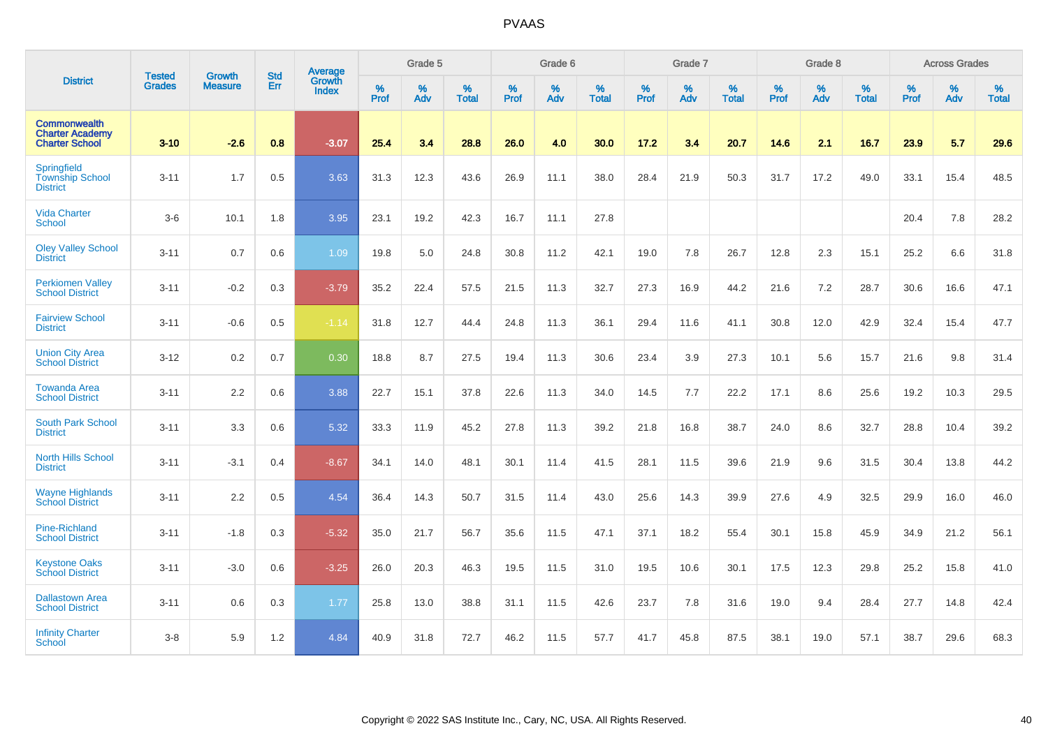# PVAAS

| District | Tested Grades | Growth Measure | Std Err | Average Growth Index | Grade 5 | | | Grade 6 | | | Grade 7 | | | Grade 8 | | | Across Grades | | |
|---|---|---|---|---|---|---|---|---|---|---|---|---|---|---|---|---|---|---|---|
| | | | | | % Prof | % Adv | % Total | % Prof | % Adv | % Total | % Prof | % Adv | % Total | % Prof | % Adv | % Total | % Prof | % Adv | % Total |
| **Commonwealth Charter Academy Charter School** | **3-10** | **-2.6** | **0.8** | **-3.07** | **25.4** | **3.4** | **28.8** | **26.0** | **4.0** | **30.0** | **17.2** | **3.4** | **20.7** | **14.6** | **2.1** | **16.7** | **23.9** | **5.7** | **29.6** |
| Springfield Township School District | 3-11 | 1.7 | 0.5 | 3.63 | 31.3 | 12.3 | 43.6 | 26.9 | 11.1 | 38.0 | 28.4 | 21.9 | 50.3 | 31.7 | 17.2 | 49.0 | 33.1 | 15.4 | 48.5 |
| Vida Charter School | 3-6 | 10.1 | 1.8 | 3.95 | 23.1 | 19.2 | 42.3 | 16.7 | 11.1 | 27.8 | | | | | | | 20.4 | 7.8 | 28.2 |
| Oley Valley School District | 3-11 | 0.7 | 0.6 | 1.09 | 19.8 | 5.0 | 24.8 | 30.8 | 11.2 | 42.1 | 19.0 | 7.8 | 26.7 | 12.8 | 2.3 | 15.1 | 25.2 | 6.6 | 31.8 |
| Perkiomen Valley School District | 3-11 | -0.2 | 0.3 | -3.79 | 35.2 | 22.4 | 57.5 | 21.5 | 11.3 | 32.7 | 27.3 | 16.9 | 44.2 | 21.6 | 7.2 | 28.7 | 30.6 | 16.6 | 47.1 |
| Fairview School District | 3-11 | -0.6 | 0.5 | -1.14 | 31.8 | 12.7 | 44.4 | 24.8 | 11.3 | 36.1 | 29.4 | 11.6 | 41.1 | 30.8 | 12.0 | 42.9 | 32.4 | 15.4 | 47.7 |
| Union City Area School District | 3-12 | 0.2 | 0.7 | 0.30 | 18.8 | 8.7 | 27.5 | 19.4 | 11.3 | 30.6 | 23.4 | 3.9 | 27.3 | 10.1 | 5.6 | 15.7 | 21.6 | 9.8 | 31.4 |
| Towanda Area School District | 3-11 | 2.2 | 0.6 | 3.88 | 22.7 | 15.1 | 37.8 | 22.6 | 11.3 | 34.0 | 14.5 | 7.7 | 22.2 | 17.1 | 8.6 | 25.6 | 19.2 | 10.3 | 29.5 |
| South Park School District | 3-11 | 3.3 | 0.6 | 5.32 | 33.3 | 11.9 | 45.2 | 27.8 | 11.3 | 39.2 | 21.8 | 16.8 | 38.7 | 24.0 | 8.6 | 32.7 | 28.8 | 10.4 | 39.2 |
| North Hills School District | 3-11 | -3.1 | 0.4 | -8.67 | 34.1 | 14.0 | 48.1 | 30.1 | 11.4 | 41.5 | 28.1 | 11.5 | 39.6 | 21.9 | 9.6 | 31.5 | 30.4 | 13.8 | 44.2 |
| Wayne Highlands School District | 3-11 | 2.2 | 0.5 | 4.54 | 36.4 | 14.3 | 50.7 | 31.5 | 11.4 | 43.0 | 25.6 | 14.3 | 39.9 | 27.6 | 4.9 | 32.5 | 29.9 | 16.0 | 46.0 |
| Pine-Richland School District | 3-11 | -1.8 | 0.3 | -5.32 | 35.0 | 21.7 | 56.7 | 35.6 | 11.5 | 47.1 | 37.1 | 18.2 | 55.4 | 30.1 | 15.8 | 45.9 | 34.9 | 21.2 | 56.1 |
| Keystone Oaks School District | 3-11 | -3.0 | 0.6 | -3.25 | 26.0 | 20.3 | 46.3 | 19.5 | 11.5 | 31.0 | 19.5 | 10.6 | 30.1 | 17.5 | 12.3 | 29.8 | 25.2 | 15.8 | 41.0 |
| Dallastown Area School District | 3-11 | 0.6 | 0.3 | 1.77 | 25.8 | 13.0 | 38.8 | 31.1 | 11.5 | 42.6 | 23.7 | 7.8 | 31.6 | 19.0 | 9.4 | 28.4 | 27.7 | 14.8 | 42.4 |
| Infinity Charter School | 3-8 | 5.9 | 1.2 | 4.84 | 40.9 | 31.8 | 72.7 | 46.2 | 11.5 | 57.7 | 41.7 | 45.8 | 87.5 | 38.1 | 19.0 | 57.1 | 38.7 | 29.6 | 68.3 |

Copyright © 2022 SAS Institute Inc., Cary, NC, USA. All Rights Reserved.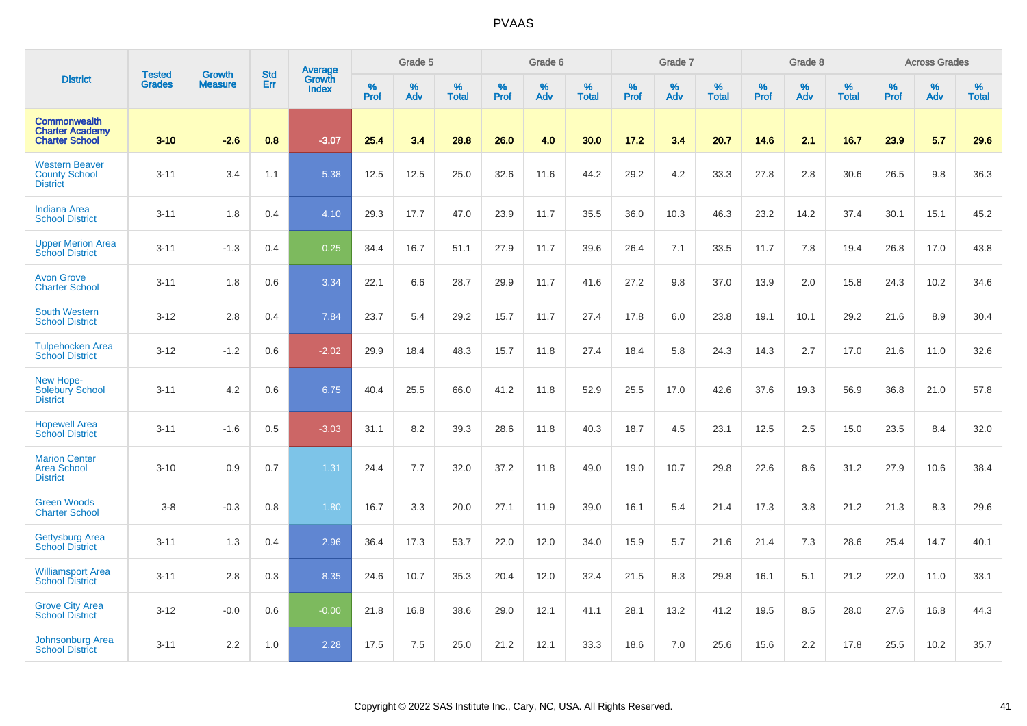# PVAAS

| District | Tested Grades | Growth Measure | Std Err | Average Growth Index | Grade 5 | | | Grade 6 | | | Grade 7 | | | Grade 8 | | | Across Grades | | |
|---|---|---|---|---|---|---|---|---|---|---|---|---|---|---|---|---|---|---|---|
| | | | | | % Prof | % Adv | % Total | % Prof | % Adv | % Total | % Prof | % Adv | % Total | % Prof | % Adv | % Total | % Prof | % Adv | % Total |
| **Commonwealth Charter Academy Charter School** | **3-10** | **-2.6** | **0.8** | **-3.07** | **25.4** | **3.4** | **28.8** | **26.0** | **4.0** | **30.0** | **17.2** | **3.4** | **20.7** | **14.6** | **2.1** | **16.7** | **23.9** | **5.7** | **29.6** |
| Western Beaver County School District | 3-11 | 3.4 | 1.1 | 5.38 | 12.5 | 12.5 | 25.0 | 32.6 | 11.6 | 44.2 | 29.2 | 4.2 | 33.3 | 27.8 | 2.8 | 30.6 | 26.5 | 9.8 | 36.3 |
| Indiana Area School District | 3-11 | 1.8 | 0.4 | 4.10 | 29.3 | 17.7 | 47.0 | 23.9 | 11.7 | 35.5 | 36.0 | 10.3 | 46.3 | 23.2 | 14.2 | 37.4 | 30.1 | 15.1 | 45.2 |
| Upper Merion Area School District | 3-11 | -1.3 | 0.4 | 0.25 | 34.4 | 16.7 | 51.1 | 27.9 | 11.7 | 39.6 | 26.4 | 7.1 | 33.5 | 11.7 | 7.8 | 19.4 | 26.8 | 17.0 | 43.8 |
| Avon Grove Charter School | 3-11 | 1.8 | 0.6 | 3.34 | 22.1 | 6.6 | 28.7 | 29.9 | 11.7 | 41.6 | 27.2 | 9.8 | 37.0 | 13.9 | 2.0 | 15.8 | 24.3 | 10.2 | 34.6 |
| South Western School District | 3-12 | 2.8 | 0.4 | 7.84 | 23.7 | 5.4 | 29.2 | 15.7 | 11.7 | 27.4 | 17.8 | 6.0 | 23.8 | 19.1 | 10.1 | 29.2 | 21.6 | 8.9 | 30.4 |
| Tulpehocken Area School District | 3-12 | -1.2 | 0.6 | -2.02 | 29.9 | 18.4 | 48.3 | 15.7 | 11.8 | 27.4 | 18.4 | 5.8 | 24.3 | 14.3 | 2.7 | 17.0 | 21.6 | 11.0 | 32.6 |
| New Hope-Solebury School District | 3-11 | 4.2 | 0.6 | 6.75 | 40.4 | 25.5 | 66.0 | 41.2 | 11.8 | 52.9 | 25.5 | 17.0 | 42.6 | 37.6 | 19.3 | 56.9 | 36.8 | 21.0 | 57.8 |
| Hopewell Area School District | 3-11 | -1.6 | 0.5 | -3.03 | 31.1 | 8.2 | 39.3 | 28.6 | 11.8 | 40.3 | 18.7 | 4.5 | 23.1 | 12.5 | 2.5 | 15.0 | 23.5 | 8.4 | 32.0 |
| Marion Center Area School District | 3-10 | 0.9 | 0.7 | 1.31 | 24.4 | 7.7 | 32.0 | 37.2 | 11.8 | 49.0 | 19.0 | 10.7 | 29.8 | 22.6 | 8.6 | 31.2 | 27.9 | 10.6 | 38.4 |
| Green Woods Charter School | 3-8 | -0.3 | 0.8 | 1.80 | 16.7 | 3.3 | 20.0 | 27.1 | 11.9 | 39.0 | 16.1 | 5.4 | 21.4 | 17.3 | 3.8 | 21.2 | 21.3 | 8.3 | 29.6 |
| Gettysburg Area School District | 3-11 | 1.3 | 0.4 | 2.96 | 36.4 | 17.3 | 53.7 | 22.0 | 12.0 | 34.0 | 15.9 | 5.7 | 21.6 | 21.4 | 7.3 | 28.6 | 25.4 | 14.7 | 40.1 |
| Williamsport Area School District | 3-11 | 2.8 | 0.3 | 8.35 | 24.6 | 10.7 | 35.3 | 20.4 | 12.0 | 32.4 | 21.5 | 8.3 | 29.8 | 16.1 | 5.1 | 21.2 | 22.0 | 11.0 | 33.1 |
| Grove City Area School District | 3-12 | -0.0 | 0.6 | -0.00 | 21.8 | 16.8 | 38.6 | 29.0 | 12.1 | 41.1 | 28.1 | 13.2 | 41.2 | 19.5 | 8.5 | 28.0 | 27.6 | 16.8 | 44.3 |
| Johnsonburg Area School District | 3-11 | 2.2 | 1.0 | 2.28 | 17.5 | 7.5 | 25.0 | 21.2 | 12.1 | 33.3 | 18.6 | 7.0 | 25.6 | 15.6 | 2.2 | 17.8 | 25.5 | 10.2 | 35.7 |

Copyright © 2022 SAS Institute Inc., Cary, NC, USA. All Rights Reserved.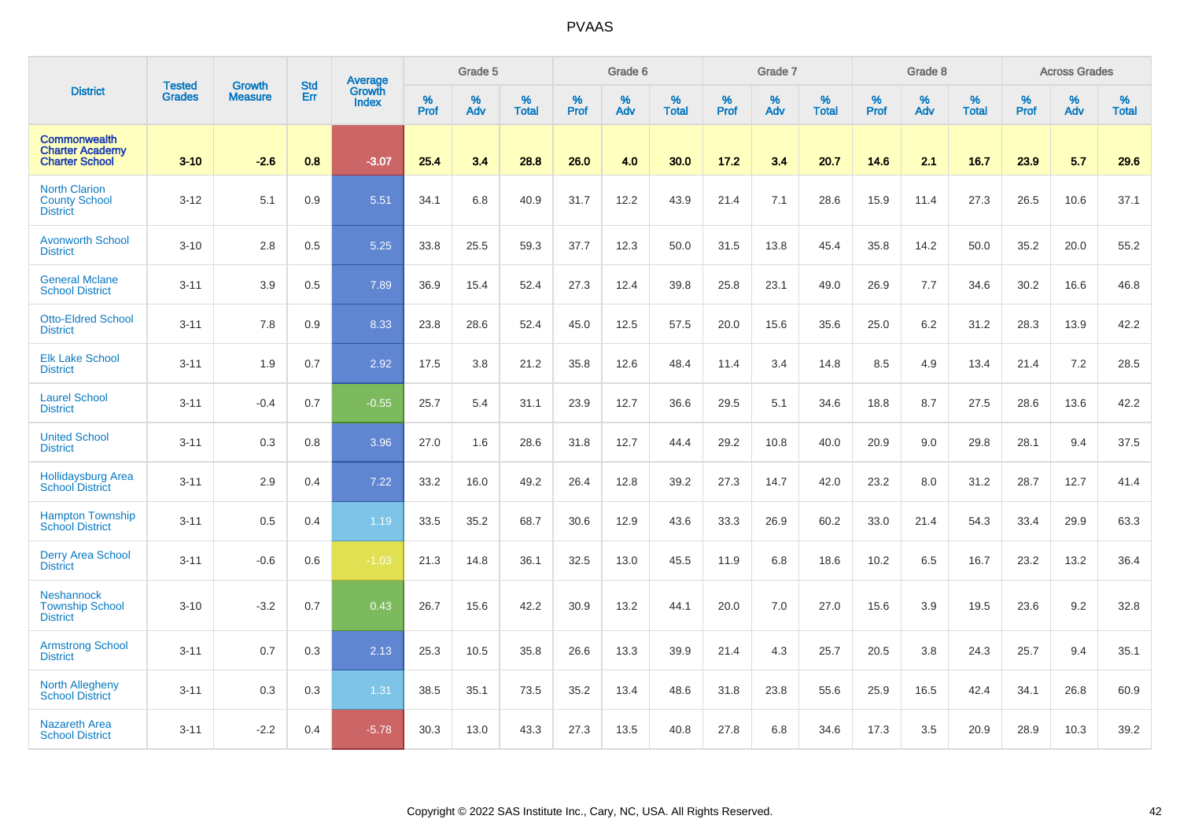# PVAAS

| District | Tested Grades | Growth Measure | Std Err | Average Growth Index | Grade 5 | | | Grade 6 | | | Grade 7 | | | Grade 8 | | | Across Grades | | |
|---|---|---|---|---|---|---|---|---|---|---|---|---|---|---|---|---|---|---|---|
| | | | | | % Prof | % Adv | % Total | % Prof | % Adv | % Total | % Prof | % Adv | % Total | % Prof | % Adv | % Total | % Prof | % Adv | % Total |
| **Commonwealth Charter Academy Charter School** | **3-10** | **-2.6** | **0.8** | **-3.07** | **25.4** | **3.4** | **28.8** | **26.0** | **4.0** | **30.0** | **17.2** | **3.4** | **20.7** | **14.6** | **2.1** | **16.7** | **23.9** | **5.7** | **29.6** |
| North Clarion County School District | 3-12 | 5.1 | 0.9 | 5.51 | 34.1 | 6.8 | 40.9 | 31.7 | 12.2 | 43.9 | 21.4 | 7.1 | 28.6 | 15.9 | 11.4 | 27.3 | 26.5 | 10.6 | 37.1 |
| Avonworth School District | 3-10 | 2.8 | 0.5 | 5.25 | 33.8 | 25.5 | 59.3 | 37.7 | 12.3 | 50.0 | 31.5 | 13.8 | 45.4 | 35.8 | 14.2 | 50.0 | 35.2 | 20.0 | 55.2 |
| General Mclane School District | 3-11 | 3.9 | 0.5 | 7.89 | 36.9 | 15.4 | 52.4 | 27.3 | 12.4 | 39.8 | 25.8 | 23.1 | 49.0 | 26.9 | 7.7 | 34.6 | 30.2 | 16.6 | 46.8 |
| Otto-Eldred School District | 3-11 | 7.8 | 0.9 | 8.33 | 23.8 | 28.6 | 52.4 | 45.0 | 12.5 | 57.5 | 20.0 | 15.6 | 35.6 | 25.0 | 6.2 | 31.2 | 28.3 | 13.9 | 42.2 |
| Elk Lake School District | 3-11 | 1.9 | 0.7 | 2.92 | 17.5 | 3.8 | 21.2 | 35.8 | 12.6 | 48.4 | 11.4 | 3.4 | 14.8 | 8.5 | 4.9 | 13.4 | 21.4 | 7.2 | 28.5 |
| Laurel School District | 3-11 | -0.4 | 0.7 | -0.55 | 25.7 | 5.4 | 31.1 | 23.9 | 12.7 | 36.6 | 29.5 | 5.1 | 34.6 | 18.8 | 8.7 | 27.5 | 28.6 | 13.6 | 42.2 |
| United School District | 3-11 | 0.3 | 0.8 | 3.96 | 27.0 | 1.6 | 28.6 | 31.8 | 12.7 | 44.4 | 29.2 | 10.8 | 40.0 | 20.9 | 9.0 | 29.8 | 28.1 | 9.4 | 37.5 |
| Hollidaysburg Area School District | 3-11 | 2.9 | 0.4 | 7.22 | 33.2 | 16.0 | 49.2 | 26.4 | 12.8 | 39.2 | 27.3 | 14.7 | 42.0 | 23.2 | 8.0 | 31.2 | 28.7 | 12.7 | 41.4 |
| Hampton Township School District | 3-11 | 0.5 | 0.4 | 1.19 | 33.5 | 35.2 | 68.7 | 30.6 | 12.9 | 43.6 | 33.3 | 26.9 | 60.2 | 33.0 | 21.4 | 54.3 | 33.4 | 29.9 | 63.3 |
| Derry Area School District | 3-11 | -0.6 | 0.6 | -1.03 | 21.3 | 14.8 | 36.1 | 32.5 | 13.0 | 45.5 | 11.9 | 6.8 | 18.6 | 10.2 | 6.5 | 16.7 | 23.2 | 13.2 | 36.4 |
| Neshannock Township School District | 3-10 | -3.2 | 0.7 | 0.43 | 26.7 | 15.6 | 42.2 | 30.9 | 13.2 | 44.1 | 20.0 | 7.0 | 27.0 | 15.6 | 3.9 | 19.5 | 23.6 | 9.2 | 32.8 |
| Armstrong School District | 3-11 | 0.7 | 0.3 | 2.13 | 25.3 | 10.5 | 35.8 | 26.6 | 13.3 | 39.9 | 21.4 | 4.3 | 25.7 | 20.5 | 3.8 | 24.3 | 25.7 | 9.4 | 35.1 |
| North Allegheny School District | 3-11 | 0.3 | 0.3 | 1.31 | 38.5 | 35.1 | 73.5 | 35.2 | 13.4 | 48.6 | 31.8 | 23.8 | 55.6 | 25.9 | 16.5 | 42.4 | 34.1 | 26.8 | 60.9 |
| Nazareth Area School District | 3-11 | -2.2 | 0.4 | -5.78 | 30.3 | 13.0 | 43.3 | 27.3 | 13.5 | 40.8 | 27.8 | 6.8 | 34.6 | 17.3 | 3.5 | 20.9 | 28.9 | 10.3 | 39.2 |

Copyright © 2022 SAS Institute Inc., Cary, NC, USA. All Rights Reserved.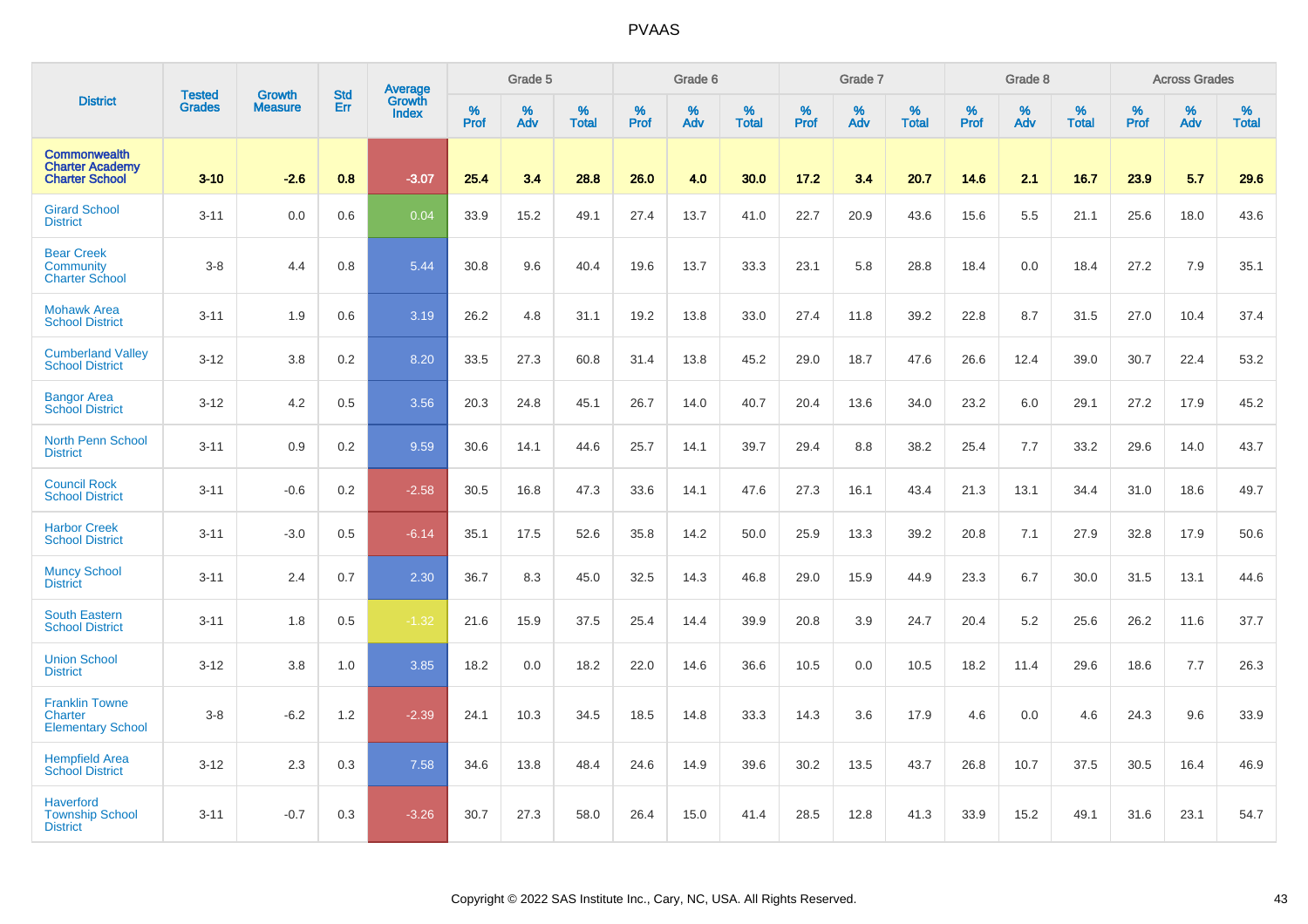# PVAAS

| District | Tested Grades | Growth Measure | Std Err | Average Growth Index | Grade 5 | | | Grade 6 | | | Grade 7 | | | Grade 8 | | | Across Grades | | |
|---|---|---|---|---|---|---|---|---|---|---|---|---|---|---|---|---|---|---|---|
| | | | | | % Prof | % Adv | % Total | % Prof | % Adv | % Total | % Prof | % Adv | % Total | % Prof | % Adv | % Total | % Prof | % Adv | % Total |
| **Commonwealth Charter Academy Charter School** | **3-10** | **-2.6** | **0.8** | **-3.07** | **25.4** | **3.4** | **28.8** | **26.0** | **4.0** | **30.0** | **17.2** | **3.4** | **20.7** | **14.6** | **2.1** | **16.7** | **23.9** | **5.7** | **29.6** |
| Girard School District | 3-11 | 0.0 | 0.6 | 0.04 | 33.9 | 15.2 | 49.1 | 27.4 | 13.7 | 41.0 | 22.7 | 20.9 | 43.6 | 15.6 | 5.5 | 21.1 | 25.6 | 18.0 | 43.6 |
| Bear Creek Community Charter School | 3-8 | 4.4 | 0.8 | 5.44 | 30.8 | 9.6 | 40.4 | 19.6 | 13.7 | 33.3 | 23.1 | 5.8 | 28.8 | 18.4 | 0.0 | 18.4 | 27.2 | 7.9 | 35.1 |
| Mohawk Area School District | 3-11 | 1.9 | 0.6 | 3.19 | 26.2 | 4.8 | 31.1 | 19.2 | 13.8 | 33.0 | 27.4 | 11.8 | 39.2 | 22.8 | 8.7 | 31.5 | 27.0 | 10.4 | 37.4 |
| Cumberland Valley School District | 3-12 | 3.8 | 0.2 | 8.20 | 33.5 | 27.3 | 60.8 | 31.4 | 13.8 | 45.2 | 29.0 | 18.7 | 47.6 | 26.6 | 12.4 | 39.0 | 30.7 | 22.4 | 53.2 |
| Bangor Area School District | 3-12 | 4.2 | 0.5 | 3.56 | 20.3 | 24.8 | 45.1 | 26.7 | 14.0 | 40.7 | 20.4 | 13.6 | 34.0 | 23.2 | 6.0 | 29.1 | 27.2 | 17.9 | 45.2 |
| North Penn School District | 3-11 | 0.9 | 0.2 | 9.59 | 30.6 | 14.1 | 44.6 | 25.7 | 14.1 | 39.7 | 29.4 | 8.8 | 38.2 | 25.4 | 7.7 | 33.2 | 29.6 | 14.0 | 43.7 |
| Council Rock School District | 3-11 | -0.6 | 0.2 | -2.58 | 30.5 | 16.8 | 47.3 | 33.6 | 14.1 | 47.6 | 27.3 | 16.1 | 43.4 | 21.3 | 13.1 | 34.4 | 31.0 | 18.6 | 49.7 |
| Harbor Creek School District | 3-11 | -3.0 | 0.5 | -6.14 | 35.1 | 17.5 | 52.6 | 35.8 | 14.2 | 50.0 | 25.9 | 13.3 | 39.2 | 20.8 | 7.1 | 27.9 | 32.8 | 17.9 | 50.6 |
| Muncy School District | 3-11 | 2.4 | 0.7 | 2.30 | 36.7 | 8.3 | 45.0 | 32.5 | 14.3 | 46.8 | 29.0 | 15.9 | 44.9 | 23.3 | 6.7 | 30.0 | 31.5 | 13.1 | 44.6 |
| South Eastern School District | 3-11 | 1.8 | 0.5 | -1.32 | 21.6 | 15.9 | 37.5 | 25.4 | 14.4 | 39.9 | 20.8 | 3.9 | 24.7 | 20.4 | 5.2 | 25.6 | 26.2 | 11.6 | 37.7 |
| Union School District | 3-12 | 3.8 | 1.0 | 3.85 | 18.2 | 0.0 | 18.2 | 22.0 | 14.6 | 36.6 | 10.5 | 0.0 | 10.5 | 18.2 | 11.4 | 29.6 | 18.6 | 7.7 | 26.3 |
| Franklin Towne Charter Elementary School | 3-8 | -6.2 | 1.2 | -2.39 | 24.1 | 10.3 | 34.5 | 18.5 | 14.8 | 33.3 | 14.3 | 3.6 | 17.9 | 4.6 | 0.0 | 4.6 | 24.3 | 9.6 | 33.9 |
| Hempfield Area School District | 3-12 | 2.3 | 0.3 | 7.58 | 34.6 | 13.8 | 48.4 | 24.6 | 14.9 | 39.6 | 30.2 | 13.5 | 43.7 | 26.8 | 10.7 | 37.5 | 30.5 | 16.4 | 46.9 |
| Haverford Township School District | 3-11 | -0.7 | 0.3 | -3.26 | 30.7 | 27.3 | 58.0 | 26.4 | 15.0 | 41.4 | 28.5 | 12.8 | 41.3 | 33.9 | 15.2 | 49.1 | 31.6 | 23.1 | 54.7 |

Copyright © 2022 SAS Institute Inc., Cary, NC, USA. All Rights Reserved.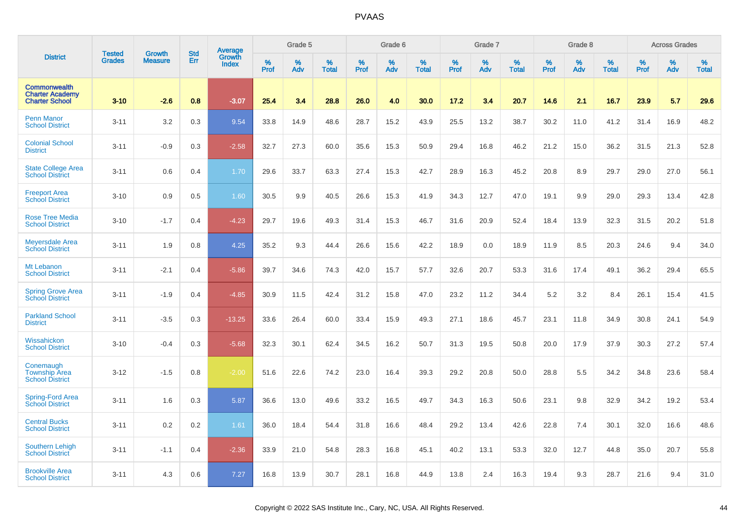| District | Tested Grades | Growth Measure | Std Err | Average Growth Index | Grade 5 | | | Grade 6 | | | Grade 7 | | | Grade 8 | | | Across Grades | | |
|---|---|---|---|---|---|---|---|---|---|---|---|---|---|---|---|---|---|---|---|
| | | | | | % Prof | % Adv | % Total | % Prof | % Adv | % Total | % Prof | % Adv | % Total | % Prof | % Adv | % Total | % Prof | % Adv | % Total |
| **Commonwealth Charter Academy Charter School** | **3-10** | **-2.6** | **0.8** | **-3.07** | **25.4** | **3.4** | **28.8** | **26.0** | **4.0** | **30.0** | **17.2** | **3.4** | **20.7** | **14.6** | **2.1** | **16.7** | **23.9** | **5.7** | **29.6** |
| Penn Manor School District | 3-11 | 3.2 | 0.3 | 9.54 | 33.8 | 14.9 | 48.6 | 28.7 | 15.2 | 43.9 | 25.5 | 13.2 | 38.7 | 30.2 | 11.0 | 41.2 | 31.4 | 16.9 | 48.2 |
| Colonial School District | 3-11 | -0.9 | 0.3 | -2.58 | 32.7 | 27.3 | 60.0 | 35.6 | 15.3 | 50.9 | 29.4 | 16.8 | 46.2 | 21.2 | 15.0 | 36.2 | 31.5 | 21.3 | 52.8 |
| State College Area School District | 3-11 | 0.6 | 0.4 | 1.70 | 29.6 | 33.7 | 63.3 | 27.4 | 15.3 | 42.7 | 28.9 | 16.3 | 45.2 | 20.8 | 8.9 | 29.7 | 29.0 | 27.0 | 56.1 |
| Freeport Area School District | 3-10 | 0.9 | 0.5 | 1.60 | 30.5 | 9.9 | 40.5 | 26.6 | 15.3 | 41.9 | 34.3 | 12.7 | 47.0 | 19.1 | 9.9 | 29.0 | 29.3 | 13.4 | 42.8 |
| Rose Tree Media School District | 3-10 | -1.7 | 0.4 | -4.23 | 29.7 | 19.6 | 49.3 | 31.4 | 15.3 | 46.7 | 31.6 | 20.9 | 52.4 | 18.4 | 13.9 | 32.3 | 31.5 | 20.2 | 51.8 |
| Meyersdale Area School District | 3-11 | 1.9 | 0.8 | 4.25 | 35.2 | 9.3 | 44.4 | 26.6 | 15.6 | 42.2 | 18.9 | 0.0 | 18.9 | 11.9 | 8.5 | 20.3 | 24.6 | 9.4 | 34.0 |
| Mt Lebanon School District | 3-11 | -2.1 | 0.4 | -5.86 | 39.7 | 34.6 | 74.3 | 42.0 | 15.7 | 57.7 | 32.6 | 20.7 | 53.3 | 31.6 | 17.4 | 49.1 | 36.2 | 29.4 | 65.5 |
| Spring Grove Area School District | 3-11 | -1.9 | 0.4 | -4.85 | 30.9 | 11.5 | 42.4 | 31.2 | 15.8 | 47.0 | 23.2 | 11.2 | 34.4 | 5.2 | 3.2 | 8.4 | 26.1 | 15.4 | 41.5 |
| Parkland School District | 3-11 | -3.5 | 0.3 | -13.25 | 33.6 | 26.4 | 60.0 | 33.4 | 15.9 | 49.3 | 27.1 | 18.6 | 45.7 | 23.1 | 11.8 | 34.9 | 30.8 | 24.1 | 54.9 |
| Wissahickon School District | 3-10 | -0.4 | 0.3 | -5.68 | 32.3 | 30.1 | 62.4 | 34.5 | 16.2 | 50.7 | 31.3 | 19.5 | 50.8 | 20.0 | 17.9 | 37.9 | 30.3 | 27.2 | 57.4 |
| Conemaugh Township Area School District | 3-12 | -1.5 | 0.8 | -2.00 | 51.6 | 22.6 | 74.2 | 23.0 | 16.4 | 39.3 | 29.2 | 20.8 | 50.0 | 28.8 | 5.5 | 34.2 | 34.8 | 23.6 | 58.4 |
| Spring-Ford Area School District | 3-11 | 1.6 | 0.3 | 5.87 | 36.6 | 13.0 | 49.6 | 33.2 | 16.5 | 49.7 | 34.3 | 16.3 | 50.6 | 23.1 | 9.8 | 32.9 | 34.2 | 19.2 | 53.4 |
| Central Bucks School District | 3-11 | 0.2 | 0.2 | 1.61 | 36.0 | 18.4 | 54.4 | 31.8 | 16.6 | 48.4 | 29.2 | 13.4 | 42.6 | 22.8 | 7.4 | 30.1 | 32.0 | 16.6 | 48.6 |
| Southern Lehigh School District | 3-11 | -1.1 | 0.4 | -2.36 | 33.9 | 21.0 | 54.8 | 28.3 | 16.8 | 45.1 | 40.2 | 13.1 | 53.3 | 32.0 | 12.7 | 44.8 | 35.0 | 20.7 | 55.8 |
| Brookville Area School District | 3-11 | 4.3 | 0.6 | 7.27 | 16.8 | 13.9 | 30.7 | 28.1 | 16.8 | 44.9 | 13.8 | 2.4 | 16.3 | 19.4 | 9.3 | 28.7 | 21.6 | 9.4 | 31.0 |

Copyright © 2022 SAS Institute Inc., Cary, NC, USA. All Rights Reserved.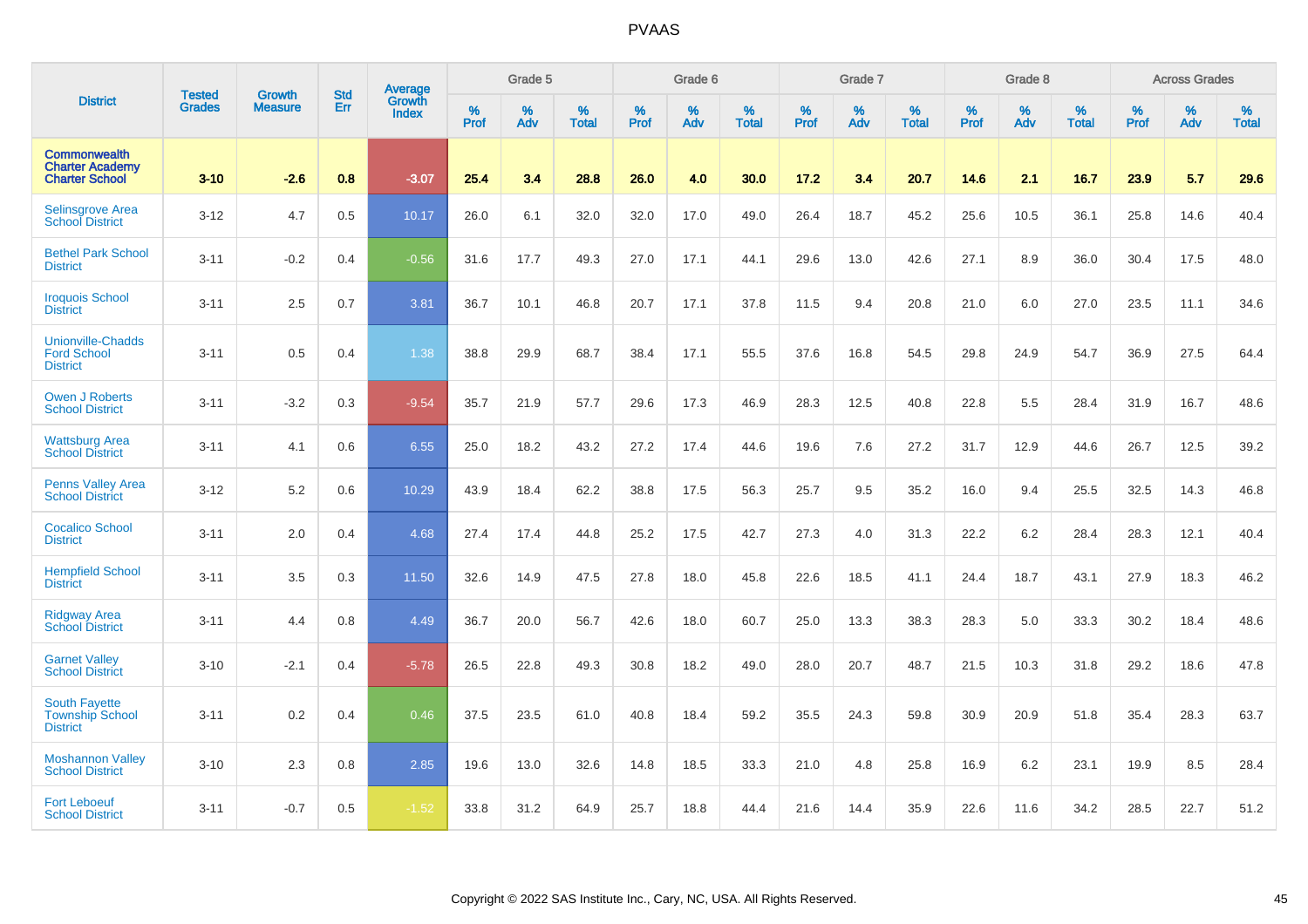# PVAAS

| District | Tested Grades | Growth Measure | Std Err | Average Growth Index | Grade 5 | | | Grade 6 | | | Grade 7 | | | Grade 8 | | | Across Grades | | |
|---|---|---|---|---|---|---|---|---|---|---|---|---|---|---|---|---|---|---|---|
| | | | | | % Prof | % Adv | % Total | % Prof | % Adv | % Total | % Prof | % Adv | % Total | % Prof | % Adv | % Total | % Prof | % Adv | % Total |
| **Commonwealth Charter Academy Charter School** | **3-10** | **-2.6** | **0.8** | **-3.07** | **25.4** | **3.4** | **28.8** | **26.0** | **4.0** | **30.0** | **17.2** | **3.4** | **20.7** | **14.6** | **2.1** | **16.7** | **23.9** | **5.7** | **29.6** |
| Selinsgrove Area School District | 3-12 | 4.7 | 0.5 | 10.17 | 26.0 | 6.1 | 32.0 | 32.0 | 17.0 | 49.0 | 26.4 | 18.7 | 45.2 | 25.6 | 10.5 | 36.1 | 25.8 | 14.6 | 40.4 |
| Bethel Park School District | 3-11 | -0.2 | 0.4 | -0.56 | 31.6 | 17.7 | 49.3 | 27.0 | 17.1 | 44.1 | 29.6 | 13.0 | 42.6 | 27.1 | 8.9 | 36.0 | 30.4 | 17.5 | 48.0 |
| Iroquois School District | 3-11 | 2.5 | 0.7 | 3.81 | 36.7 | 10.1 | 46.8 | 20.7 | 17.1 | 37.8 | 11.5 | 9.4 | 20.8 | 21.0 | 6.0 | 27.0 | 23.5 | 11.1 | 34.6 |
| Unionville-Chadds Ford School District | 3-11 | 0.5 | 0.4 | 1.38 | 38.8 | 29.9 | 68.7 | 38.4 | 17.1 | 55.5 | 37.6 | 16.8 | 54.5 | 29.8 | 24.9 | 54.7 | 36.9 | 27.5 | 64.4 |
| Owen J Roberts School District | 3-11 | -3.2 | 0.3 | -9.54 | 35.7 | 21.9 | 57.7 | 29.6 | 17.3 | 46.9 | 28.3 | 12.5 | 40.8 | 22.8 | 5.5 | 28.4 | 31.9 | 16.7 | 48.6 |
| Wattsburg Area School District | 3-11 | 4.1 | 0.6 | 6.55 | 25.0 | 18.2 | 43.2 | 27.2 | 17.4 | 44.6 | 19.6 | 7.6 | 27.2 | 31.7 | 12.9 | 44.6 | 26.7 | 12.5 | 39.2 |
| Penns Valley Area School District | 3-12 | 5.2 | 0.6 | 10.29 | 43.9 | 18.4 | 62.2 | 38.8 | 17.5 | 56.3 | 25.7 | 9.5 | 35.2 | 16.0 | 9.4 | 25.5 | 32.5 | 14.3 | 46.8 |
| Cocalico School District | 3-11 | 2.0 | 0.4 | 4.68 | 27.4 | 17.4 | 44.8 | 25.2 | 17.5 | 42.7 | 27.3 | 4.0 | 31.3 | 22.2 | 6.2 | 28.4 | 28.3 | 12.1 | 40.4 |
| Hempfield School District | 3-11 | 3.5 | 0.3 | 11.50 | 32.6 | 14.9 | 47.5 | 27.8 | 18.0 | 45.8 | 22.6 | 18.5 | 41.1 | 24.4 | 18.7 | 43.1 | 27.9 | 18.3 | 46.2 |
| Ridgway Area School District | 3-11 | 4.4 | 0.8 | 4.49 | 36.7 | 20.0 | 56.7 | 42.6 | 18.0 | 60.7 | 25.0 | 13.3 | 38.3 | 28.3 | 5.0 | 33.3 | 30.2 | 18.4 | 48.6 |
| Garnet Valley School District | 3-10 | -2.1 | 0.4 | -5.78 | 26.5 | 22.8 | 49.3 | 30.8 | 18.2 | 49.0 | 28.0 | 20.7 | 48.7 | 21.5 | 10.3 | 31.8 | 29.2 | 18.6 | 47.8 |
| South Fayette Township School District | 3-11 | 0.2 | 0.4 | 0.46 | 37.5 | 23.5 | 61.0 | 40.8 | 18.4 | 59.2 | 35.5 | 24.3 | 59.8 | 30.9 | 20.9 | 51.8 | 35.4 | 28.3 | 63.7 |
| Moshannon Valley School District | 3-10 | 2.3 | 0.8 | 2.85 | 19.6 | 13.0 | 32.6 | 14.8 | 18.5 | 33.3 | 21.0 | 4.8 | 25.8 | 16.9 | 6.2 | 23.1 | 19.9 | 8.5 | 28.4 |
| Fort Leboeuf School District | 3-11 | -0.7 | 0.5 | -1.52 | 33.8 | 31.2 | 64.9 | 25.7 | 18.8 | 44.4 | 21.6 | 14.4 | 35.9 | 22.6 | 11.6 | 34.2 | 28.5 | 22.7 | 51.2 |

Copyright © 2022 SAS Institute Inc., Cary, NC, USA. All Rights Reserved.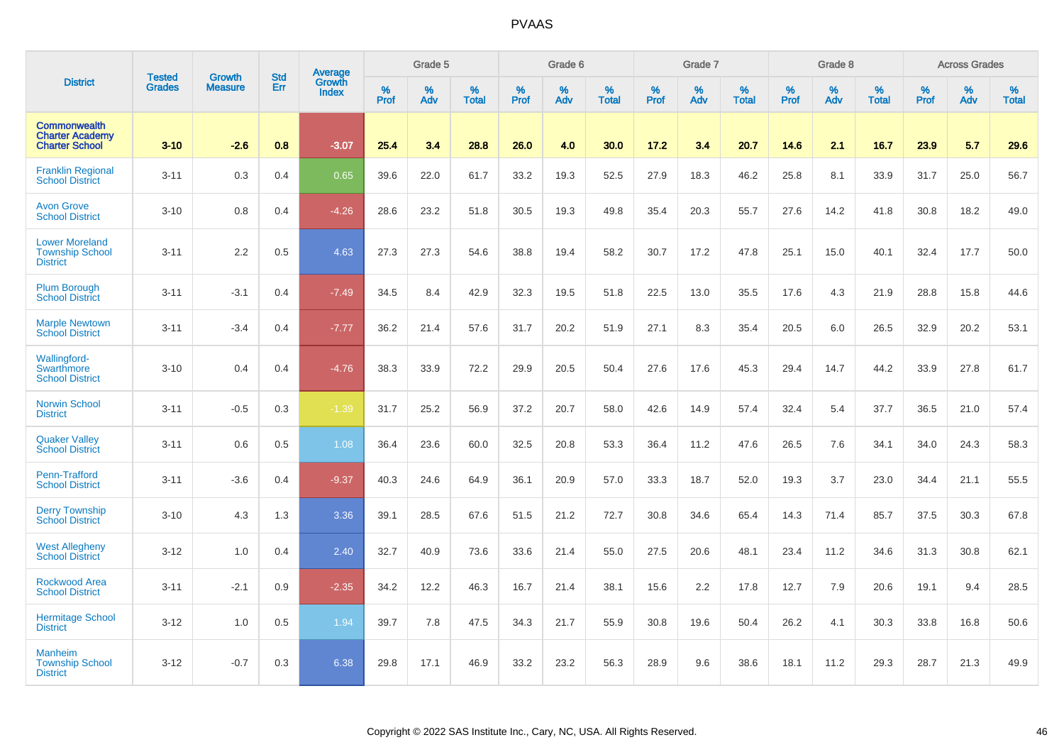# PVAAS

| District | Tested Grades | Growth Measure | Std Err | Average Growth Index | Grade 5 | | | Grade 6 | | | Grade 7 | | | Grade 8 | | | Across Grades | | |
|---|---|---|---|---|---|---|---|---|---|---|---|---|---|---|---|---|---|---|---|
| | | | | | % Prof | % Adv | % Total | % Prof | % Adv | % Total | % Prof | % Adv | % Total | % Prof | % Adv | % Total | % Prof | % Adv | % Total |
| **Commonwealth Charter Academy Charter School** | **3-10** | **-2.6** | **0.8** | **-3.07** | **25.4** | **3.4** | **28.8** | **26.0** | **4.0** | **30.0** | **17.2** | **3.4** | **20.7** | **14.6** | **2.1** | **16.7** | **23.9** | **5.7** | **29.6** |
| Franklin Regional School District | 3-11 | 0.3 | 0.4 | 0.65 | 39.6 | 22.0 | 61.7 | 33.2 | 19.3 | 52.5 | 27.9 | 18.3 | 46.2 | 25.8 | 8.1 | 33.9 | 31.7 | 25.0 | 56.7 |
| Avon Grove School District | 3-10 | 0.8 | 0.4 | -4.26 | 28.6 | 23.2 | 51.8 | 30.5 | 19.3 | 49.8 | 35.4 | 20.3 | 55.7 | 27.6 | 14.2 | 41.8 | 30.8 | 18.2 | 49.0 |
| Lower Moreland Township School District | 3-11 | 2.2 | 0.5 | 4.63 | 27.3 | 27.3 | 54.6 | 38.8 | 19.4 | 58.2 | 30.7 | 17.2 | 47.8 | 25.1 | 15.0 | 40.1 | 32.4 | 17.7 | 50.0 |
| Plum Borough School District | 3-11 | -3.1 | 0.4 | -7.49 | 34.5 | 8.4 | 42.9 | 32.3 | 19.5 | 51.8 | 22.5 | 13.0 | 35.5 | 17.6 | 4.3 | 21.9 | 28.8 | 15.8 | 44.6 |
| Marple Newtown School District | 3-11 | -3.4 | 0.4 | -7.77 | 36.2 | 21.4 | 57.6 | 31.7 | 20.2 | 51.9 | 27.1 | 8.3 | 35.4 | 20.5 | 6.0 | 26.5 | 32.9 | 20.2 | 53.1 |
| Wallingford-Swarthmore School District | 3-10 | 0.4 | 0.4 | -4.76 | 38.3 | 33.9 | 72.2 | 29.9 | 20.5 | 50.4 | 27.6 | 17.6 | 45.3 | 29.4 | 14.7 | 44.2 | 33.9 | 27.8 | 61.7 |
| Norwin School District | 3-11 | -0.5 | 0.3 | -1.39 | 31.7 | 25.2 | 56.9 | 37.2 | 20.7 | 58.0 | 42.6 | 14.9 | 57.4 | 32.4 | 5.4 | 37.7 | 36.5 | 21.0 | 57.4 |
| Quaker Valley School District | 3-11 | 0.6 | 0.5 | 1.08 | 36.4 | 23.6 | 60.0 | 32.5 | 20.8 | 53.3 | 36.4 | 11.2 | 47.6 | 26.5 | 7.6 | 34.1 | 34.0 | 24.3 | 58.3 |
| Penn-Trafford School District | 3-11 | -3.6 | 0.4 | -9.37 | 40.3 | 24.6 | 64.9 | 36.1 | 20.9 | 57.0 | 33.3 | 18.7 | 52.0 | 19.3 | 3.7 | 23.0 | 34.4 | 21.1 | 55.5 |
| Derry Township School District | 3-10 | 4.3 | 1.3 | 3.36 | 39.1 | 28.5 | 67.6 | 51.5 | 21.2 | 72.7 | 30.8 | 34.6 | 65.4 | 14.3 | 71.4 | 85.7 | 37.5 | 30.3 | 67.8 |
| West Allegheny School District | 3-12 | 1.0 | 0.4 | 2.40 | 32.7 | 40.9 | 73.6 | 33.6 | 21.4 | 55.0 | 27.5 | 20.6 | 48.1 | 23.4 | 11.2 | 34.6 | 31.3 | 30.8 | 62.1 |
| Rockwood Area School District | 3-11 | -2.1 | 0.9 | -2.35 | 34.2 | 12.2 | 46.3 | 16.7 | 21.4 | 38.1 | 15.6 | 2.2 | 17.8 | 12.7 | 7.9 | 20.6 | 19.1 | 9.4 | 28.5 |
| Hermitage School District | 3-12 | 1.0 | 0.5 | 1.94 | 39.7 | 7.8 | 47.5 | 34.3 | 21.7 | 55.9 | 30.8 | 19.6 | 50.4 | 26.2 | 4.1 | 30.3 | 33.8 | 16.8 | 50.6 |
| Manheim Township School District | 3-12 | -0.7 | 0.3 | 6.38 | 29.8 | 17.1 | 46.9 | 33.2 | 23.2 | 56.3 | 28.9 | 9.6 | 38.6 | 18.1 | 11.2 | 29.3 | 28.7 | 21.3 | 49.9 |

Copyright © 2022 SAS Institute Inc., Cary, NC, USA. All Rights Reserved.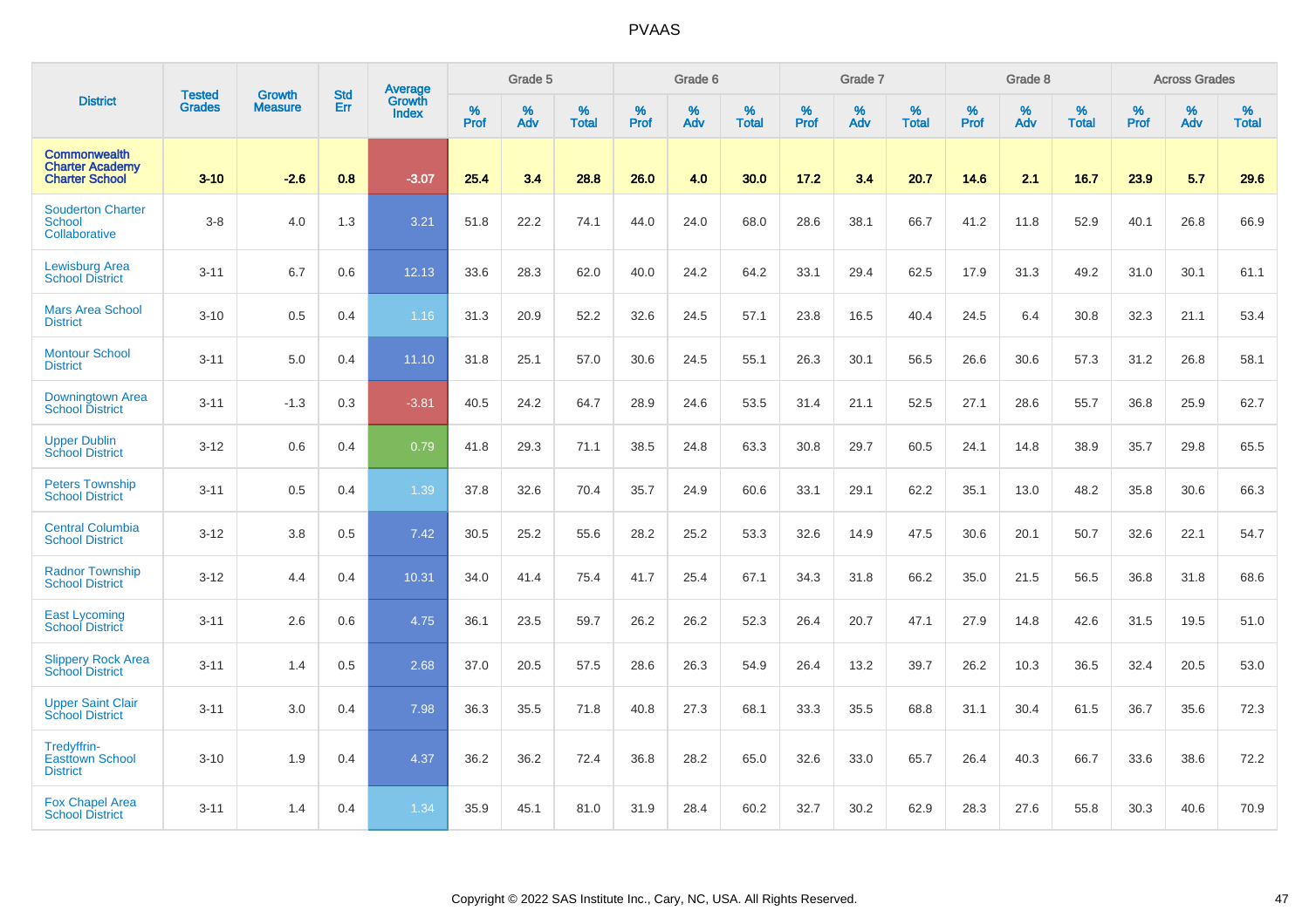# PVAAS

| District | Tested Grades | Growth Measure | Std Err | Average Growth Index | Grade 5 | | | Grade 6 | | | Grade 7 | | | Grade 8 | | | Across Grades | | |
|---|---|---|---|---|---|---|---|---|---|---|---|---|---|---|---|---|---|---|---|
| | | | | | % Prof | % Adv | % Total | % Prof | % Adv | % Total | % Prof | % Adv | % Total | % Prof | % Adv | % Total | % Prof | % Adv | % Total |
| **Commonwealth Charter Academy Charter School** | **3-10** | **-2.6** | **0.8** | **-3.07** | **25.4** | **3.4** | **28.8** | **26.0** | **4.0** | **30.0** | **17.2** | **3.4** | **20.7** | **14.6** | **2.1** | **16.7** | **23.9** | **5.7** | **29.6** |
| Souderton Charter School Collaborative | 3-8 | 4.0 | 1.3 | 3.21 | 51.8 | 22.2 | 74.1 | 44.0 | 24.0 | 68.0 | 28.6 | 38.1 | 66.7 | 41.2 | 11.8 | 52.9 | 40.1 | 26.8 | 66.9 |
| Lewisburg Area School District | 3-11 | 6.7 | 0.6 | 12.13 | 33.6 | 28.3 | 62.0 | 40.0 | 24.2 | 64.2 | 33.1 | 29.4 | 62.5 | 17.9 | 31.3 | 49.2 | 31.0 | 30.1 | 61.1 |
| Mars Area School District | 3-10 | 0.5 | 0.4 | 1.16 | 31.3 | 20.9 | 52.2 | 32.6 | 24.5 | 57.1 | 23.8 | 16.5 | 40.4 | 24.5 | 6.4 | 30.8 | 32.3 | 21.1 | 53.4 |
| Montour School District | 3-11 | 5.0 | 0.4 | 11.10 | 31.8 | 25.1 | 57.0 | 30.6 | 24.5 | 55.1 | 26.3 | 30.1 | 56.5 | 26.6 | 30.6 | 57.3 | 31.2 | 26.8 | 58.1 |
| Downingtown Area School District | 3-11 | -1.3 | 0.3 | -3.81 | 40.5 | 24.2 | 64.7 | 28.9 | 24.6 | 53.5 | 31.4 | 21.1 | 52.5 | 27.1 | 28.6 | 55.7 | 36.8 | 25.9 | 62.7 |
| Upper Dublin School District | 3-12 | 0.6 | 0.4 | 0.79 | 41.8 | 29.3 | 71.1 | 38.5 | 24.8 | 63.3 | 30.8 | 29.7 | 60.5 | 24.1 | 14.8 | 38.9 | 35.7 | 29.8 | 65.5 |
| Peters Township School District | 3-11 | 0.5 | 0.4 | 1.39 | 37.8 | 32.6 | 70.4 | 35.7 | 24.9 | 60.6 | 33.1 | 29.1 | 62.2 | 35.1 | 13.0 | 48.2 | 35.8 | 30.6 | 66.3 |
| Central Columbia School District | 3-12 | 3.8 | 0.5 | 7.42 | 30.5 | 25.2 | 55.6 | 28.2 | 25.2 | 53.3 | 32.6 | 14.9 | 47.5 | 30.6 | 20.1 | 50.7 | 32.6 | 22.1 | 54.7 |
| Radnor Township School District | 3-12 | 4.4 | 0.4 | 10.31 | 34.0 | 41.4 | 75.4 | 41.7 | 25.4 | 67.1 | 34.3 | 31.8 | 66.2 | 35.0 | 21.5 | 56.5 | 36.8 | 31.8 | 68.6 |
| East Lycoming School District | 3-11 | 2.6 | 0.6 | 4.75 | 36.1 | 23.5 | 59.7 | 26.2 | 26.2 | 52.3 | 26.4 | 20.7 | 47.1 | 27.9 | 14.8 | 42.6 | 31.5 | 19.5 | 51.0 |
| Slippery Rock Area School District | 3-11 | 1.4 | 0.5 | 2.68 | 37.0 | 20.5 | 57.5 | 28.6 | 26.3 | 54.9 | 26.4 | 13.2 | 39.7 | 26.2 | 10.3 | 36.5 | 32.4 | 20.5 | 53.0 |
| Upper Saint Clair School District | 3-11 | 3.0 | 0.4 | 7.98 | 36.3 | 35.5 | 71.8 | 40.8 | 27.3 | 68.1 | 33.3 | 35.5 | 68.8 | 31.1 | 30.4 | 61.5 | 36.7 | 35.6 | 72.3 |
| Tredyffrin-Easttown School District | 3-10 | 1.9 | 0.4 | 4.37 | 36.2 | 36.2 | 72.4 | 36.8 | 28.2 | 65.0 | 32.6 | 33.0 | 65.7 | 26.4 | 40.3 | 66.7 | 33.6 | 38.6 | 72.2 |
| Fox Chapel Area School District | 3-11 | 1.4 | 0.4 | 1.34 | 35.9 | 45.1 | 81.0 | 31.9 | 28.4 | 60.2 | 32.7 | 30.2 | 62.9 | 28.3 | 27.6 | 55.8 | 30.3 | 40.6 | 70.9 |

Copyright © 2022 SAS Institute Inc., Cary, NC, USA. All Rights Reserved.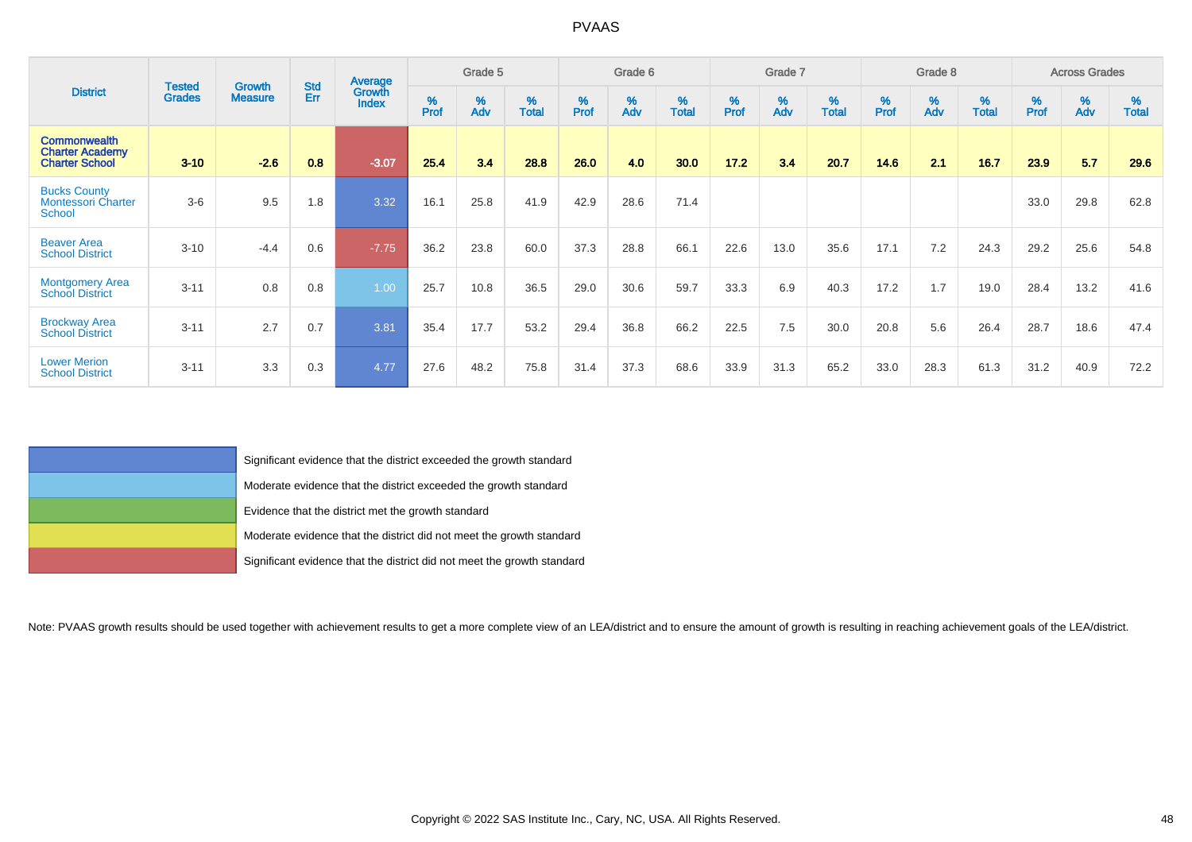# PVAAS

| District | Tested Grades | Growth Measure | Std Err | Average Growth Index | Grade 5 | | | Grade 6 | | | Grade 7 | | | Grade 8 | | | Across Grades | | |
|---|---|---|---|---|---|---|---|---|---|---|---|---|---|---|---|---|---|---|---|
| | | | | | % Prof | % Adv | % Total | % Prof | % Adv | % Total | % Prof | % Adv | % Total | % Prof | % Adv | % Total | % Prof | % Adv | % Total |
| **Commonwealth Charter Academy Charter School** | **3-10** | **-2.6** | **0.8** | **-3.07** | **25.4** | **3.4** | **28.8** | **26.0** | **4.0** | **30.0** | **17.2** | **3.4** | **20.7** | **14.6** | **2.1** | **16.7** | **23.9** | **5.7** | **29.6** |
| Bucks County Montessori Charter School | 3-6 | 9.5 | 1.8 | 3.32 | 16.1 | 25.8 | 41.9 | 42.9 | 28.6 | 71.4 | | | | | | | 33.0 | 29.8 | 62.8 |
| Beaver Area School District | 3-10 | -4.4 | 0.6 | -7.75 | 36.2 | 23.8 | 60.0 | 37.3 | 28.8 | 66.1 | 22.6 | 13.0 | 35.6 | 17.1 | 7.2 | 24.3 | 29.2 | 25.6 | 54.8 |
| Montgomery Area School District | 3-11 | 0.8 | 0.8 | 1.00 | 25.7 | 10.8 | 36.5 | 29.0 | 30.6 | 59.7 | 33.3 | 6.9 | 40.3 | 17.2 | 1.7 | 19.0 | 28.4 | 13.2 | 41.6 |
| Brockway Area School District | 3-11 | 2.7 | 0.7 | 3.81 | 35.4 | 17.7 | 53.2 | 29.4 | 36.8 | 66.2 | 22.5 | 7.5 | 30.0 | 20.8 | 5.6 | 26.4 | 28.7 | 18.6 | 47.4 |
| Lower Merion School District | 3-11 | 3.3 | 0.3 | 4.77 | 27.6 | 48.2 | 75.8 | 31.4 | 37.3 | 68.6 | 33.9 | 31.3 | 65.2 | 33.0 | 28.3 | 61.3 | 31.2 | 40.9 | 72.2 |

- Significant evidence that the district exceeded the growth standard
- Moderate evidence that the district exceeded the growth standard
- Evidence that the district met the growth standard
- Moderate evidence that the district did not meet the growth standard
- Significant evidence that the district did not meet the growth standard

Note: PVAAS growth results should be used together with achievement results to get a more complete view of an LEA/district and to ensure the amount of growth is resulting in reaching achievement goals of the LEA/district.

Copyright © 2022 SAS Institute Inc., Cary, NC, USA. All Rights Reserved.